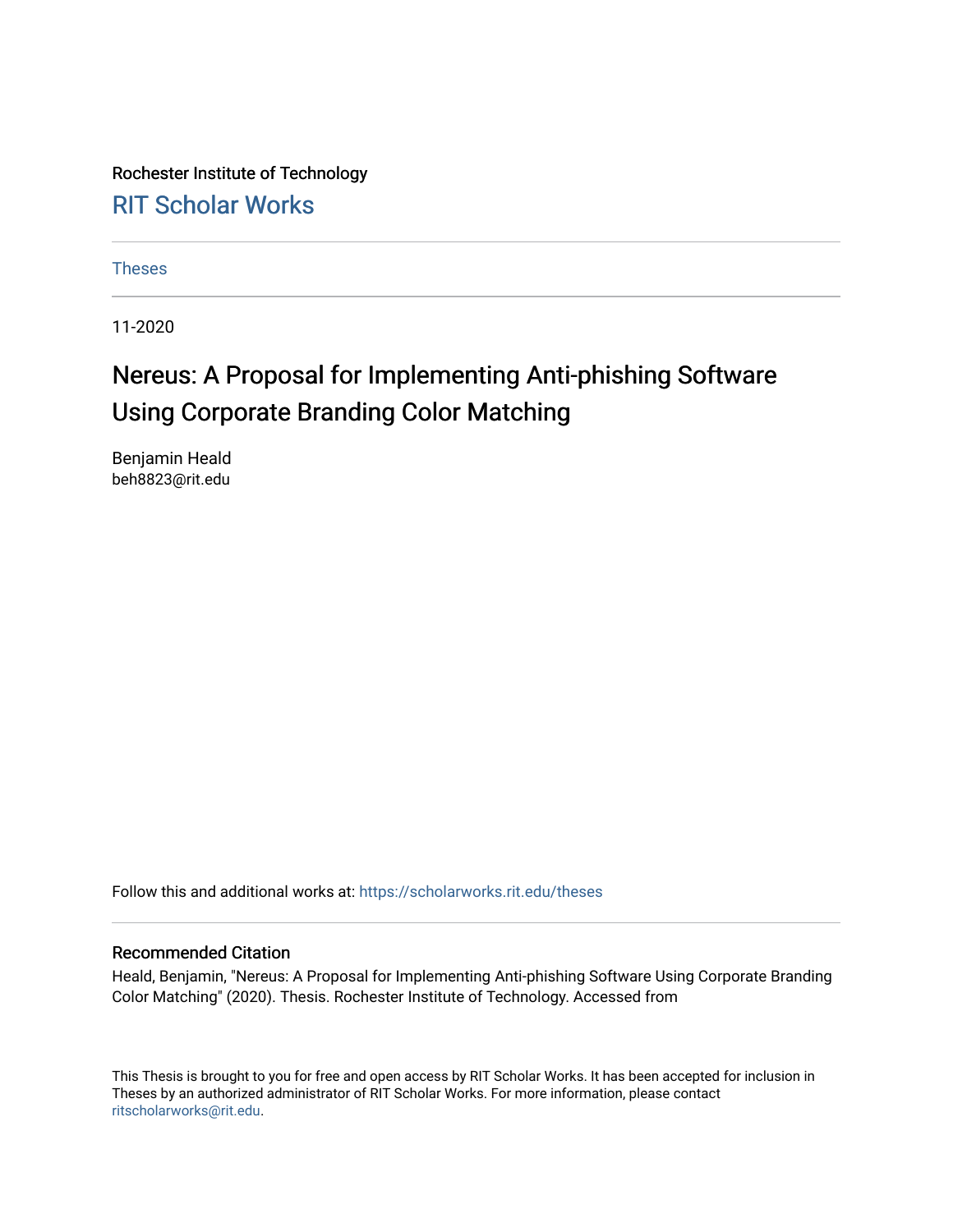Rochester Institute of Technology

RIT Scholar Works

Theses

11-2020

# Nereus: A Proposal for Implementing Anti-phishing Software Using Corporate Branding Color Matching

Benjamin Heald
beh8823@rit.edu

Follow this and additional works at: https://scholarworks.rit.edu/theses

## Recommended Citation

Heald, Benjamin, "Nereus: A Proposal for Implementing Anti-phishing Software Using Corporate Branding Color Matching" (2020). Thesis. Rochester Institute of Technology. Accessed from

This Thesis is brought to you for free and open access by RIT Scholar Works. It has been accepted for inclusion in Theses by an authorized administrator of RIT Scholar Works. For more information, please contact ritscholarworks@rit.edu.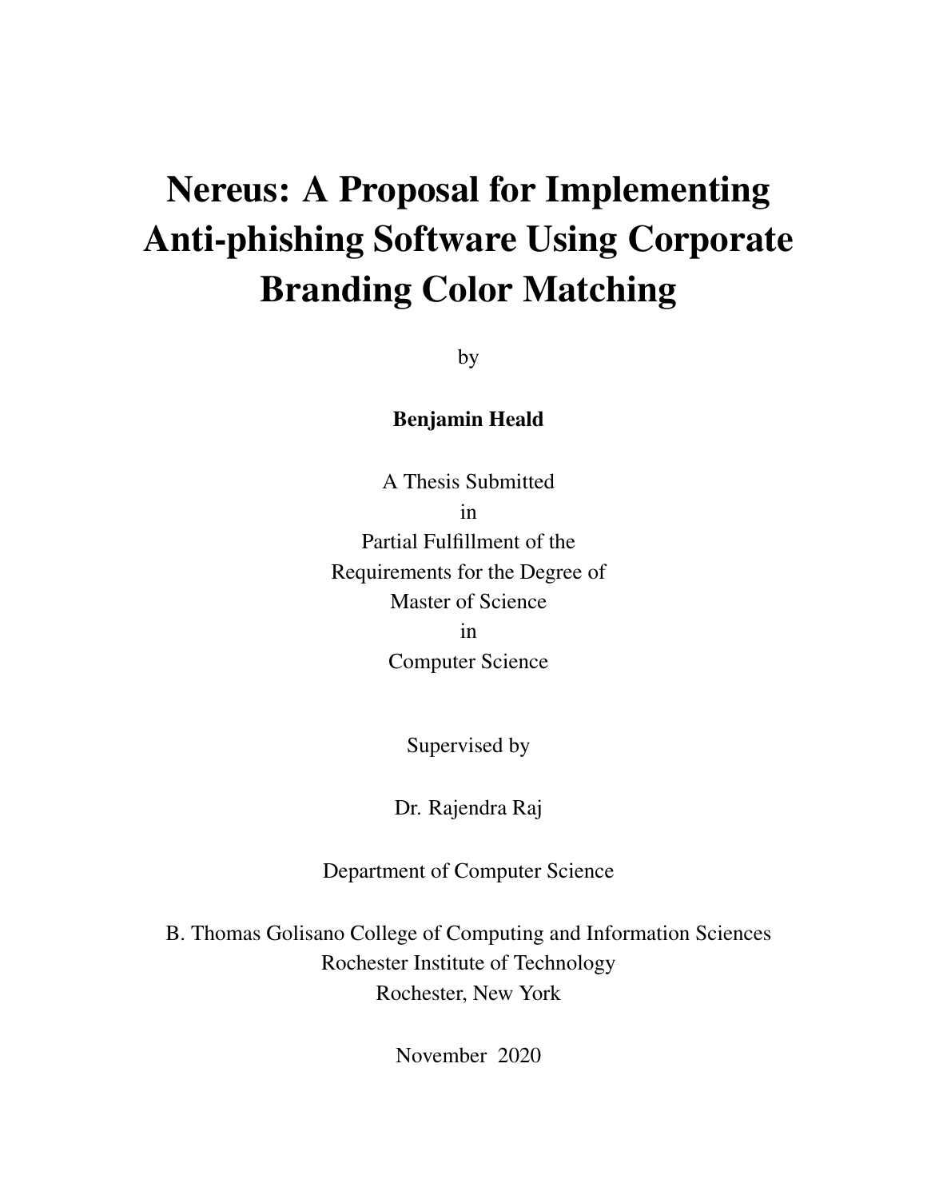# Nereus: A Proposal for Implementing Anti-phishing Software Using Corporate Branding Color Matching

by

**Benjamin Heald**

A Thesis Submitted
in
Partial Fulfillment of the
Requirements for the Degree of
Master of Science
in
Computer Science

Supervised by

Dr. Rajendra Raj

Department of Computer Science

B. Thomas Golisano College of Computing and Information Sciences
Rochester Institute of Technology
Rochester, New York

November 2020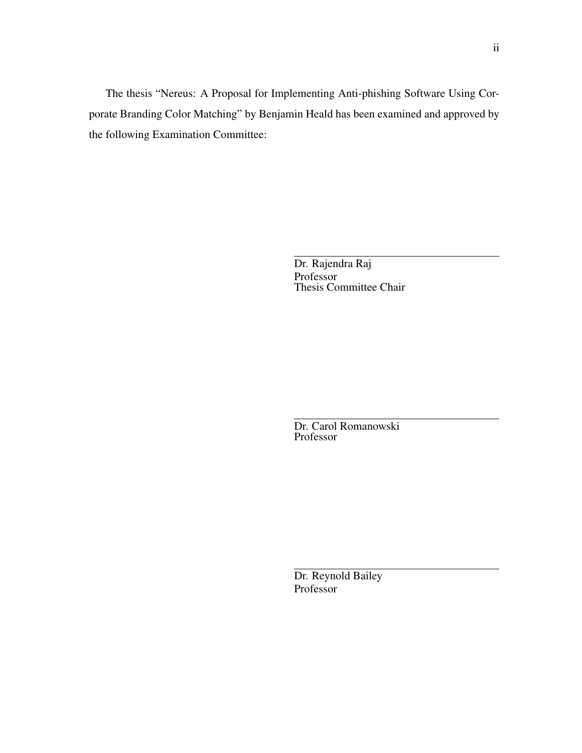The thesis "Nereus: A Proposal for Implementing Anti-phishing Software Using Corporate Branding Color Matching" by Benjamin Heald has been examined and approved by the following Examination Committee:

---

Dr. Rajendra Raj
Professor
Thesis Committee Chair

---

Dr. Carol Romanowski
Professor

---

Dr. Reynold Bailey
Professor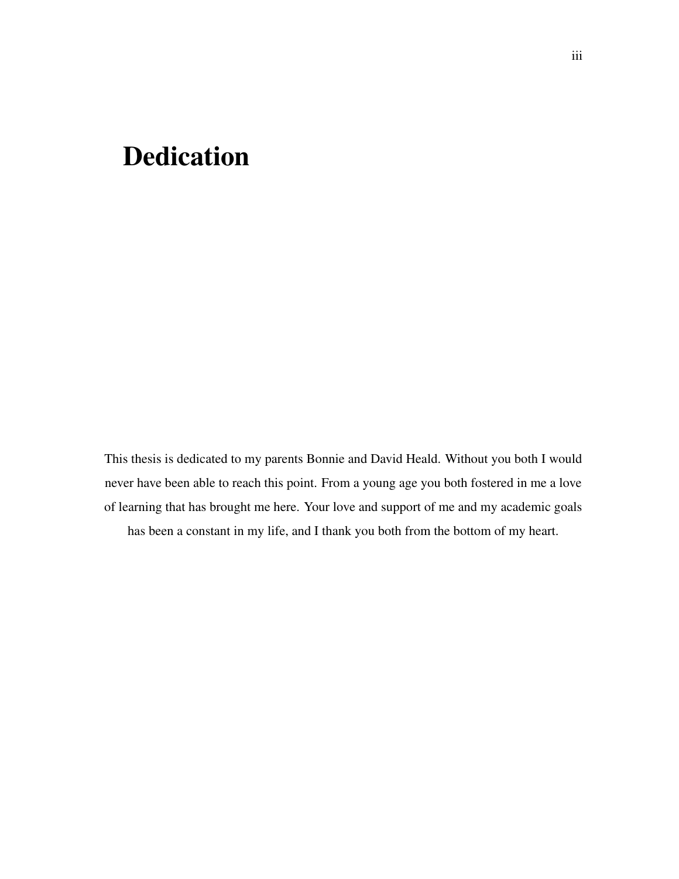# Dedication

This thesis is dedicated to my parents Bonnie and David Heald. Without you both I would never have been able to reach this point. From a young age you both fostered in me a love of learning that has brought me here. Your love and support of me and my academic goals has been a constant in my life, and I thank you both from the bottom of my heart.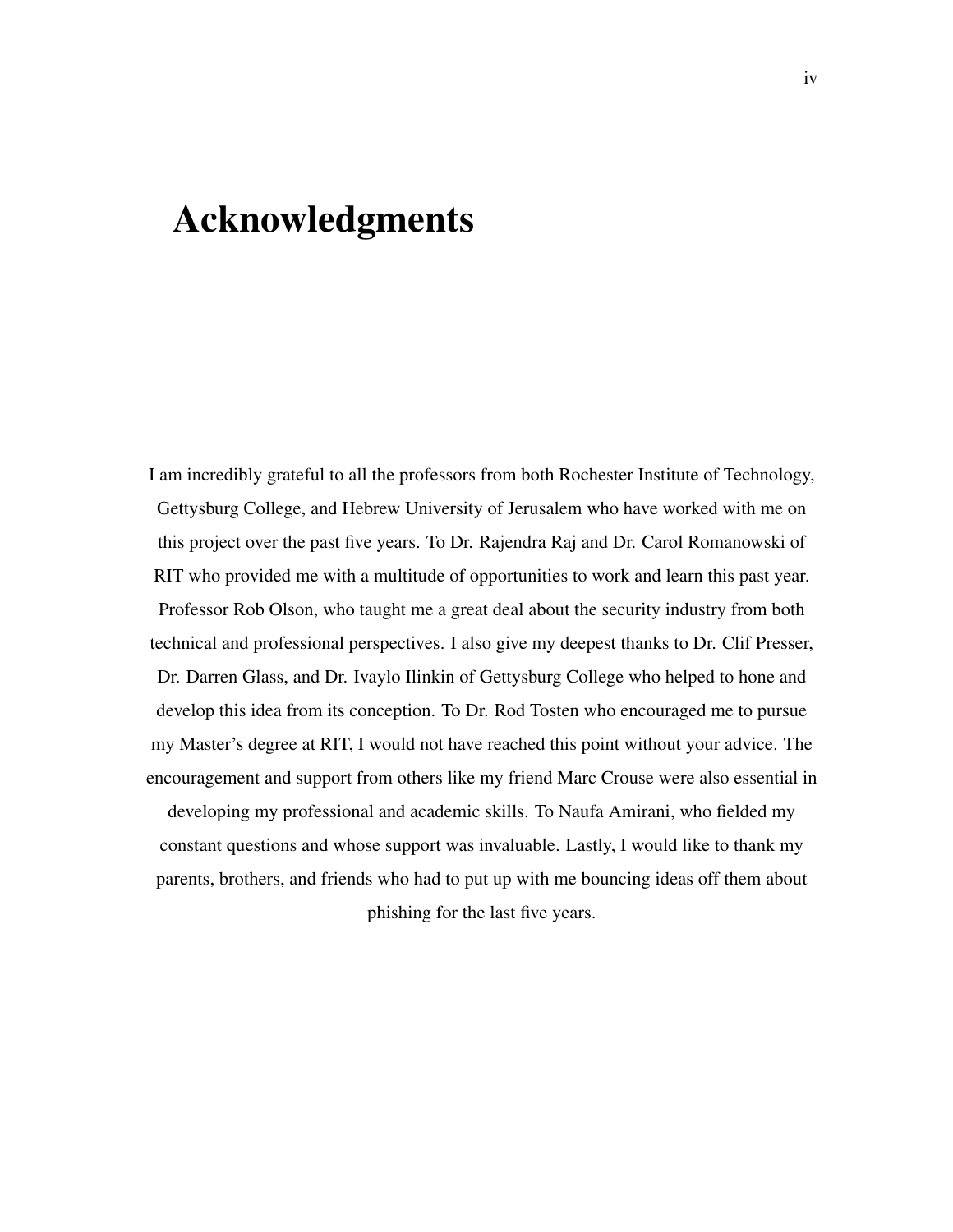# Acknowledgments

I am incredibly grateful to all the professors from both Rochester Institute of Technology, Gettysburg College, and Hebrew University of Jerusalem who have worked with me on this project over the past five years. To Dr. Rajendra Raj and Dr. Carol Romanowski of RIT who provided me with a multitude of opportunities to work and learn this past year. Professor Rob Olson, who taught me a great deal about the security industry from both technical and professional perspectives. I also give my deepest thanks to Dr. Clif Presser, Dr. Darren Glass, and Dr. Ivaylo Ilinkin of Gettysburg College who helped to hone and develop this idea from its conception. To Dr. Rod Tosten who encouraged me to pursue my Master's degree at RIT, I would not have reached this point without your advice. The encouragement and support from others like my friend Marc Crouse were also essential in developing my professional and academic skills. To Naufa Amirani, who fielded my constant questions and whose support was invaluable. Lastly, I would like to thank my parents, brothers, and friends who had to put up with me bouncing ideas off them about phishing for the last five years.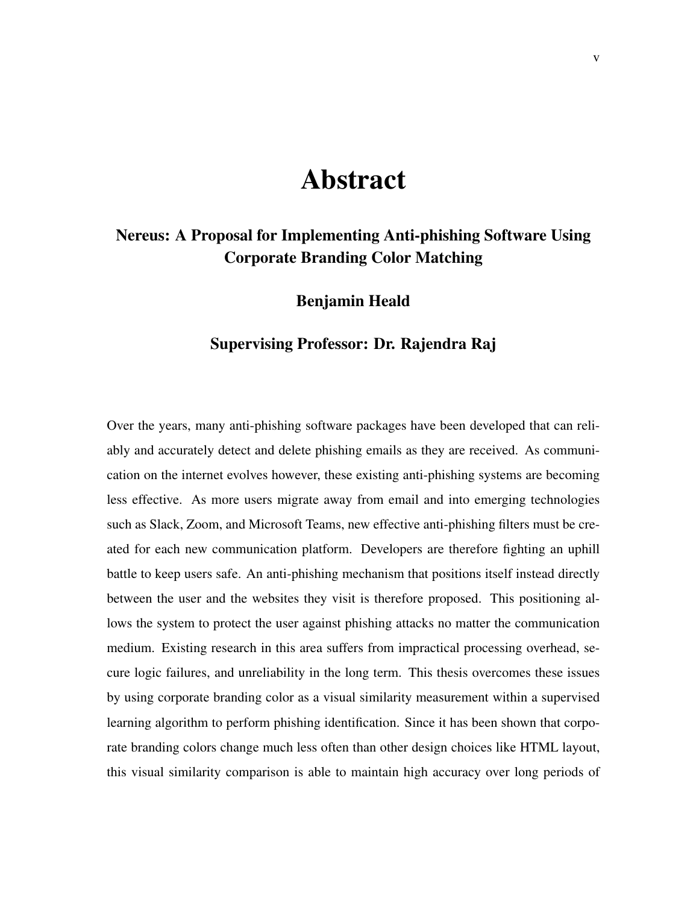# Abstract

## Nereus: A Proposal for Implementing Anti-phishing Software Using Corporate Branding Color Matching

### Benjamin Heald

### Supervising Professor: Dr. Rajendra Raj

Over the years, many anti-phishing software packages have been developed that can reliably and accurately detect and delete phishing emails as they are received. As communication on the internet evolves however, these existing anti-phishing systems are becoming less effective. As more users migrate away from email and into emerging technologies such as Slack, Zoom, and Microsoft Teams, new effective anti-phishing filters must be created for each new communication platform. Developers are therefore fighting an uphill battle to keep users safe. An anti-phishing mechanism that positions itself instead directly between the user and the websites they visit is therefore proposed. This positioning allows the system to protect the user against phishing attacks no matter the communication medium. Existing research in this area suffers from impractical processing overhead, secure logic failures, and unreliability in the long term. This thesis overcomes these issues by using corporate branding color as a visual similarity measurement within a supervised learning algorithm to perform phishing identification. Since it has been shown that corporate branding colors change much less often than other design choices like HTML layout, this visual similarity comparison is able to maintain high accuracy over long periods of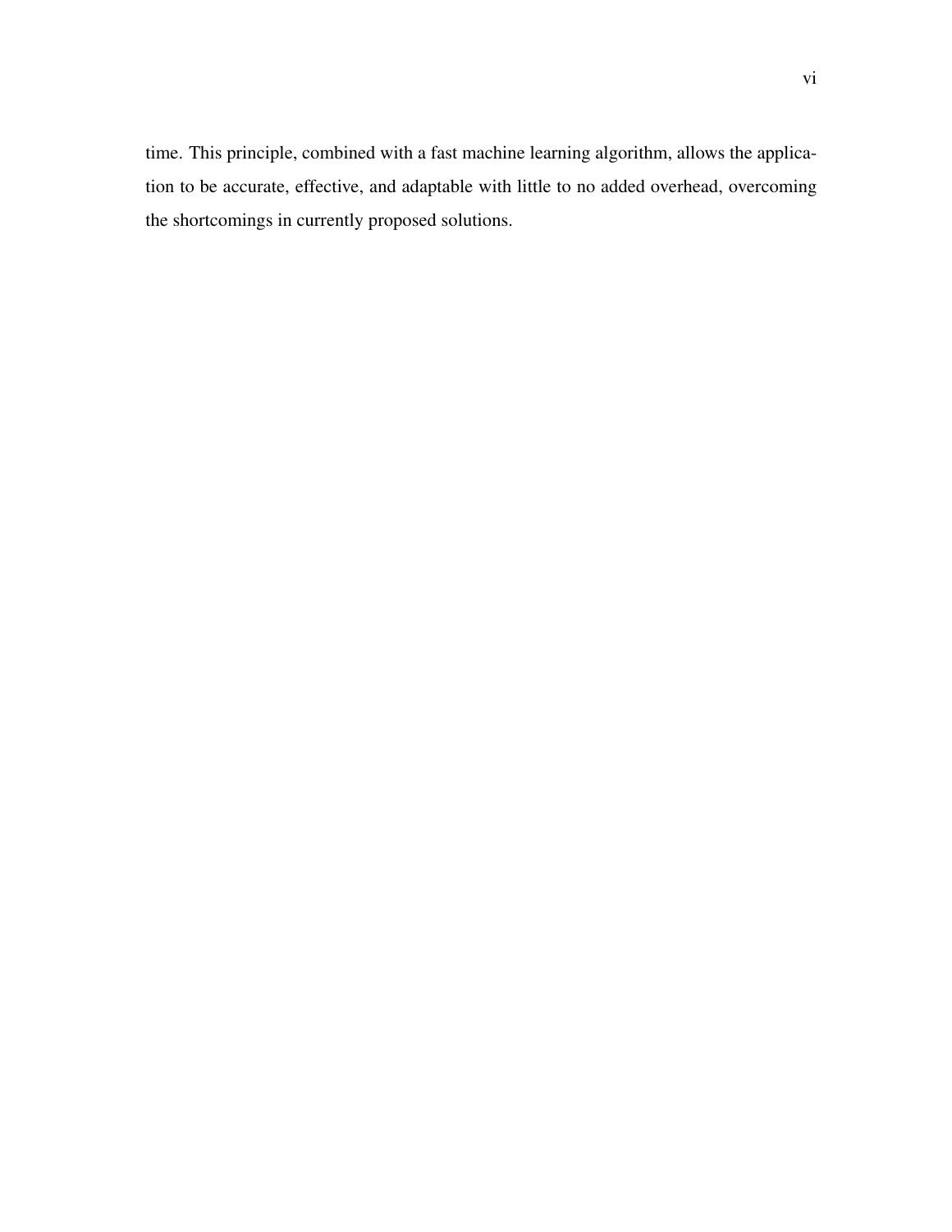time. This principle, combined with a fast machine learning algorithm, allows the application to be accurate, effective, and adaptable with little to no added overhead, overcoming the shortcomings in currently proposed solutions.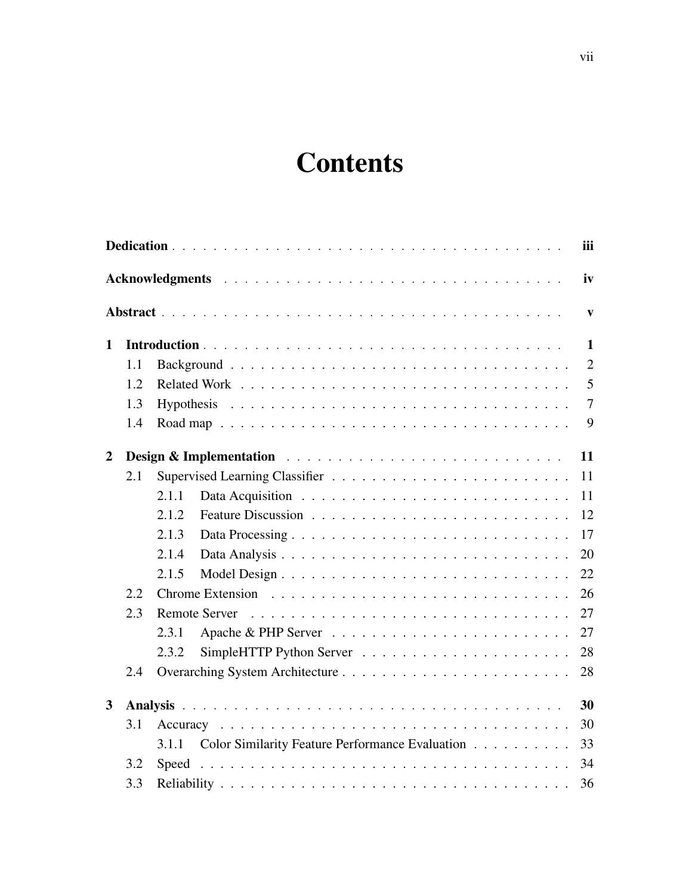# Contents

| | | |
|---|---|---|
| **Dedication** | | **iii** |
| **Acknowledgments** | | **iv** |
| **Abstract** | | **v** |
| **1** | **Introduction** | **1** |
| 1.1 | Background | 2 |
| 1.2 | Related Work | 5 |
| 1.3 | Hypothesis | 7 |
| 1.4 | Road map | 9 |
| **2** | **Design & Implementation** | **11** |
| 2.1 | Supervised Learning Classifier | 11 |
| 2.1.1 | Data Acquisition | 11 |
| 2.1.2 | Feature Discussion | 12 |
| 2.1.3 | Data Processing | 17 |
| 2.1.4 | Data Analysis | 20 |
| 2.1.5 | Model Design | 22 |
| 2.2 | Chrome Extension | 26 |
| 2.3 | Remote Server | 27 |
| 2.3.1 | Apache & PHP Server | 27 |
| 2.3.2 | SimpleHTTP Python Server | 28 |
| 2.4 | Overarching System Architecture | 28 |
| **3** | **Analysis** | **30** |
| 3.1 | Accuracy | 30 |
| 3.1.1 | Color Similarity Feature Performance Evaluation | 33 |
| 3.2 | Speed | 34 |
| 3.3 | Reliability | 36 |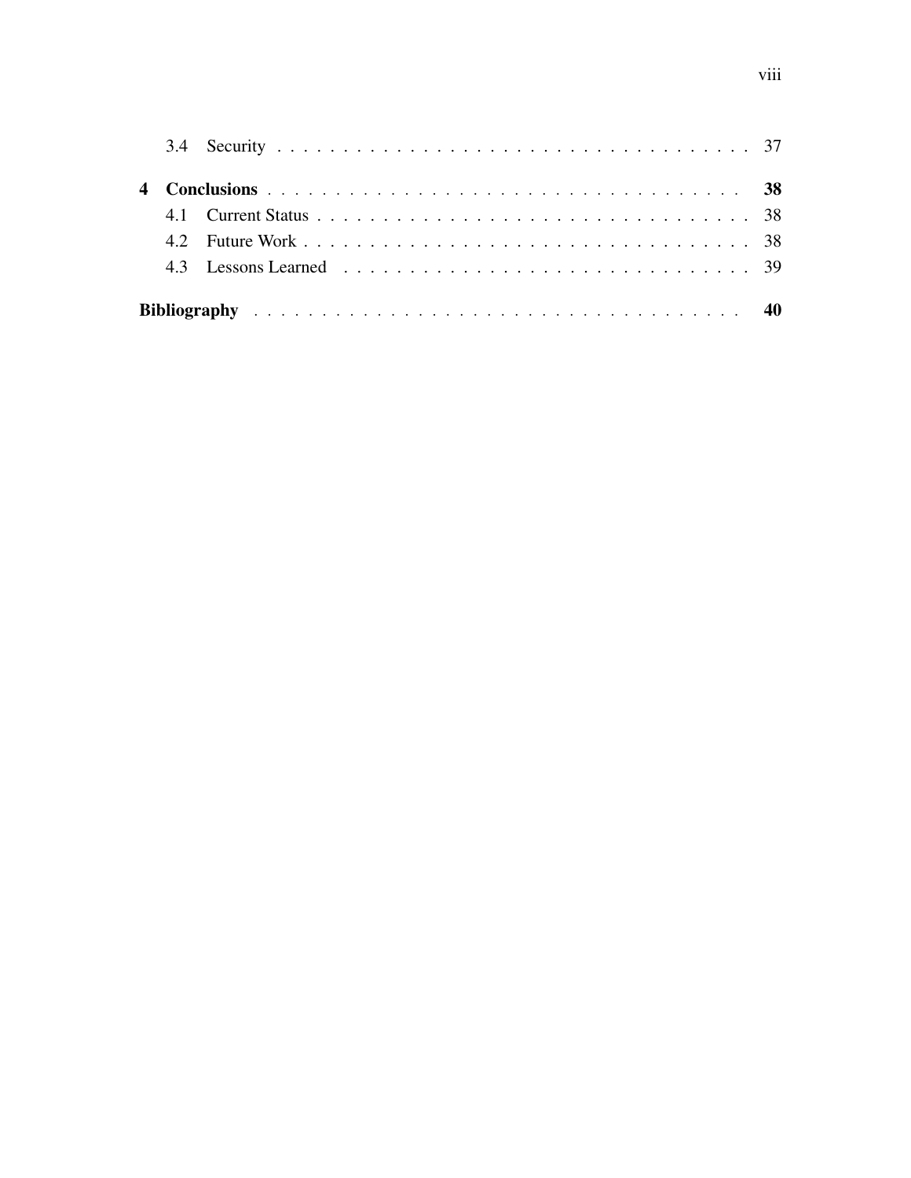3.4 Security . . . . . . . . . . . . . . . . . . . . . . . . . . . . . . . . . . . 37

**4 Conclusions** . . . . . . . . . . . . . . . . . . . . . . . . . . . . . . . . . . . **38**

4.1 Current Status . . . . . . . . . . . . . . . . . . . . . . . . . . . . . . . . . 38

4.2 Future Work . . . . . . . . . . . . . . . . . . . . . . . . . . . . . . . . . . 38

4.3 Lessons Learned . . . . . . . . . . . . . . . . . . . . . . . . . . . . . . . . 39

**Bibliography** . . . . . . . . . . . . . . . . . . . . . . . . . . . . . . . . . . . **40**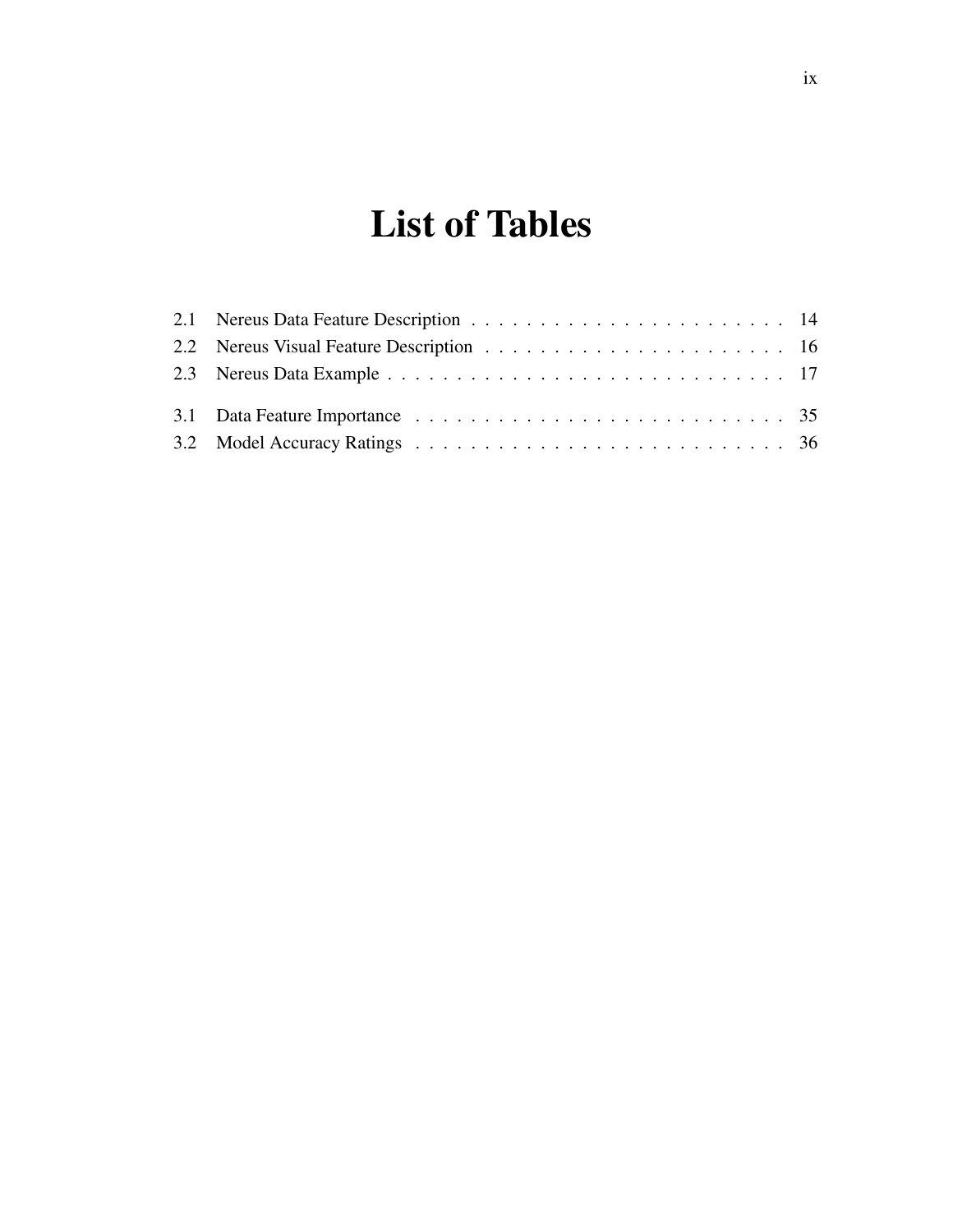# List of Tables

2.1 Nereus Data Feature Description . . . . . . . . . . . . . . . . . . . . . . . 14
2.2 Nereus Visual Feature Description . . . . . . . . . . . . . . . . . . . . . . 16
2.3 Nereus Data Example . . . . . . . . . . . . . . . . . . . . . . . . . . . . . 17

3.1 Data Feature Importance . . . . . . . . . . . . . . . . . . . . . . . . . . . 35
3.2 Model Accuracy Ratings . . . . . . . . . . . . . . . . . . . . . . . . . . . 36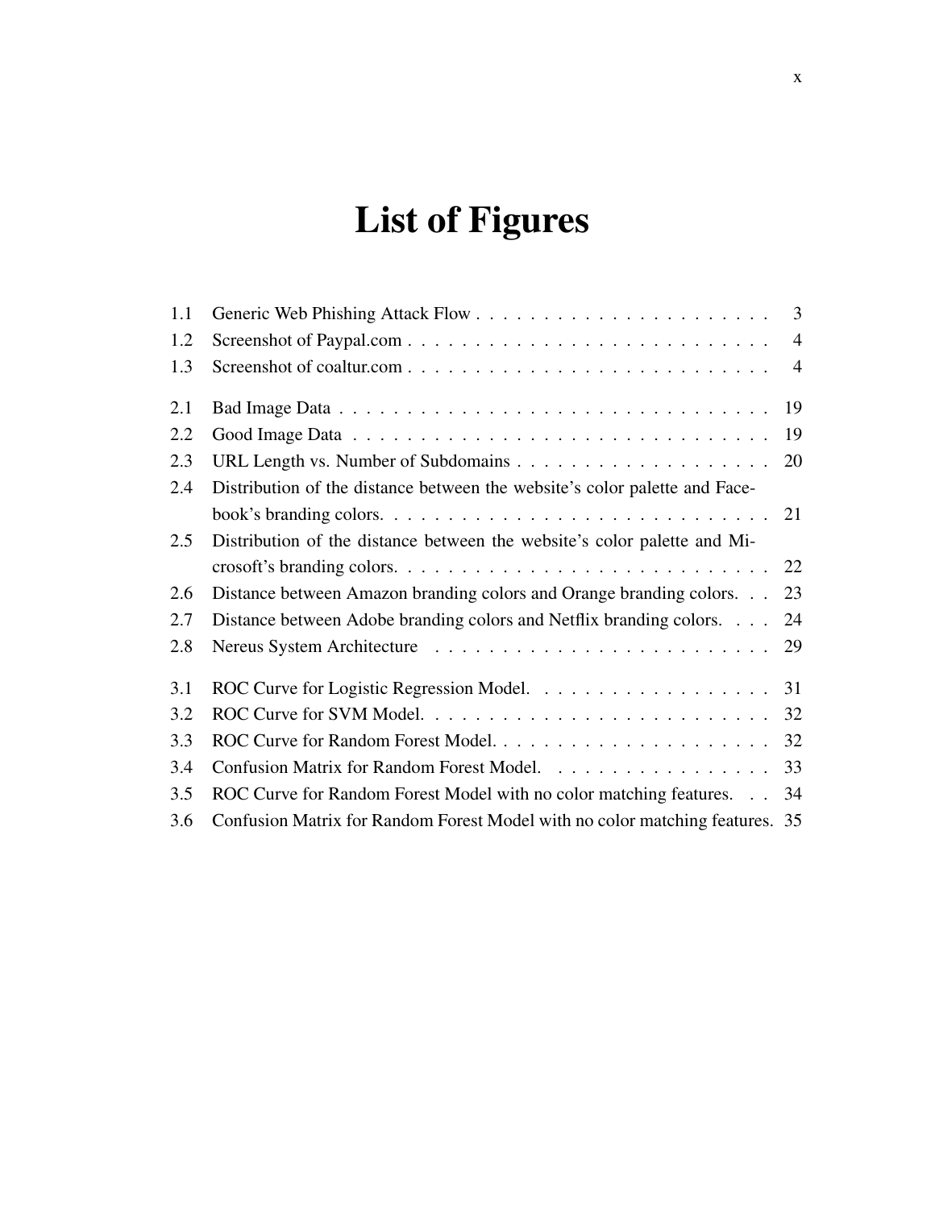# List of Figures

| | | |
|---|---|---|
| 1.1 | Generic Web Phishing Attack Flow | 3 |
| 1.2 | Screenshot of Paypal.com | 4 |
| 1.3 | Screenshot of coaltur.com | 4 |
| 2.1 | Bad Image Data | 19 |
| 2.2 | Good Image Data | 19 |
| 2.3 | URL Length vs. Number of Subdomains | 20 |
| 2.4 | Distribution of the distance between the website's color palette and Facebook's branding colors. | 21 |
| 2.5 | Distribution of the distance between the website's color palette and Microsoft's branding colors. | 22 |
| 2.6 | Distance between Amazon branding colors and Orange branding colors. | 23 |
| 2.7 | Distance between Adobe branding colors and Netflix branding colors. | 24 |
| 2.8 | Nereus System Architecture | 29 |
| 3.1 | ROC Curve for Logistic Regression Model. | 31 |
| 3.2 | ROC Curve for SVM Model. | 32 |
| 3.3 | ROC Curve for Random Forest Model. | 32 |
| 3.4 | Confusion Matrix for Random Forest Model. | 33 |
| 3.5 | ROC Curve for Random Forest Model with no color matching features. | 34 |
| 3.6 | Confusion Matrix for Random Forest Model with no color matching features. | 35 |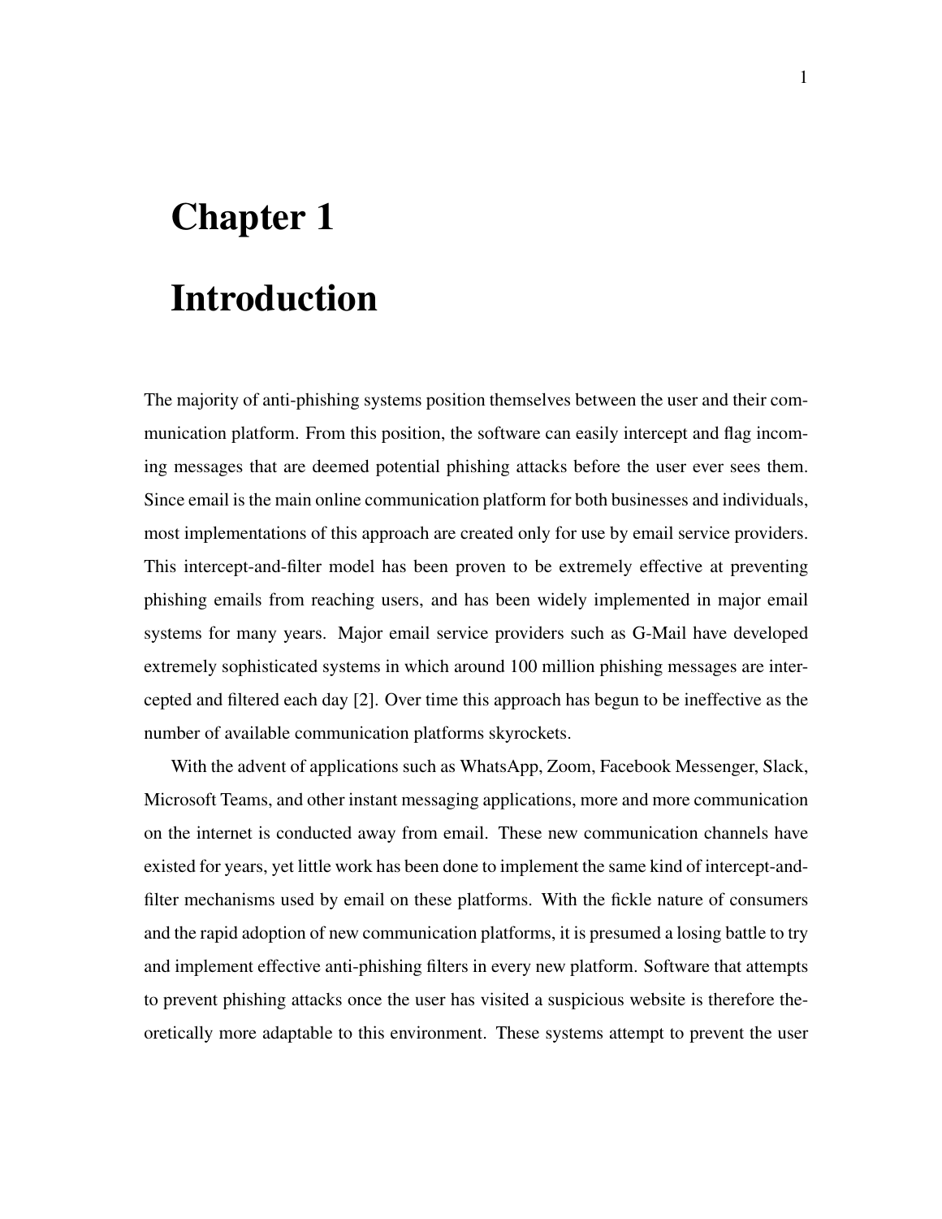# Chapter 1

# Introduction

The majority of anti-phishing systems position themselves between the user and their communication platform. From this position, the software can easily intercept and flag incoming messages that are deemed potential phishing attacks before the user ever sees them. Since email is the main online communication platform for both businesses and individuals, most implementations of this approach are created only for use by email service providers. This intercept-and-filter model has been proven to be extremely effective at preventing phishing emails from reaching users, and has been widely implemented in major email systems for many years. Major email service providers such as G-Mail have developed extremely sophisticated systems in which around 100 million phishing messages are intercepted and filtered each day [2]. Over time this approach has begun to be ineffective as the number of available communication platforms skyrockets.

With the advent of applications such as WhatsApp, Zoom, Facebook Messenger, Slack, Microsoft Teams, and other instant messaging applications, more and more communication on the internet is conducted away from email. These new communication channels have existed for years, yet little work has been done to implement the same kind of intercept-and-filter mechanisms used by email on these platforms. With the fickle nature of consumers and the rapid adoption of new communication platforms, it is presumed a losing battle to try and implement effective anti-phishing filters in every new platform. Software that attempts to prevent phishing attacks once the user has visited a suspicious website is therefore theoretically more adaptable to this environment. These systems attempt to prevent the user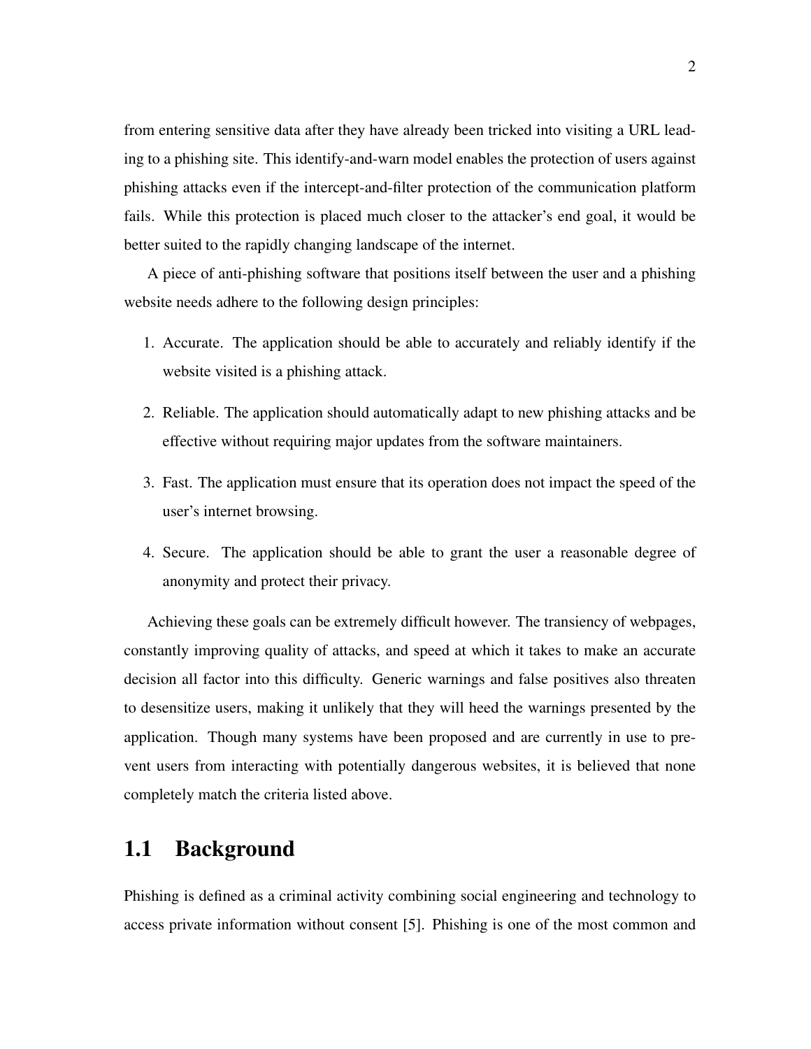from entering sensitive data after they have already been tricked into visiting a URL leading to a phishing site. This identify-and-warn model enables the protection of users against phishing attacks even if the intercept-and-filter protection of the communication platform fails. While this protection is placed much closer to the attacker's end goal, it would be better suited to the rapidly changing landscape of the internet.

A piece of anti-phishing software that positions itself between the user and a phishing website needs adhere to the following design principles:

1. Accurate. The application should be able to accurately and reliably identify if the website visited is a phishing attack.
2. Reliable. The application should automatically adapt to new phishing attacks and be effective without requiring major updates from the software maintainers.
3. Fast. The application must ensure that its operation does not impact the speed of the user's internet browsing.
4. Secure. The application should be able to grant the user a reasonable degree of anonymity and protect their privacy.

Achieving these goals can be extremely difficult however. The transiency of webpages, constantly improving quality of attacks, and speed at which it takes to make an accurate decision all factor into this difficulty. Generic warnings and false positives also threaten to desensitize users, making it unlikely that they will heed the warnings presented by the application. Though many systems have been proposed and are currently in use to prevent users from interacting with potentially dangerous websites, it is believed that none completely match the criteria listed above.

## 1.1 Background

Phishing is defined as a criminal activity combining social engineering and technology to access private information without consent [5]. Phishing is one of the most common and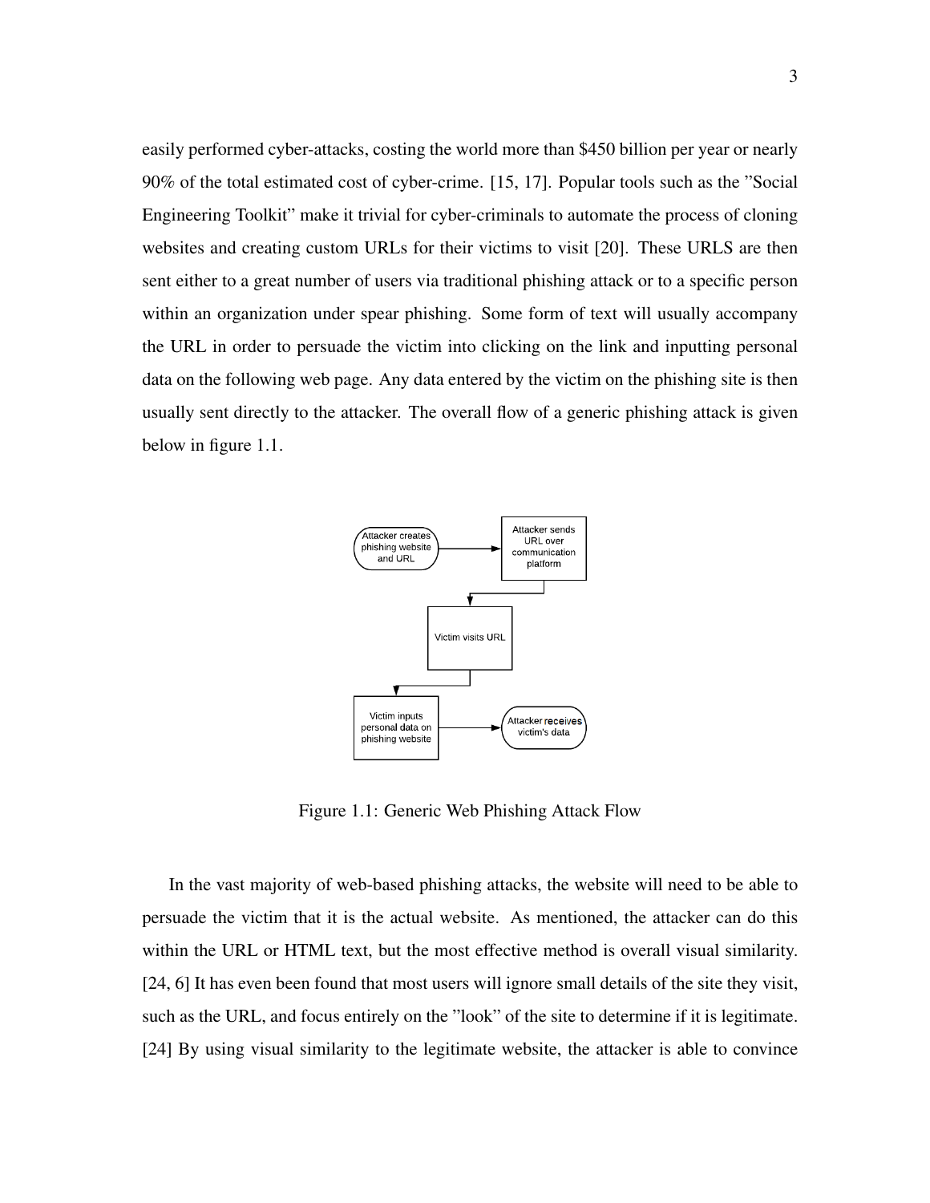easily performed cyber-attacks, costing the world more than $450 billion per year or nearly 90% of the total estimated cost of cyber-crime. [15, 17]. Popular tools such as the "Social Engineering Toolkit" make it trivial for cyber-criminals to automate the process of cloning websites and creating custom URLs for their victims to visit [20]. These URLS are then sent either to a great number of users via traditional phishing attack or to a specific person within an organization under spear phishing. Some form of text will usually accompany the URL in order to persuade the victim into clicking on the link and inputting personal data on the following web page. Any data entered by the victim on the phishing site is then usually sent directly to the attacker. The overall flow of a generic phishing attack is given below in figure 1.1.

Attacker creates phishing website and URL → Attacker sends URL over communication platform → Victim visits URL → Victim inputs personal data on phishing website → Attacker receives victim's data

Figure 1.1: Generic Web Phishing Attack Flow

In the vast majority of web-based phishing attacks, the website will need to be able to persuade the victim that it is the actual website. As mentioned, the attacker can do this within the URL or HTML text, but the most effective method is overall visual similarity. [24, 6] It has even been found that most users will ignore small details of the site they visit, such as the URL, and focus entirely on the "look" of the site to determine if it is legitimate. [24] By using visual similarity to the legitimate website, the attacker is able to convince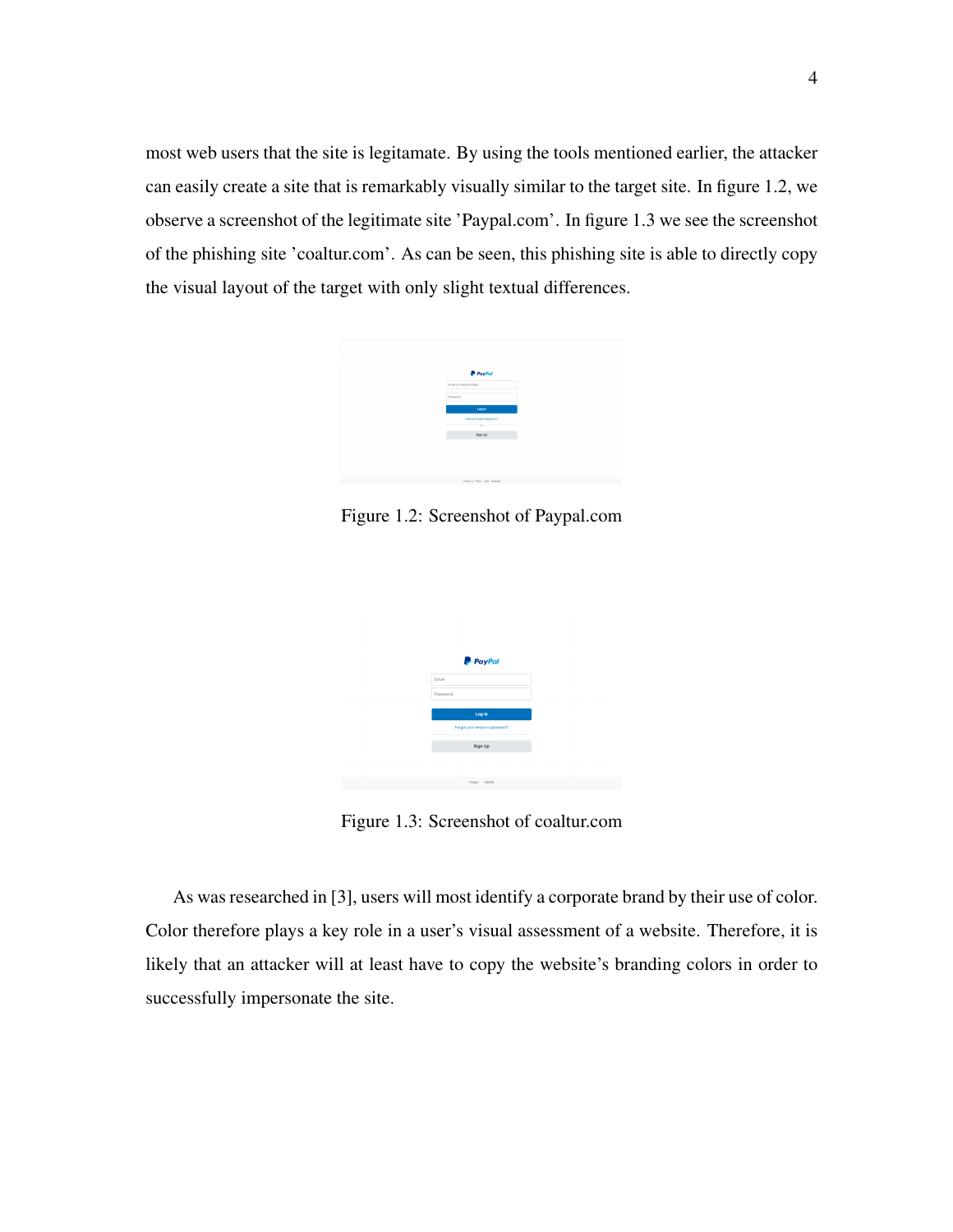most web users that the site is legitamate. By using the tools mentioned earlier, the attacker can easily create a site that is remarkably visually similar to the target site. In figure 1.2, we observe a screenshot of the legitimate site 'Paypal.com'. In figure 1.3 we see the screenshot of the phishing site 'coaltur.com'. As can be seen, this phishing site is able to directly copy the visual layout of the target with only slight textual differences.

Figure 1.2: Screenshot of Paypal.com

Figure 1.3: Screenshot of coaltur.com

As was researched in [3], users will most identify a corporate brand by their use of color. Color therefore plays a key role in a user's visual assessment of a website. Therefore, it is likely that an attacker will at least have to copy the website's branding colors in order to successfully impersonate the site.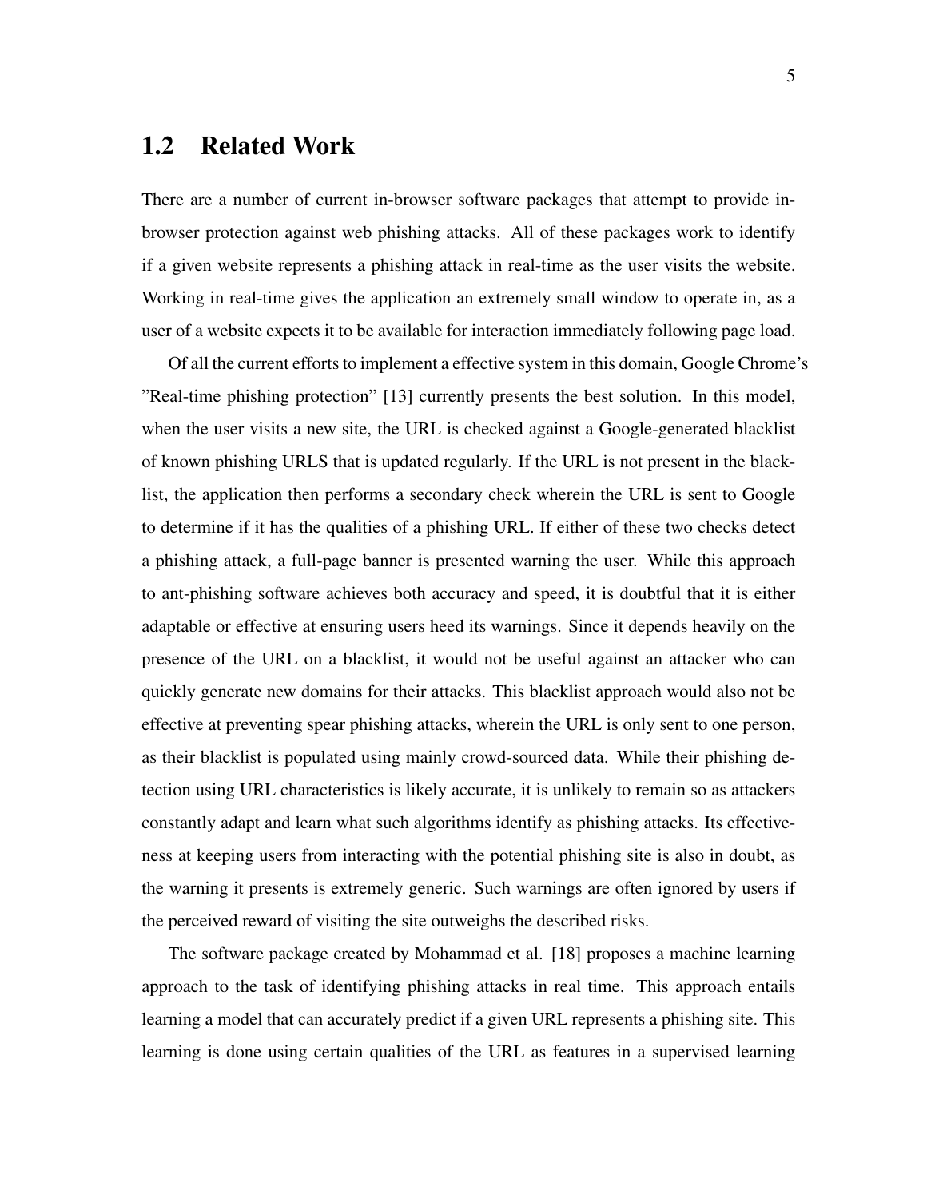## 1.2 Related Work

There are a number of current in-browser software packages that attempt to provide in-browser protection against web phishing attacks. All of these packages work to identify if a given website represents a phishing attack in real-time as the user visits the website. Working in real-time gives the application an extremely small window to operate in, as a user of a website expects it to be available for interaction immediately following page load.

Of all the current efforts to implement a effective system in this domain, Google Chrome's "Real-time phishing protection" [13] currently presents the best solution. In this model, when the user visits a new site, the URL is checked against a Google-generated blacklist of known phishing URLS that is updated regularly. If the URL is not present in the blacklist, the application then performs a secondary check wherein the URL is sent to Google to determine if it has the qualities of a phishing URL. If either of these two checks detect a phishing attack, a full-page banner is presented warning the user. While this approach to ant-phishing software achieves both accuracy and speed, it is doubtful that it is either adaptable or effective at ensuring users heed its warnings. Since it depends heavily on the presence of the URL on a blacklist, it would not be useful against an attacker who can quickly generate new domains for their attacks. This blacklist approach would also not be effective at preventing spear phishing attacks, wherein the URL is only sent to one person, as their blacklist is populated using mainly crowd-sourced data. While their phishing detection using URL characteristics is likely accurate, it is unlikely to remain so as attackers constantly adapt and learn what such algorithms identify as phishing attacks. Its effectiveness at keeping users from interacting with the potential phishing site is also in doubt, as the warning it presents is extremely generic. Such warnings are often ignored by users if the perceived reward of visiting the site outweighs the described risks.

The software package created by Mohammad et al. [18] proposes a machine learning approach to the task of identifying phishing attacks in real time. This approach entails learning a model that can accurately predict if a given URL represents a phishing site. This learning is done using certain qualities of the URL as features in a supervised learning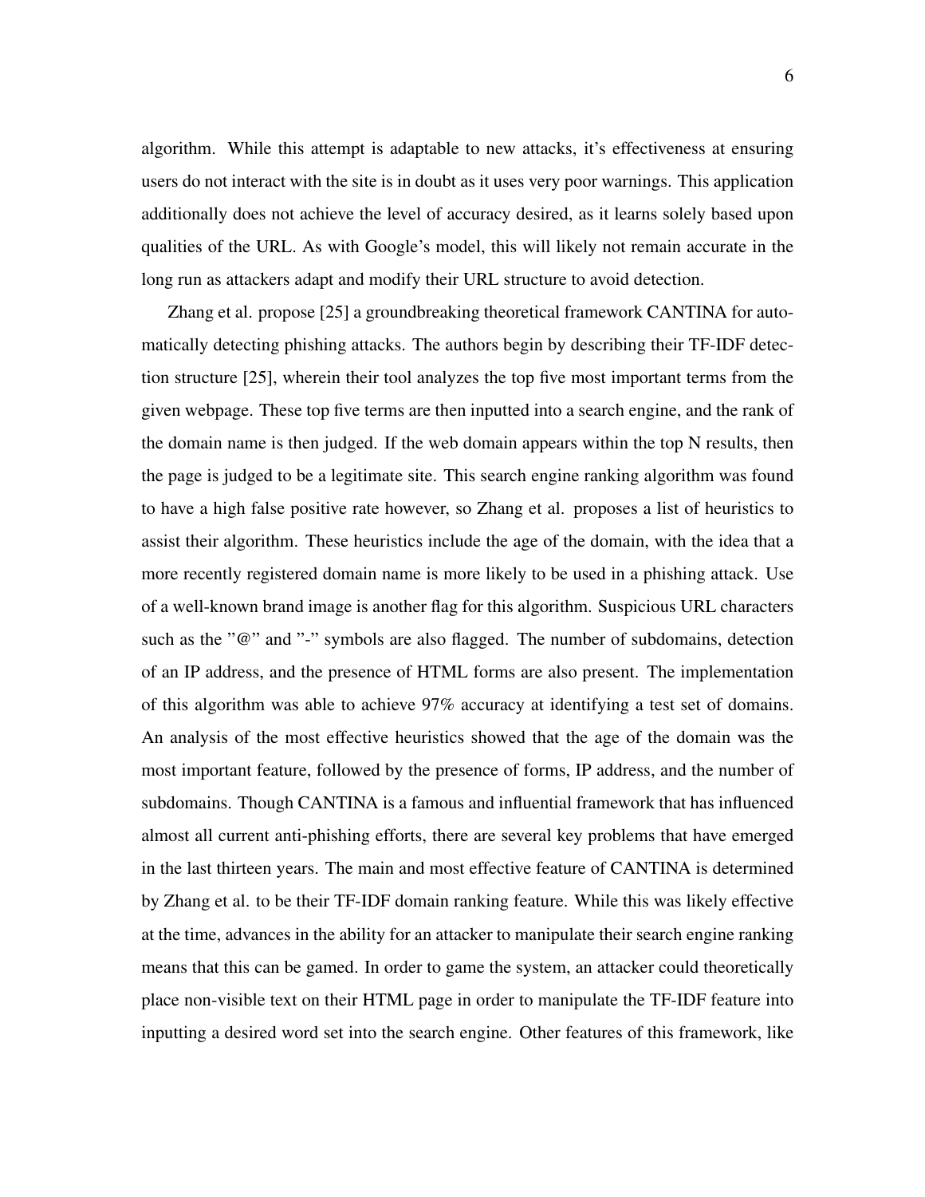algorithm. While this attempt is adaptable to new attacks, it's effectiveness at ensuring users do not interact with the site is in doubt as it uses very poor warnings. This application additionally does not achieve the level of accuracy desired, as it learns solely based upon qualities of the URL. As with Google's model, this will likely not remain accurate in the long run as attackers adapt and modify their URL structure to avoid detection.

Zhang et al. propose [25] a groundbreaking theoretical framework CANTINA for automatically detecting phishing attacks. The authors begin by describing their TF-IDF detection structure [25], wherein their tool analyzes the top five most important terms from the given webpage. These top five terms are then inputted into a search engine, and the rank of the domain name is then judged. If the web domain appears within the top N results, then the page is judged to be a legitimate site. This search engine ranking algorithm was found to have a high false positive rate however, so Zhang et al. proposes a list of heuristics to assist their algorithm. These heuristics include the age of the domain, with the idea that a more recently registered domain name is more likely to be used in a phishing attack. Use of a well-known brand image is another flag for this algorithm. Suspicious URL characters such as the "@" and "-" symbols are also flagged. The number of subdomains, detection of an IP address, and the presence of HTML forms are also present. The implementation of this algorithm was able to achieve 97% accuracy at identifying a test set of domains. An analysis of the most effective heuristics showed that the age of the domain was the most important feature, followed by the presence of forms, IP address, and the number of subdomains. Though CANTINA is a famous and influential framework that has influenced almost all current anti-phishing efforts, there are several key problems that have emerged in the last thirteen years. The main and most effective feature of CANTINA is determined by Zhang et al. to be their TF-IDF domain ranking feature. While this was likely effective at the time, advances in the ability for an attacker to manipulate their search engine ranking means that this can be gamed. In order to game the system, an attacker could theoretically place non-visible text on their HTML page in order to manipulate the TF-IDF feature into inputting a desired word set into the search engine. Other features of this framework, like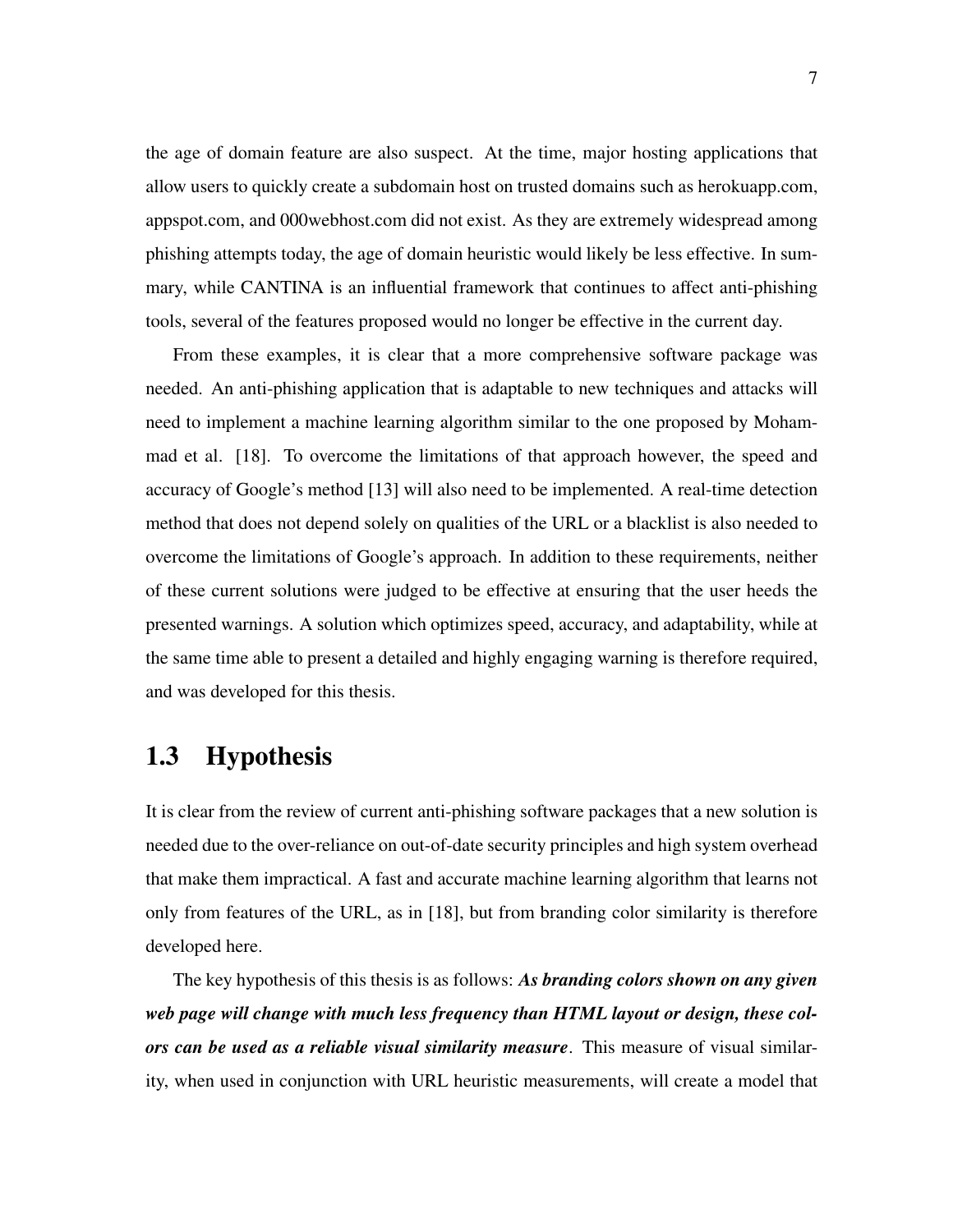the age of domain feature are also suspect. At the time, major hosting applications that allow users to quickly create a subdomain host on trusted domains such as herokuapp.com, appspot.com, and 000webhost.com did not exist. As they are extremely widespread among phishing attempts today, the age of domain heuristic would likely be less effective. In summary, while CANTINA is an influential framework that continues to affect anti-phishing tools, several of the features proposed would no longer be effective in the current day.

From these examples, it is clear that a more comprehensive software package was needed. An anti-phishing application that is adaptable to new techniques and attacks will need to implement a machine learning algorithm similar to the one proposed by Mohammad et al. [18]. To overcome the limitations of that approach however, the speed and accuracy of Google's method [13] will also need to be implemented. A real-time detection method that does not depend solely on qualities of the URL or a blacklist is also needed to overcome the limitations of Google's approach. In addition to these requirements, neither of these current solutions were judged to be effective at ensuring that the user heeds the presented warnings. A solution which optimizes speed, accuracy, and adaptability, while at the same time able to present a detailed and highly engaging warning is therefore required, and was developed for this thesis.

## 1.3 Hypothesis

It is clear from the review of current anti-phishing software packages that a new solution is needed due to the over-reliance on out-of-date security principles and high system overhead that make them impractical. A fast and accurate machine learning algorithm that learns not only from features of the URL, as in [18], but from branding color similarity is therefore developed here.

The key hypothesis of this thesis is as follows: ***As branding colors shown on any given web page will change with much less frequency than HTML layout or design, these colors can be used as a reliable visual similarity measure***. This measure of visual similarity, when used in conjunction with URL heuristic measurements, will create a model that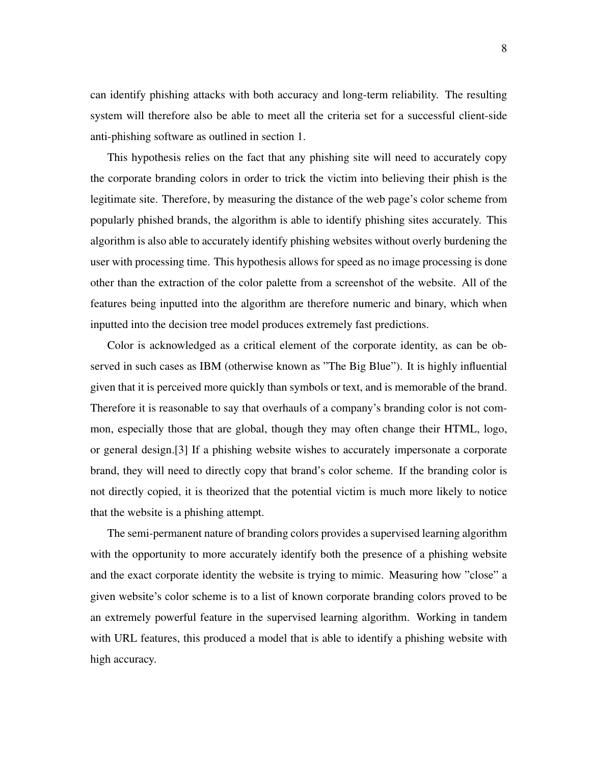can identify phishing attacks with both accuracy and long-term reliability. The resulting system will therefore also be able to meet all the criteria set for a successful client-side anti-phishing software as outlined in section 1.

This hypothesis relies on the fact that any phishing site will need to accurately copy the corporate branding colors in order to trick the victim into believing their phish is the legitimate site. Therefore, by measuring the distance of the web page's color scheme from popularly phished brands, the algorithm is able to identify phishing sites accurately. This algorithm is also able to accurately identify phishing websites without overly burdening the user with processing time. This hypothesis allows for speed as no image processing is done other than the extraction of the color palette from a screenshot of the website. All of the features being inputted into the algorithm are therefore numeric and binary, which when inputted into the decision tree model produces extremely fast predictions.

Color is acknowledged as a critical element of the corporate identity, as can be observed in such cases as IBM (otherwise known as "The Big Blue"). It is highly influential given that it is perceived more quickly than symbols or text, and is memorable of the brand. Therefore it is reasonable to say that overhauls of a company's branding color is not common, especially those that are global, though they may often change their HTML, logo, or general design.[3] If a phishing website wishes to accurately impersonate a corporate brand, they will need to directly copy that brand's color scheme. If the branding color is not directly copied, it is theorized that the potential victim is much more likely to notice that the website is a phishing attempt.

The semi-permanent nature of branding colors provides a supervised learning algorithm with the opportunity to more accurately identify both the presence of a phishing website and the exact corporate identity the website is trying to mimic. Measuring how "close" a given website's color scheme is to a list of known corporate branding colors proved to be an extremely powerful feature in the supervised learning algorithm. Working in tandem with URL features, this produced a model that is able to identify a phishing website with high accuracy.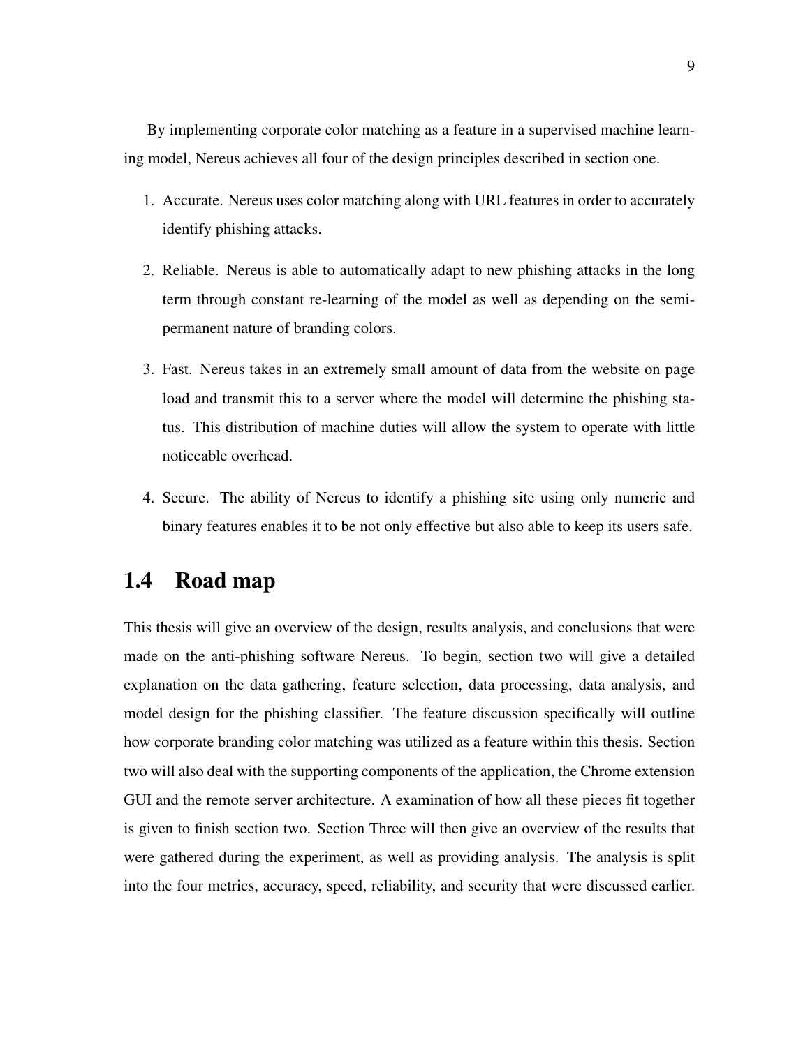By implementing corporate color matching as a feature in a supervised machine learning model, Nereus achieves all four of the design principles described in section one.

1. Accurate. Nereus uses color matching along with URL features in order to accurately identify phishing attacks.

2. Reliable. Nereus is able to automatically adapt to new phishing attacks in the long term through constant re-learning of the model as well as depending on the semi-permanent nature of branding colors.

3. Fast. Nereus takes in an extremely small amount of data from the website on page load and transmit this to a server where the model will determine the phishing status. This distribution of machine duties will allow the system to operate with little noticeable overhead.

4. Secure. The ability of Nereus to identify a phishing site using only numeric and binary features enables it to be not only effective but also able to keep its users safe.

## 1.4 Road map

This thesis will give an overview of the design, results analysis, and conclusions that were made on the anti-phishing software Nereus. To begin, section two will give a detailed explanation on the data gathering, feature selection, data processing, data analysis, and model design for the phishing classifier. The feature discussion specifically will outline how corporate branding color matching was utilized as a feature within this thesis. Section two will also deal with the supporting components of the application, the Chrome extension GUI and the remote server architecture. A examination of how all these pieces fit together is given to finish section two. Section Three will then give an overview of the results that were gathered during the experiment, as well as providing analysis. The analysis is split into the four metrics, accuracy, speed, reliability, and security that were discussed earlier.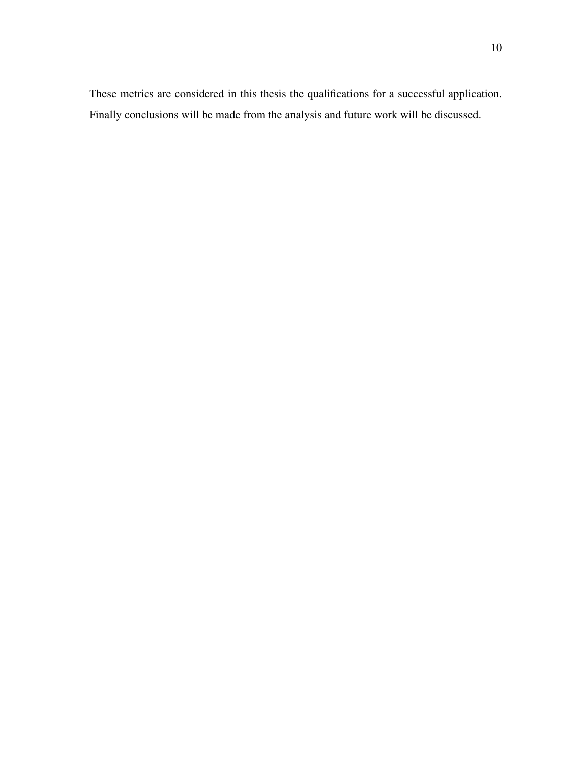These metrics are considered in this thesis the qualifications for a successful application. Finally conclusions will be made from the analysis and future work will be discussed.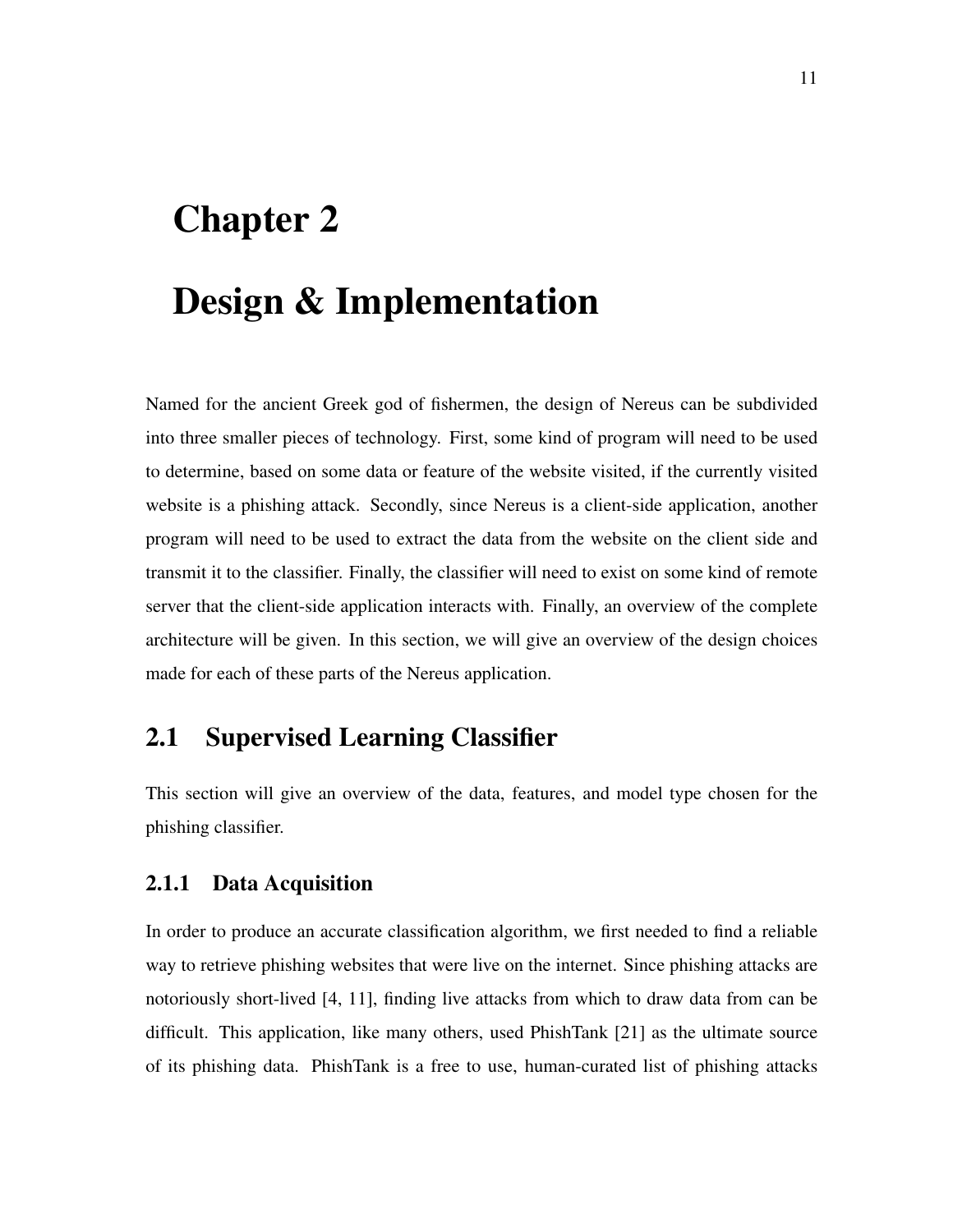# Chapter 2

# Design & Implementation

Named for the ancient Greek god of fishermen, the design of Nereus can be subdivided into three smaller pieces of technology. First, some kind of program will need to be used to determine, based on some data or feature of the website visited, if the currently visited website is a phishing attack. Secondly, since Nereus is a client-side application, another program will need to be used to extract the data from the website on the client side and transmit it to the classifier. Finally, the classifier will need to exist on some kind of remote server that the client-side application interacts with. Finally, an overview of the complete architecture will be given. In this section, we will give an overview of the design choices made for each of these parts of the Nereus application.

## 2.1 Supervised Learning Classifier

This section will give an overview of the data, features, and model type chosen for the phishing classifier.

### 2.1.1 Data Acquisition

In order to produce an accurate classification algorithm, we first needed to find a reliable way to retrieve phishing websites that were live on the internet. Since phishing attacks are notoriously short-lived [4, 11], finding live attacks from which to draw data from can be difficult. This application, like many others, used PhishTank [21] as the ultimate source of its phishing data. PhishTank is a free to use, human-curated list of phishing attacks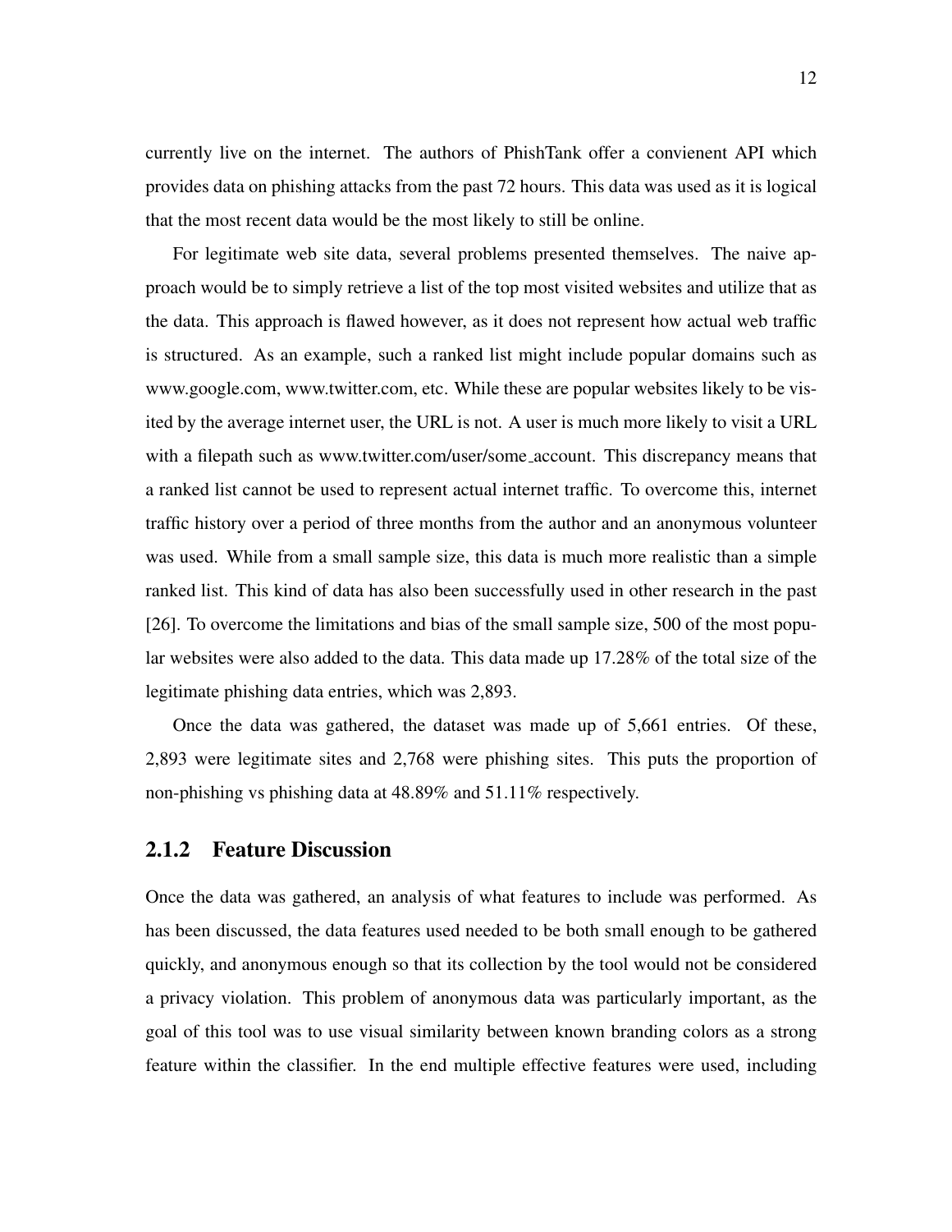currently live on the internet. The authors of PhishTank offer a convienent API which provides data on phishing attacks from the past 72 hours. This data was used as it is logical that the most recent data would be the most likely to still be online.

For legitimate web site data, several problems presented themselves. The naive approach would be to simply retrieve a list of the top most visited websites and utilize that as the data. This approach is flawed however, as it does not represent how actual web traffic is structured. As an example, such a ranked list might include popular domains such as www.google.com, www.twitter.com, etc. While these are popular websites likely to be visited by the average internet user, the URL is not. A user is much more likely to visit a URL with a filepath such as www.twitter.com/user/some_account. This discrepancy means that a ranked list cannot be used to represent actual internet traffic. To overcome this, internet traffic history over a period of three months from the author and an anonymous volunteer was used. While from a small sample size, this data is much more realistic than a simple ranked list. This kind of data has also been successfully used in other research in the past [26]. To overcome the limitations and bias of the small sample size, 500 of the most popular websites were also added to the data. This data made up 17.28% of the total size of the legitimate phishing data entries, which was 2,893.

Once the data was gathered, the dataset was made up of 5,661 entries. Of these, 2,893 were legitimate sites and 2,768 were phishing sites. This puts the proportion of non-phishing vs phishing data at 48.89% and 51.11% respectively.

### 2.1.2 Feature Discussion

Once the data was gathered, an analysis of what features to include was performed. As has been discussed, the data features used needed to be both small enough to be gathered quickly, and anonymous enough so that its collection by the tool would not be considered a privacy violation. This problem of anonymous data was particularly important, as the goal of this tool was to use visual similarity between known branding colors as a strong feature within the classifier. In the end multiple effective features were used, including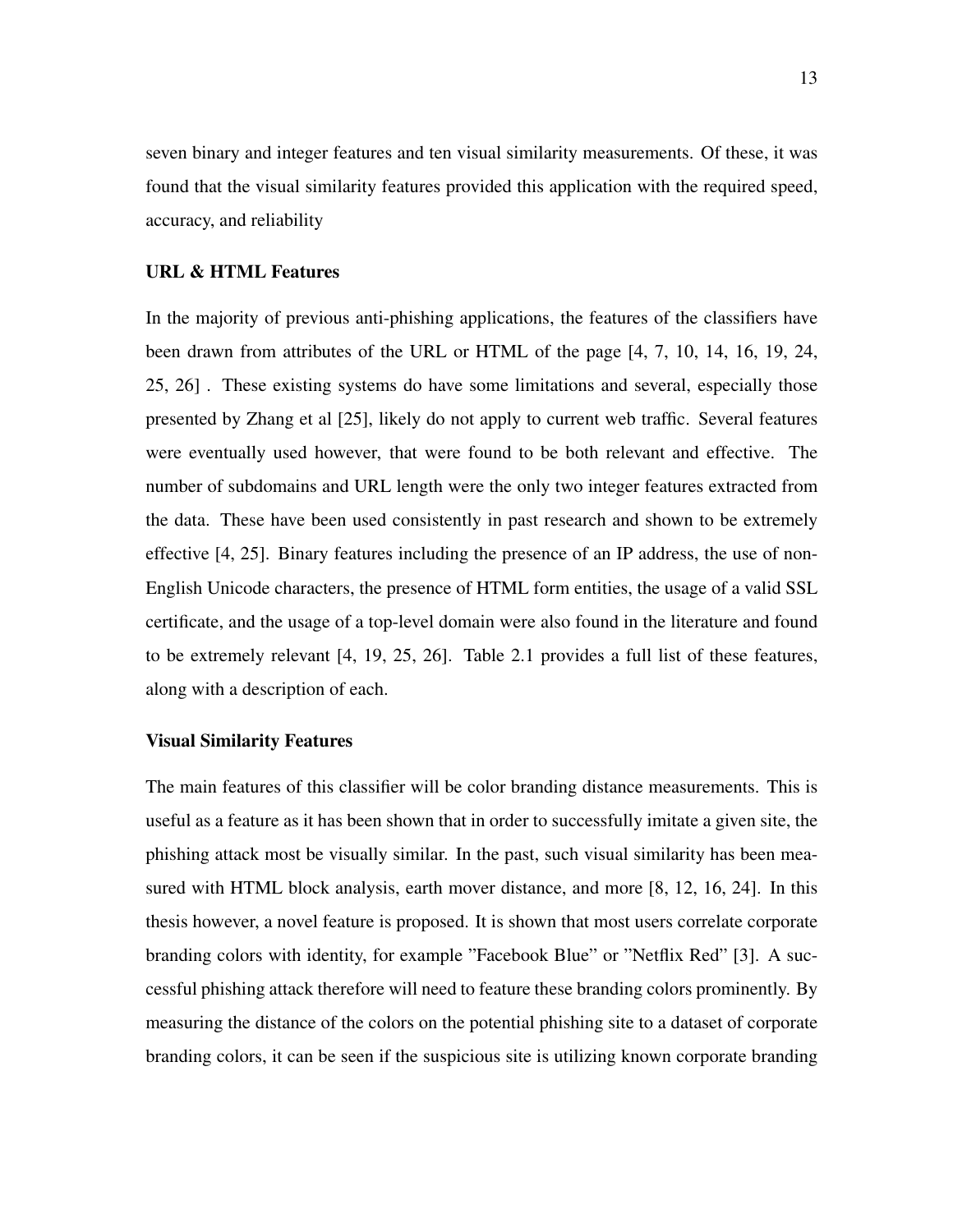seven binary and integer features and ten visual similarity measurements. Of these, it was found that the visual similarity features provided this application with the required speed, accuracy, and reliability

### URL & HTML Features

In the majority of previous anti-phishing applications, the features of the classifiers have been drawn from attributes of the URL or HTML of the page [4, 7, 10, 14, 16, 19, 24, 25, 26] . These existing systems do have some limitations and several, especially those presented by Zhang et al [25], likely do not apply to current web traffic. Several features were eventually used however, that were found to be both relevant and effective. The number of subdomains and URL length were the only two integer features extracted from the data. These have been used consistently in past research and shown to be extremely effective [4, 25]. Binary features including the presence of an IP address, the use of non-English Unicode characters, the presence of HTML form entities, the usage of a valid SSL certificate, and the usage of a top-level domain were also found in the literature and found to be extremely relevant [4, 19, 25, 26]. Table 2.1 provides a full list of these features, along with a description of each.

### Visual Similarity Features

The main features of this classifier will be color branding distance measurements. This is useful as a feature as it has been shown that in order to successfully imitate a given site, the phishing attack most be visually similar. In the past, such visual similarity has been measured with HTML block analysis, earth mover distance, and more [8, 12, 16, 24]. In this thesis however, a novel feature is proposed. It is shown that most users correlate corporate branding colors with identity, for example "Facebook Blue" or "Netflix Red" [3]. A successful phishing attack therefore will need to feature these branding colors prominently. By measuring the distance of the colors on the potential phishing site to a dataset of corporate branding colors, it can be seen if the suspicious site is utilizing known corporate branding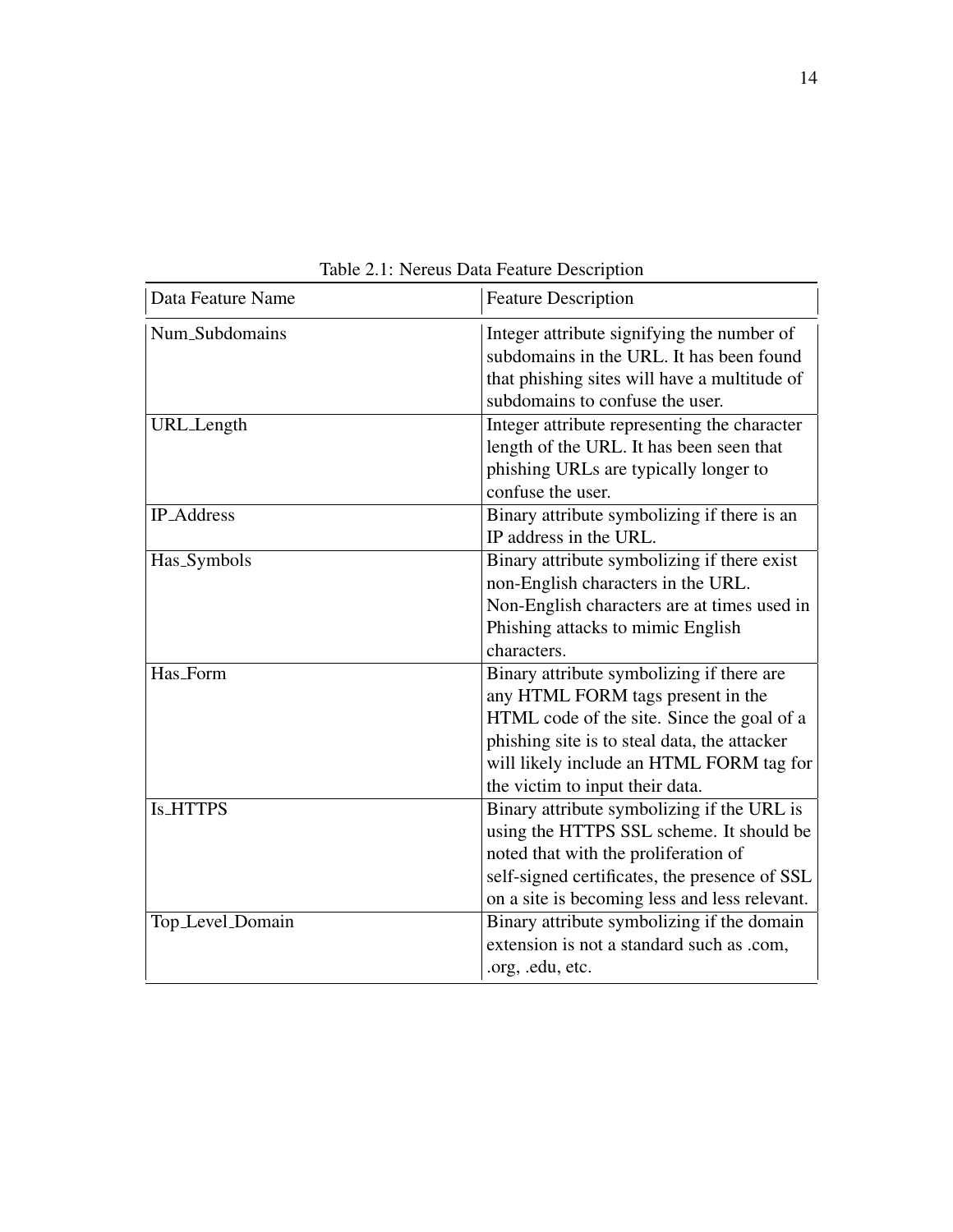Table 2.1: Nereus Data Feature Description

| Data Feature Name | Feature Description |
|---|---|
| Num_Subdomains | Integer attribute signifying the number of subdomains in the URL. It has been found that phishing sites will have a multitude of subdomains to confuse the user. |
| URL_Length | Integer attribute representing the character length of the URL. It has been seen that phishing URLs are typically longer to confuse the user. |
| IP_Address | Binary attribute symbolizing if there is an IP address in the URL. |
| Has_Symbols | Binary attribute symbolizing if there exist non-English characters in the URL. Non-English characters are at times used in Phishing attacks to mimic English characters. |
| Has_Form | Binary attribute symbolizing if there are any HTML FORM tags present in the HTML code of the site. Since the goal of a phishing site is to steal data, the attacker will likely include an HTML FORM tag for the victim to input their data. |
| Is_HTTPS | Binary attribute symbolizing if the URL is using the HTTPS SSL scheme. It should be noted that with the proliferation of self-signed certificates, the presence of SSL on a site is becoming less and less relevant. |
| Top_Level_Domain | Binary attribute symbolizing if the domain extension is not a standard such as .com, .org, .edu, etc. |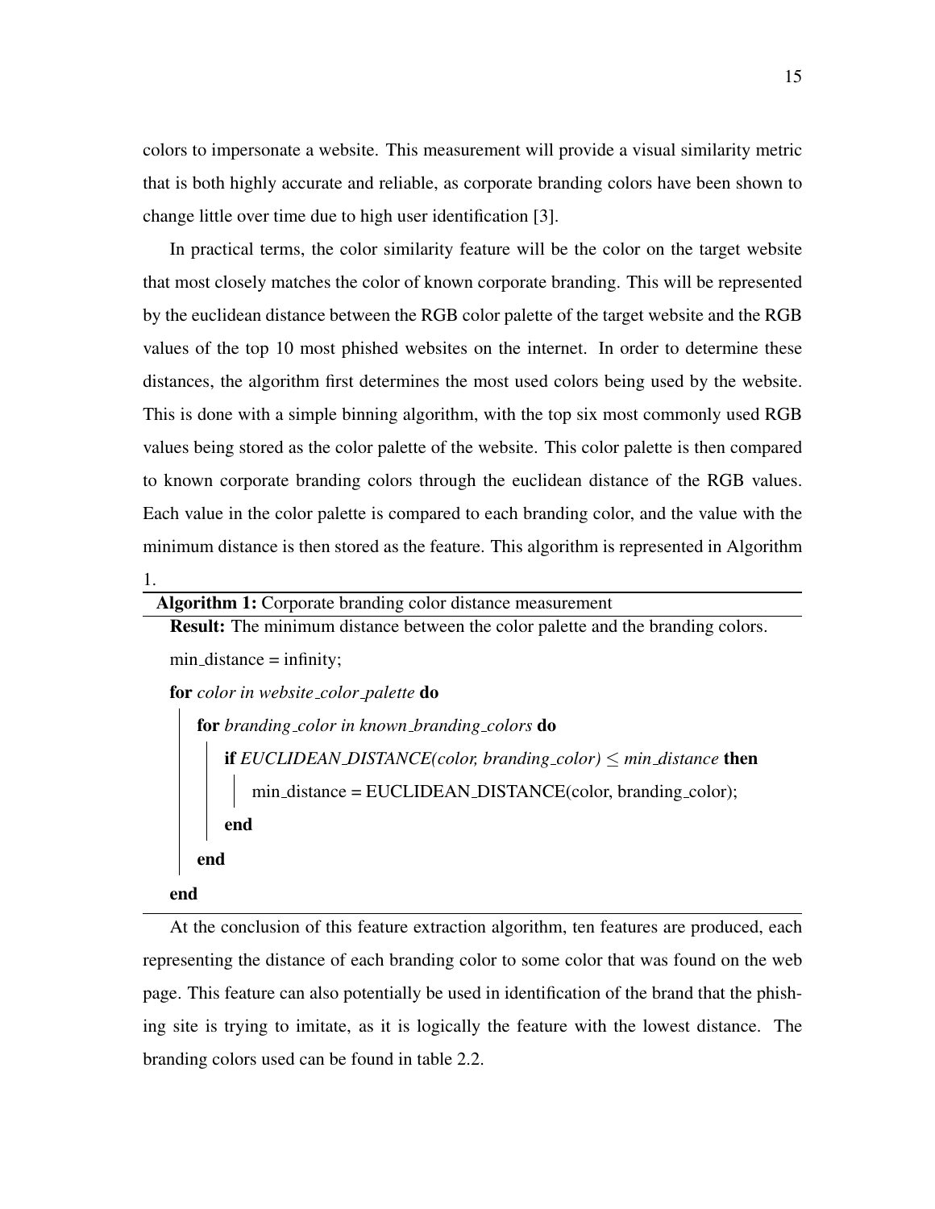colors to impersonate a website. This measurement will provide a visual similarity metric that is both highly accurate and reliable, as corporate branding colors have been shown to change little over time due to high user identification [3].

In practical terms, the color similarity feature will be the color on the target website that most closely matches the color of known corporate branding. This will be represented by the euclidean distance between the RGB color palette of the target website and the RGB values of the top 10 most phished websites on the internet. In order to determine these distances, the algorithm first determines the most used colors being used by the website. This is done with a simple binning algorithm, with the top six most commonly used RGB values being stored as the color palette of the website. This color palette is then compared to known corporate branding colors through the euclidean distance of the RGB values. Each value in the color palette is compared to each branding color, and the value with the minimum distance is then stored as the feature. This algorithm is represented in Algorithm 1.

**Algorithm 1:** Corporate branding color distance measurement

```
Result: The minimum distance between the color palette and the branding colors.
min_distance = infinity;
for color in website_color_palette do
    for branding_color in known_branding_colors do
        if EUCLIDEAN_DISTANCE(color, branding_color) ≤ min_distance then
            min_distance = EUCLIDEAN_DISTANCE(color, branding_color);
        end
    end
end
```

At the conclusion of this feature extraction algorithm, ten features are produced, each representing the distance of each branding color to some color that was found on the web page. This feature can also potentially be used in identification of the brand that the phishing site is trying to imitate, as it is logically the feature with the lowest distance. The branding colors used can be found in table 2.2.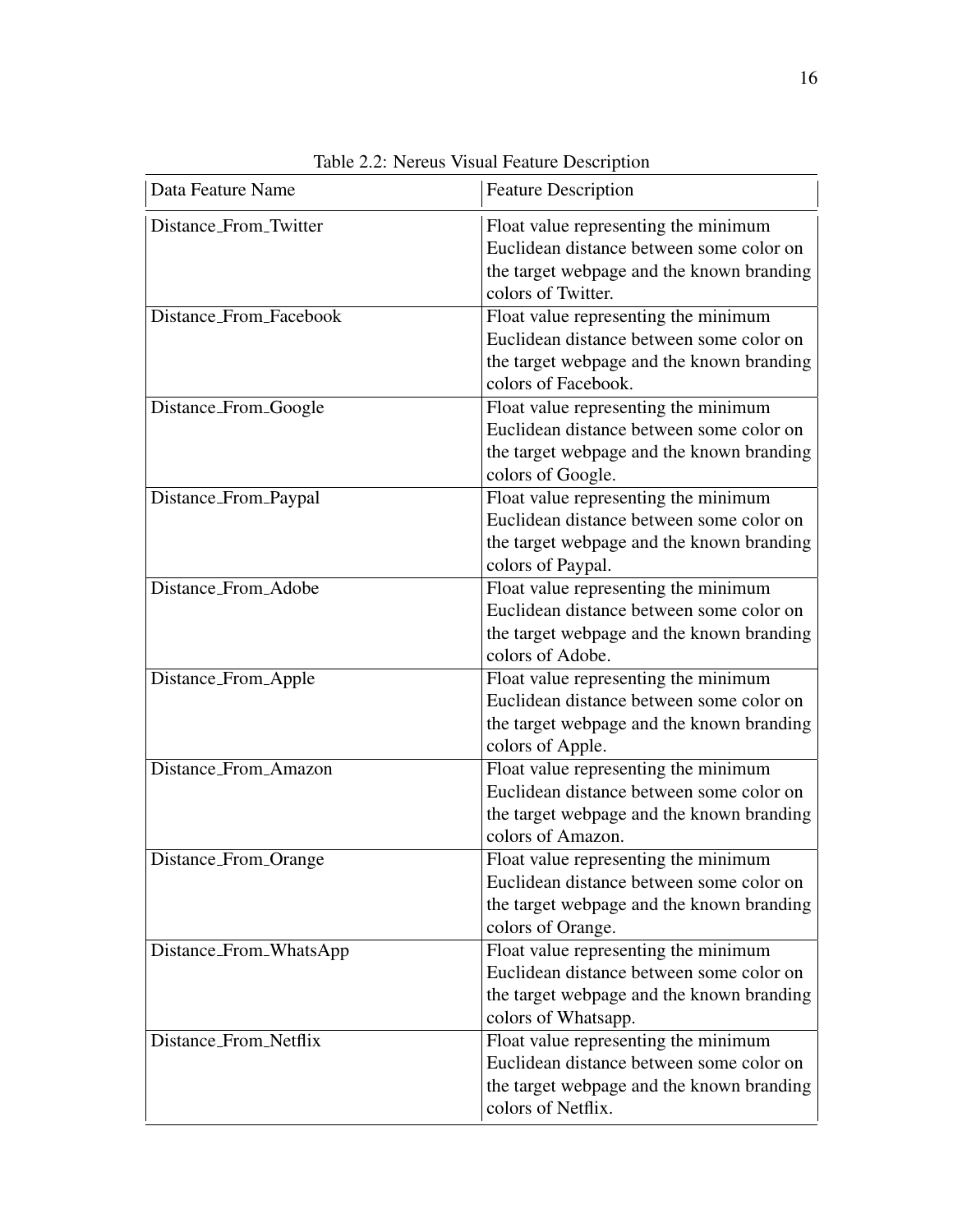Table 2.2: Nereus Visual Feature Description

| Data Feature Name | Feature Description |
|---|---|
| Distance_From_Twitter | Float value representing the minimum Euclidean distance between some color on the target webpage and the known branding colors of Twitter. |
| Distance_From_Facebook | Float value representing the minimum Euclidean distance between some color on the target webpage and the known branding colors of Facebook. |
| Distance_From_Google | Float value representing the minimum Euclidean distance between some color on the target webpage and the known branding colors of Google. |
| Distance_From_Paypal | Float value representing the minimum Euclidean distance between some color on the target webpage and the known branding colors of Paypal. |
| Distance_From_Adobe | Float value representing the minimum Euclidean distance between some color on the target webpage and the known branding colors of Adobe. |
| Distance_From_Apple | Float value representing the minimum Euclidean distance between some color on the target webpage and the known branding colors of Apple. |
| Distance_From_Amazon | Float value representing the minimum Euclidean distance between some color on the target webpage and the known branding colors of Amazon. |
| Distance_From_Orange | Float value representing the minimum Euclidean distance between some color on the target webpage and the known branding colors of Orange. |
| Distance_From_WhatsApp | Float value representing the minimum Euclidean distance between some color on the target webpage and the known branding colors of Whatsapp. |
| Distance_From_Netflix | Float value representing the minimum Euclidean distance between some color on the target webpage and the known branding colors of Netflix. |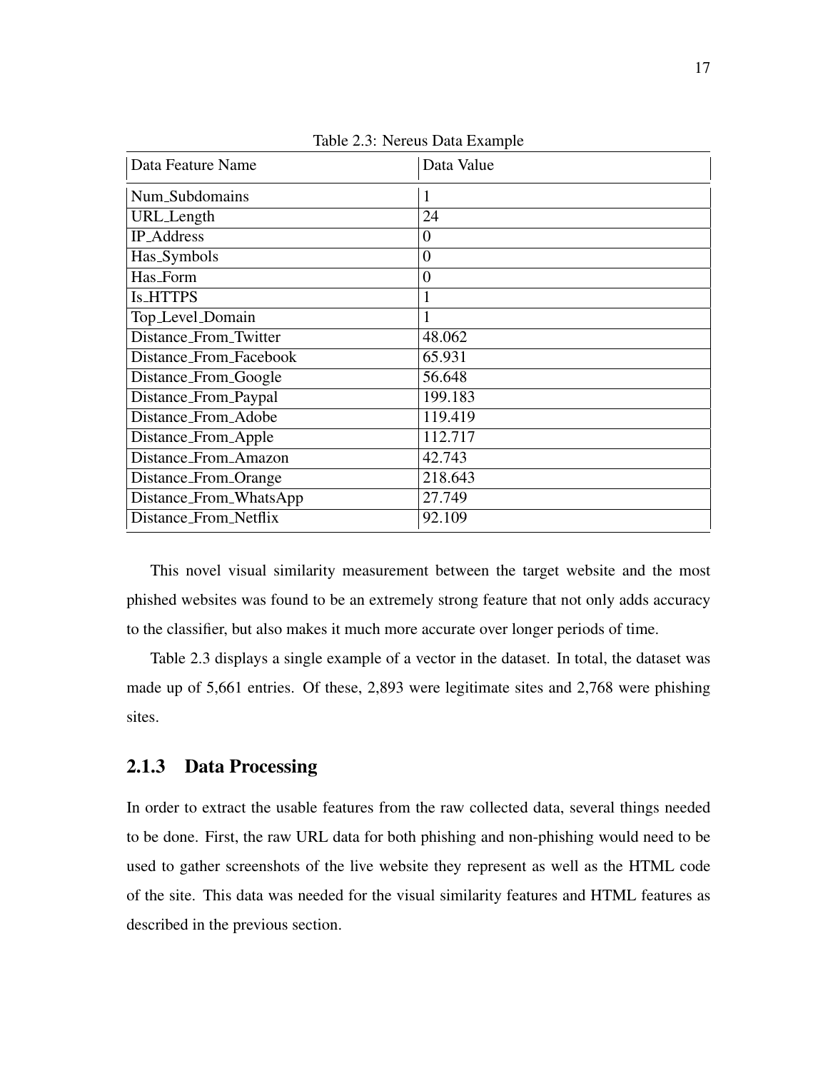Table 2.3: Nereus Data Example

| Data Feature Name | Data Value |
|---|---|
| Num_Subdomains | 1 |
| URL_Length | 24 |
| IP_Address | 0 |
| Has_Symbols | 0 |
| Has_Form | 0 |
| Is_HTTPS | 1 |
| Top_Level_Domain | 1 |
| Distance_From_Twitter | 48.062 |
| Distance_From_Facebook | 65.931 |
| Distance_From_Google | 56.648 |
| Distance_From_Paypal | 199.183 |
| Distance_From_Adobe | 119.419 |
| Distance_From_Apple | 112.717 |
| Distance_From_Amazon | 42.743 |
| Distance_From_Orange | 218.643 |
| Distance_From_WhatsApp | 27.749 |
| Distance_From_Netflix | 92.109 |

This novel visual similarity measurement between the target website and the most phished websites was found to be an extremely strong feature that not only adds accuracy to the classifier, but also makes it much more accurate over longer periods of time.

Table 2.3 displays a single example of a vector in the dataset. In total, the dataset was made up of 5,661 entries. Of these, 2,893 were legitimate sites and 2,768 were phishing sites.

### 2.1.3 Data Processing

In order to extract the usable features from the raw collected data, several things needed to be done. First, the raw URL data for both phishing and non-phishing would need to be used to gather screenshots of the live website they represent as well as the HTML code of the site. This data was needed for the visual similarity features and HTML features as described in the previous section.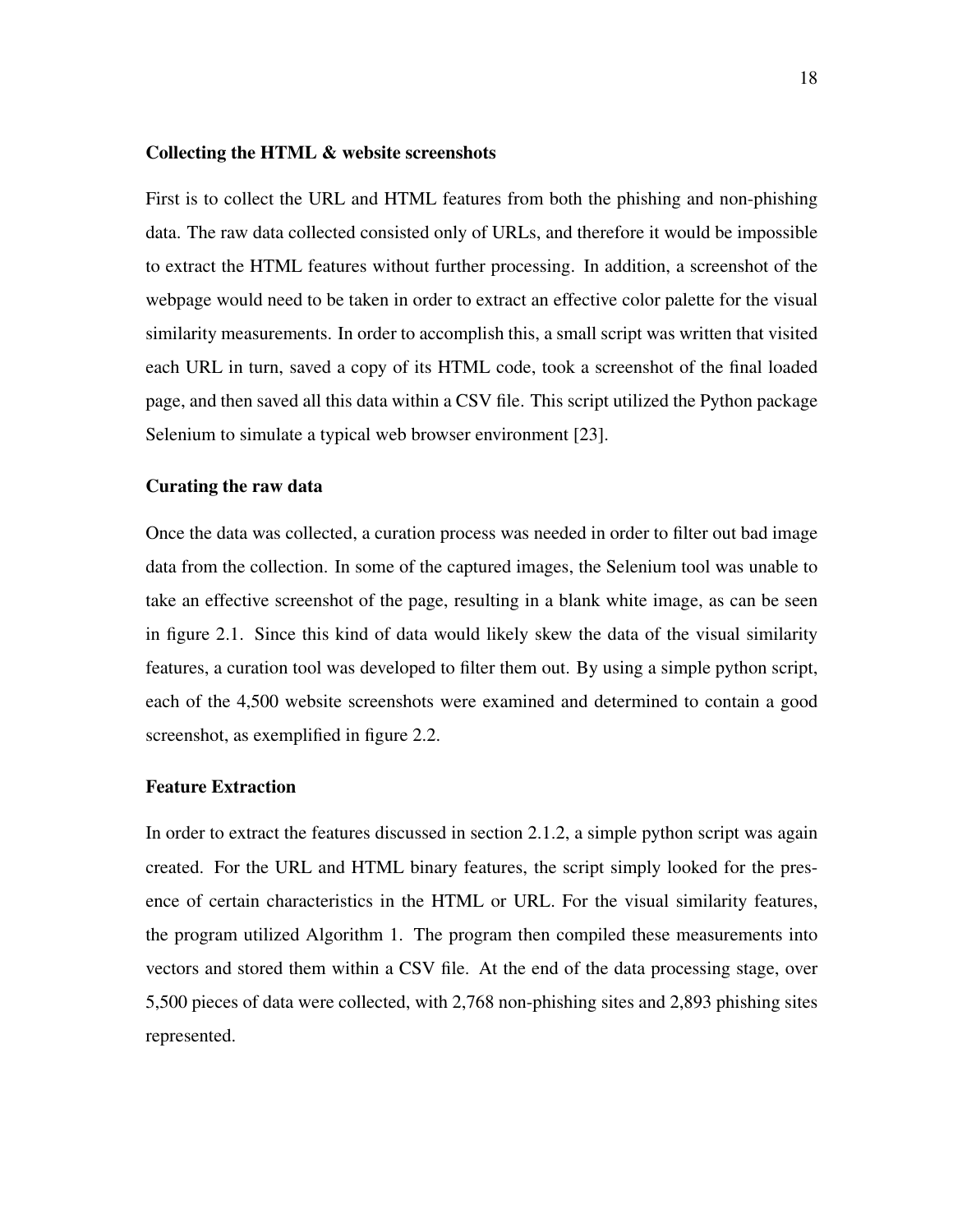### Collecting the HTML & website screenshots

First is to collect the URL and HTML features from both the phishing and non-phishing data. The raw data collected consisted only of URLs, and therefore it would be impossible to extract the HTML features without further processing. In addition, a screenshot of the webpage would need to be taken in order to extract an effective color palette for the visual similarity measurements. In order to accomplish this, a small script was written that visited each URL in turn, saved a copy of its HTML code, took a screenshot of the final loaded page, and then saved all this data within a CSV file. This script utilized the Python package Selenium to simulate a typical web browser environment [23].

### Curating the raw data

Once the data was collected, a curation process was needed in order to filter out bad image data from the collection. In some of the captured images, the Selenium tool was unable to take an effective screenshot of the page, resulting in a blank white image, as can be seen in figure 2.1. Since this kind of data would likely skew the data of the visual similarity features, a curation tool was developed to filter them out. By using a simple python script, each of the 4,500 website screenshots were examined and determined to contain a good screenshot, as exemplified in figure 2.2.

### Feature Extraction

In order to extract the features discussed in section 2.1.2, a simple python script was again created. For the URL and HTML binary features, the script simply looked for the presence of certain characteristics in the HTML or URL. For the visual similarity features, the program utilized Algorithm 1. The program then compiled these measurements into vectors and stored them within a CSV file. At the end of the data processing stage, over 5,500 pieces of data were collected, with 2,768 non-phishing sites and 2,893 phishing sites represented.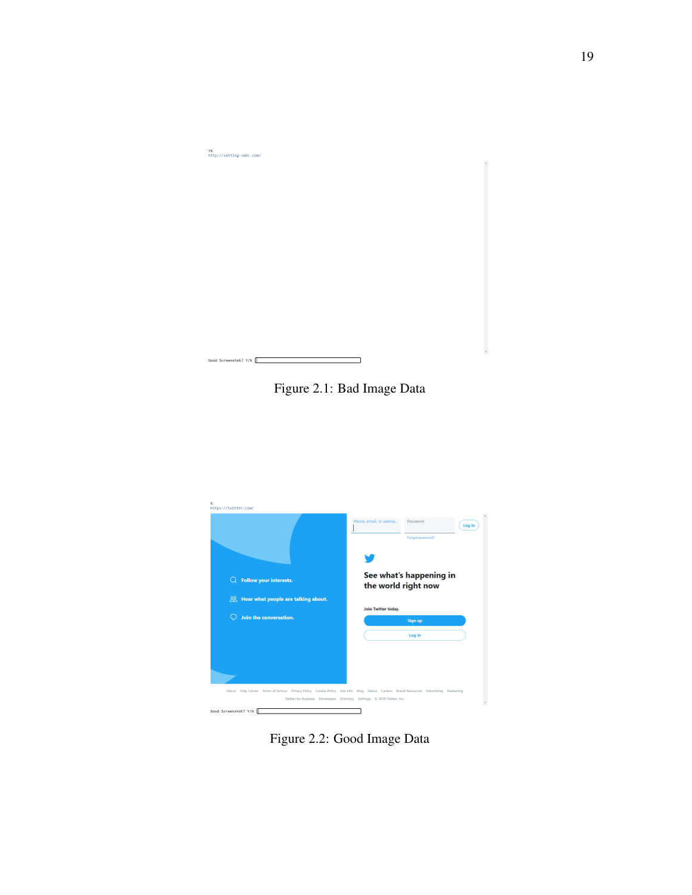Figure 2.1: Bad Image Data

Figure 2.2: Good Image Data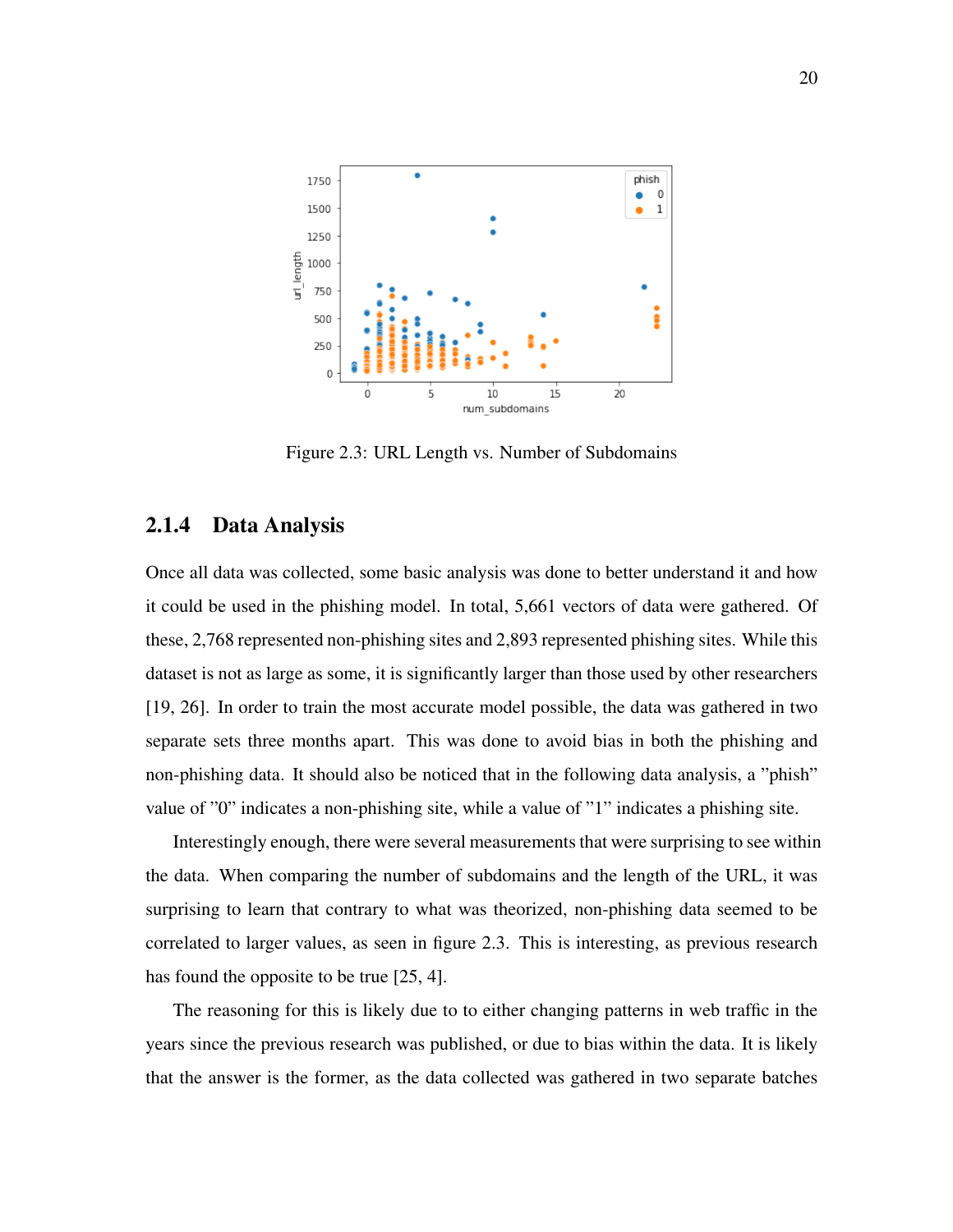Figure 2.3: URL Length vs. Number of Subdomains

### 2.1.4 Data Analysis

Once all data was collected, some basic analysis was done to better understand it and how it could be used in the phishing model. In total, 5,661 vectors of data were gathered. Of these, 2,768 represented non-phishing sites and 2,893 represented phishing sites. While this dataset is not as large as some, it is significantly larger than those used by other researchers [19, 26]. In order to train the most accurate model possible, the data was gathered in two separate sets three months apart. This was done to avoid bias in both the phishing and non-phishing data. It should also be noticed that in the following data analysis, a "phish" value of "0" indicates a non-phishing site, while a value of "1" indicates a phishing site.

Interestingly enough, there were several measurements that were surprising to see within the data. When comparing the number of subdomains and the length of the URL, it was surprising to learn that contrary to what was theorized, non-phishing data seemed to be correlated to larger values, as seen in figure 2.3. This is interesting, as previous research has found the opposite to be true [25, 4].

The reasoning for this is likely due to to either changing patterns in web traffic in the years since the previous research was published, or due to bias within the data. It is likely that the answer is the former, as the data collected was gathered in two separate batches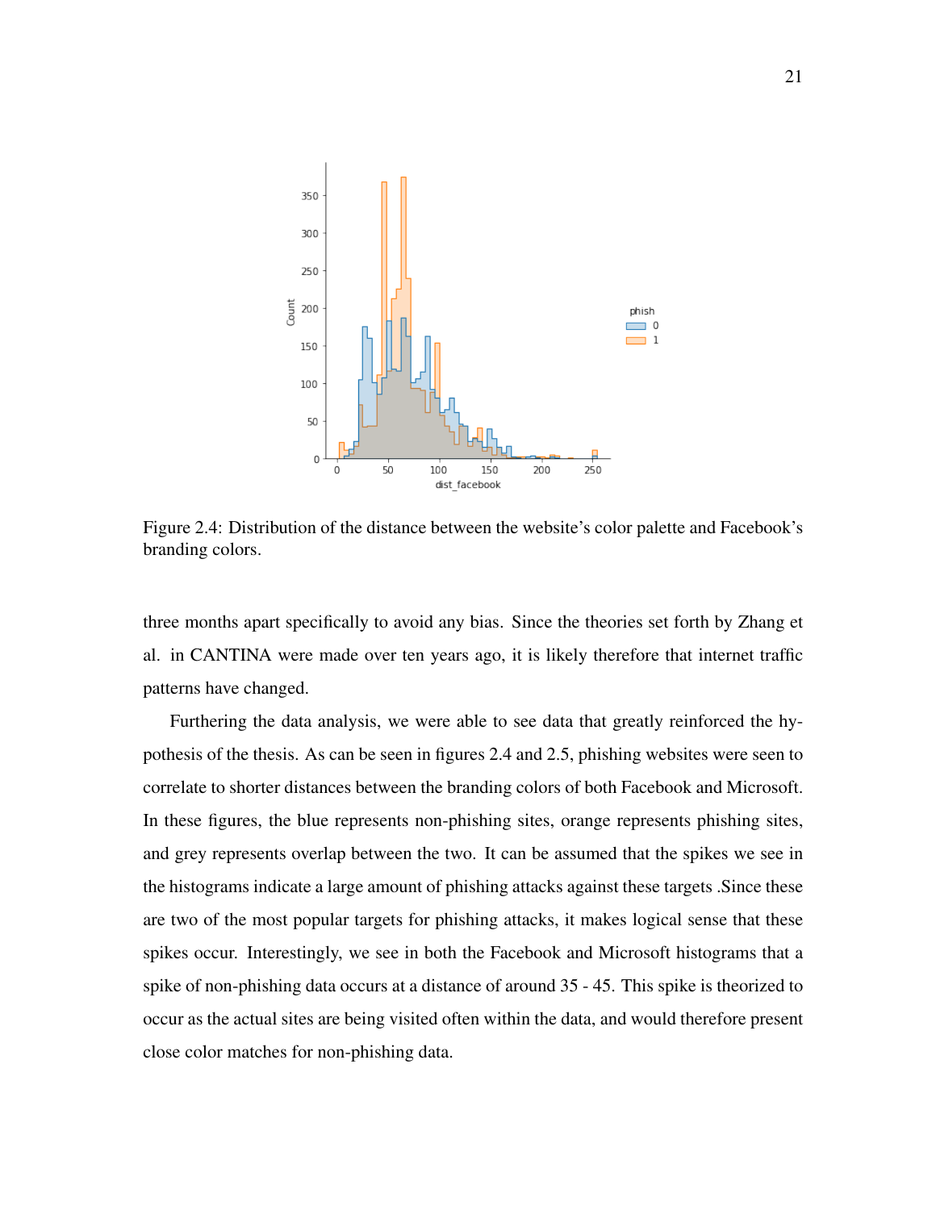Figure 2.4: Distribution of the distance between the website's color palette and Facebook's branding colors.

three months apart specifically to avoid any bias. Since the theories set forth by Zhang et al. in CANTINA were made over ten years ago, it is likely therefore that internet traffic patterns have changed.

Furthering the data analysis, we were able to see data that greatly reinforced the hypothesis of the thesis. As can be seen in figures 2.4 and 2.5, phishing websites were seen to correlate to shorter distances between the branding colors of both Facebook and Microsoft. In these figures, the blue represents non-phishing sites, orange represents phishing sites, and grey represents overlap between the two. It can be assumed that the spikes we see in the histograms indicate a large amount of phishing attacks against these targets .Since these are two of the most popular targets for phishing attacks, it makes logical sense that these spikes occur. Interestingly, we see in both the Facebook and Microsoft histograms that a spike of non-phishing data occurs at a distance of around 35 - 45. This spike is theorized to occur as the actual sites are being visited often within the data, and would therefore present close color matches for non-phishing data.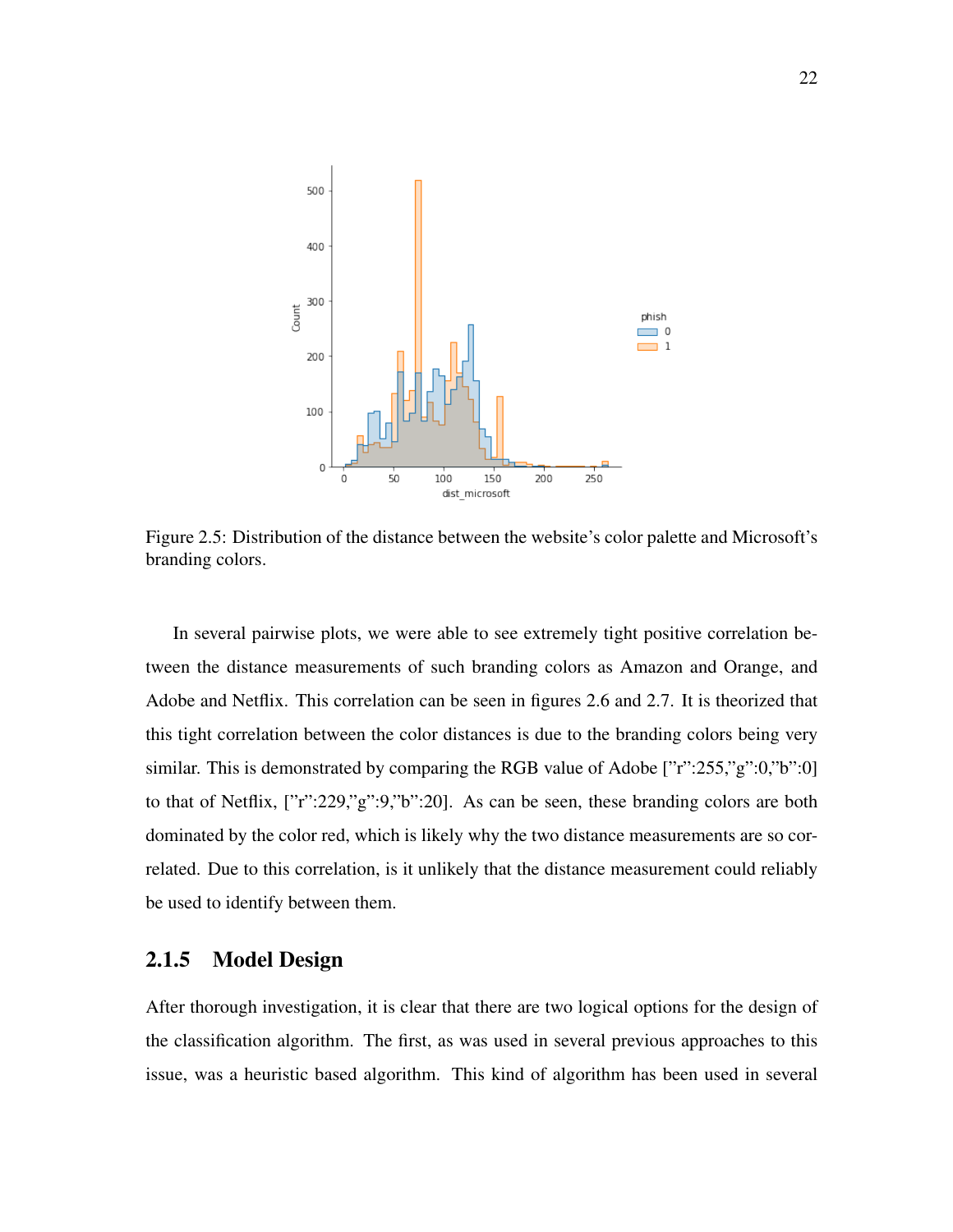Figure 2.5: Distribution of the distance between the website's color palette and Microsoft's branding colors.

In several pairwise plots, we were able to see extremely tight positive correlation between the distance measurements of such branding colors as Amazon and Orange, and Adobe and Netflix. This correlation can be seen in figures 2.6 and 2.7. It is theorized that this tight correlation between the color distances is due to the branding colors being very similar. This is demonstrated by comparing the RGB value of Adobe ["r":255,"g":0,"b":0] to that of Netflix, ["r":229,"g":9,"b":20]. As can be seen, these branding colors are both dominated by the color red, which is likely why the two distance measurements are so correlated. Due to this correlation, is it unlikely that the distance measurement could reliably be used to identify between them.

### 2.1.5 Model Design

After thorough investigation, it is clear that there are two logical options for the design of the classification algorithm. The first, as was used in several previous approaches to this issue, was a heuristic based algorithm. This kind of algorithm has been used in several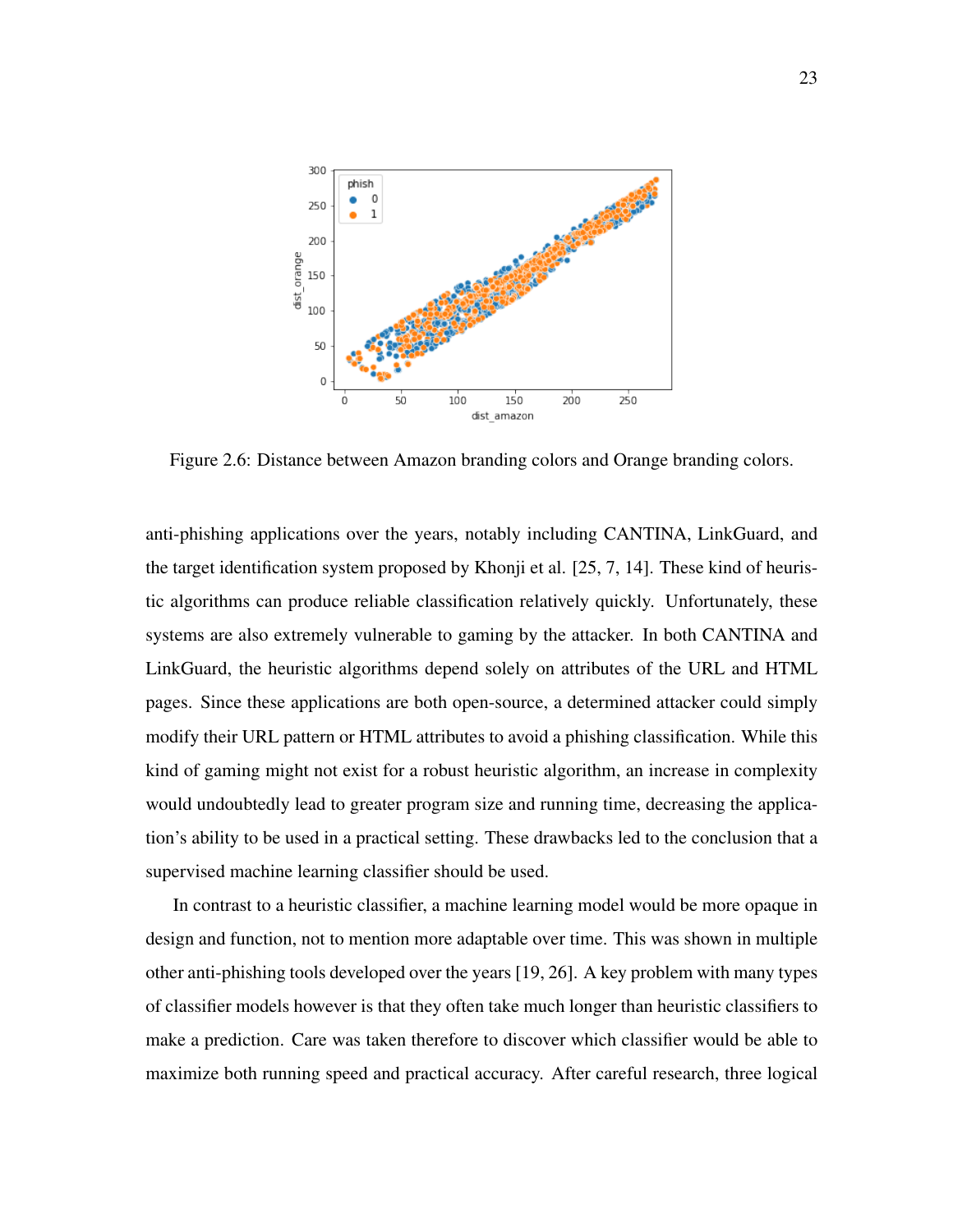Figure 2.6: Distance between Amazon branding colors and Orange branding colors.

anti-phishing applications over the years, notably including CANTINA, LinkGuard, and the target identification system proposed by Khonji et al. [25, 7, 14]. These kind of heuristic algorithms can produce reliable classification relatively quickly. Unfortunately, these systems are also extremely vulnerable to gaming by the attacker. In both CANTINA and LinkGuard, the heuristic algorithms depend solely on attributes of the URL and HTML pages. Since these applications are both open-source, a determined attacker could simply modify their URL pattern or HTML attributes to avoid a phishing classification. While this kind of gaming might not exist for a robust heuristic algorithm, an increase in complexity would undoubtedly lead to greater program size and running time, decreasing the application's ability to be used in a practical setting. These drawbacks led to the conclusion that a supervised machine learning classifier should be used.

In contrast to a heuristic classifier, a machine learning model would be more opaque in design and function, not to mention more adaptable over time. This was shown in multiple other anti-phishing tools developed over the years [19, 26]. A key problem with many types of classifier models however is that they often take much longer than heuristic classifiers to make a prediction. Care was taken therefore to discover which classifier would be able to maximize both running speed and practical accuracy. After careful research, three logical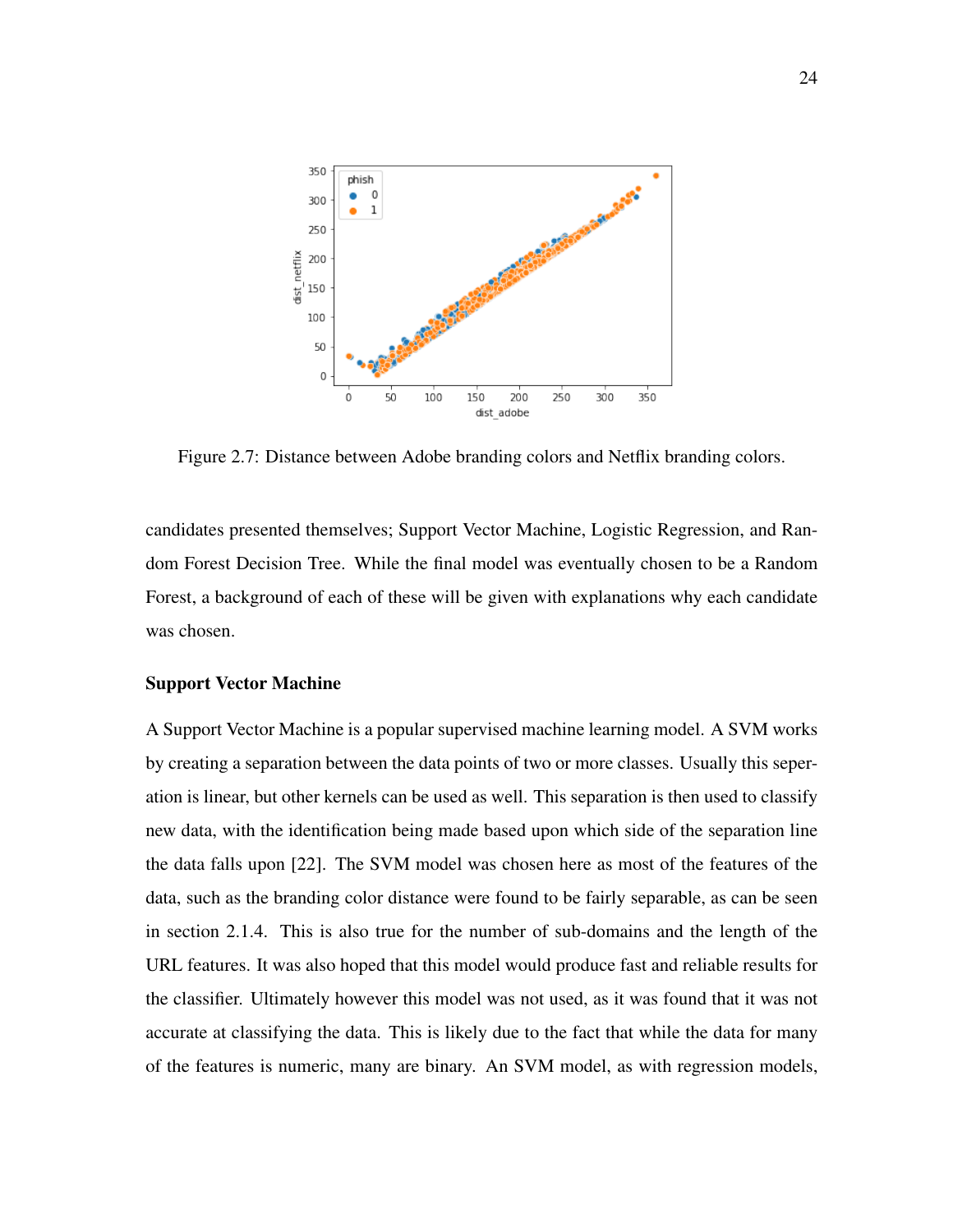Figure 2.7: Distance between Adobe branding colors and Netflix branding colors.

candidates presented themselves; Support Vector Machine, Logistic Regression, and Random Forest Decision Tree. While the final model was eventually chosen to be a Random Forest, a background of each of these will be given with explanations why each candidate was chosen.

### Support Vector Machine

A Support Vector Machine is a popular supervised machine learning model. A SVM works by creating a separation between the data points of two or more classes. Usually this seperation is linear, but other kernels can be used as well. This separation is then used to classify new data, with the identification being made based upon which side of the separation line the data falls upon [22]. The SVM model was chosen here as most of the features of the data, such as the branding color distance were found to be fairly separable, as can be seen in section 2.1.4. This is also true for the number of sub-domains and the length of the URL features. It was also hoped that this model would produce fast and reliable results for the classifier. Ultimately however this model was not used, as it was found that it was not accurate at classifying the data. This is likely due to the fact that while the data for many of the features is numeric, many are binary. An SVM model, as with regression models,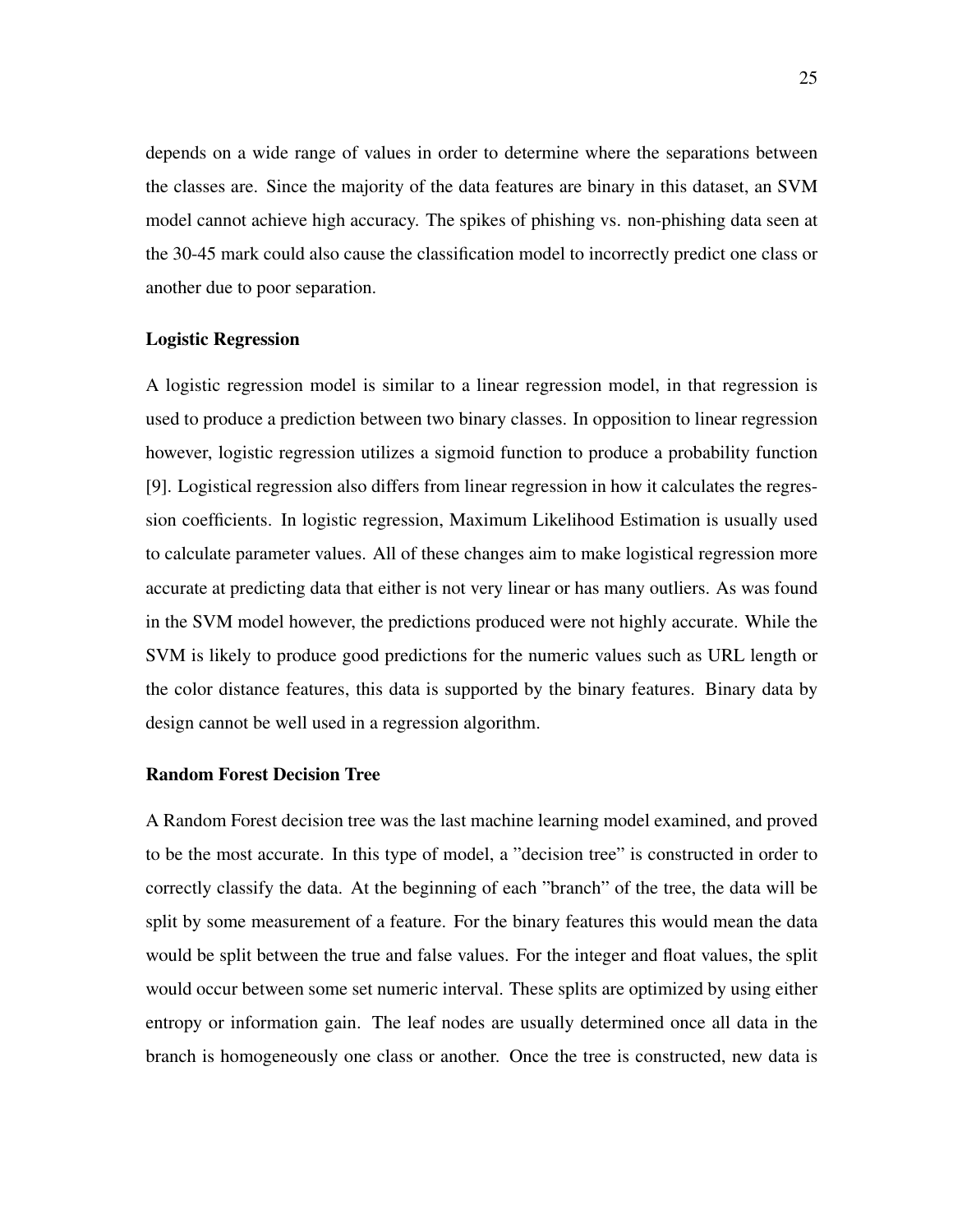depends on a wide range of values in order to determine where the separations between the classes are. Since the majority of the data features are binary in this dataset, an SVM model cannot achieve high accuracy. The spikes of phishing vs. non-phishing data seen at the 30-45 mark could also cause the classification model to incorrectly predict one class or another due to poor separation.

### Logistic Regression

A logistic regression model is similar to a linear regression model, in that regression is used to produce a prediction between two binary classes. In opposition to linear regression however, logistic regression utilizes a sigmoid function to produce a probability function [9]. Logistical regression also differs from linear regression in how it calculates the regression coefficients. In logistic regression, Maximum Likelihood Estimation is usually used to calculate parameter values. All of these changes aim to make logistical regression more accurate at predicting data that either is not very linear or has many outliers. As was found in the SVM model however, the predictions produced were not highly accurate. While the SVM is likely to produce good predictions for the numeric values such as URL length or the color distance features, this data is supported by the binary features. Binary data by design cannot be well used in a regression algorithm.

### Random Forest Decision Tree

A Random Forest decision tree was the last machine learning model examined, and proved to be the most accurate. In this type of model, a "decision tree" is constructed in order to correctly classify the data. At the beginning of each "branch" of the tree, the data will be split by some measurement of a feature. For the binary features this would mean the data would be split between the true and false values. For the integer and float values, the split would occur between some set numeric interval. These splits are optimized by using either entropy or information gain. The leaf nodes are usually determined once all data in the branch is homogeneously one class or another. Once the tree is constructed, new data is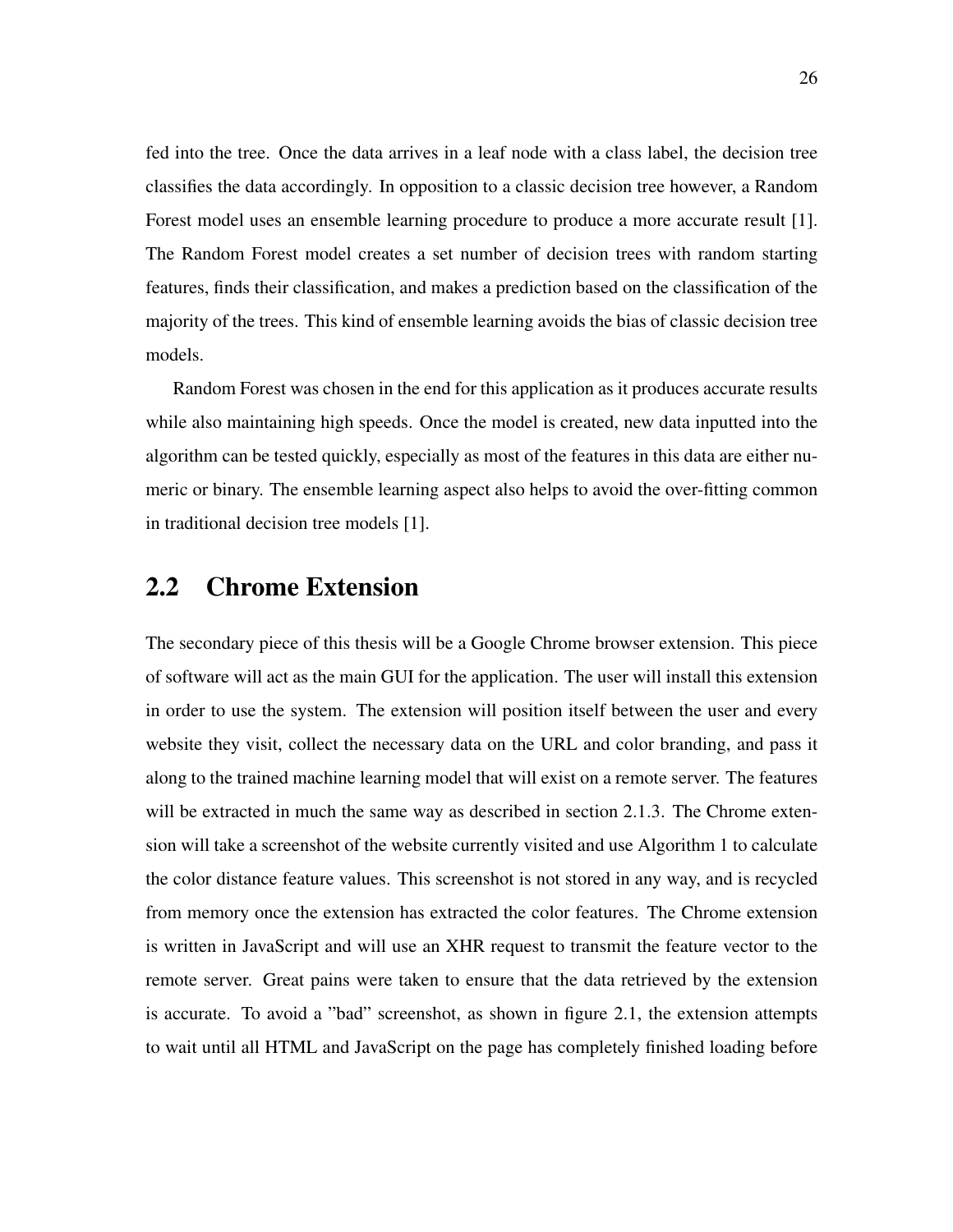fed into the tree. Once the data arrives in a leaf node with a class label, the decision tree classifies the data accordingly. In opposition to a classic decision tree however, a Random Forest model uses an ensemble learning procedure to produce a more accurate result [1]. The Random Forest model creates a set number of decision trees with random starting features, finds their classification, and makes a prediction based on the classification of the majority of the trees. This kind of ensemble learning avoids the bias of classic decision tree models.

Random Forest was chosen in the end for this application as it produces accurate results while also maintaining high speeds. Once the model is created, new data inputted into the algorithm can be tested quickly, especially as most of the features in this data are either numeric or binary. The ensemble learning aspect also helps to avoid the over-fitting common in traditional decision tree models [1].

## 2.2 Chrome Extension

The secondary piece of this thesis will be a Google Chrome browser extension. This piece of software will act as the main GUI for the application. The user will install this extension in order to use the system. The extension will position itself between the user and every website they visit, collect the necessary data on the URL and color branding, and pass it along to the trained machine learning model that will exist on a remote server. The features will be extracted in much the same way as described in section 2.1.3. The Chrome extension will take a screenshot of the website currently visited and use Algorithm 1 to calculate the color distance feature values. This screenshot is not stored in any way, and is recycled from memory once the extension has extracted the color features. The Chrome extension is written in JavaScript and will use an XHR request to transmit the feature vector to the remote server. Great pains were taken to ensure that the data retrieved by the extension is accurate. To avoid a "bad" screenshot, as shown in figure 2.1, the extension attempts to wait until all HTML and JavaScript on the page has completely finished loading before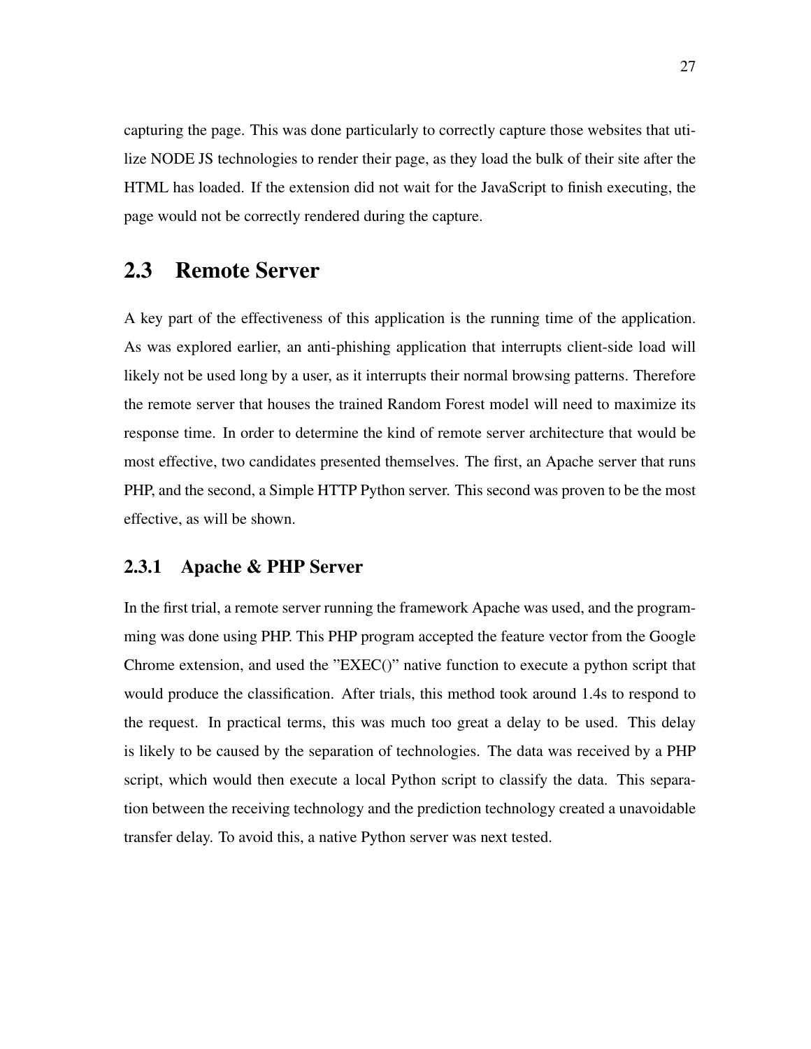capturing the page. This was done particularly to correctly capture those websites that utilize NODE JS technologies to render their page, as they load the bulk of their site after the HTML has loaded. If the extension did not wait for the JavaScript to finish executing, the page would not be correctly rendered during the capture.

## 2.3 Remote Server

A key part of the effectiveness of this application is the running time of the application. As was explored earlier, an anti-phishing application that interrupts client-side load will likely not be used long by a user, as it interrupts their normal browsing patterns. Therefore the remote server that houses the trained Random Forest model will need to maximize its response time. In order to determine the kind of remote server architecture that would be most effective, two candidates presented themselves. The first, an Apache server that runs PHP, and the second, a Simple HTTP Python server. This second was proven to be the most effective, as will be shown.

### 2.3.1 Apache & PHP Server

In the first trial, a remote server running the framework Apache was used, and the programming was done using PHP. This PHP program accepted the feature vector from the Google Chrome extension, and used the "EXEC()" native function to execute a python script that would produce the classification. After trials, this method took around 1.4s to respond to the request. In practical terms, this was much too great a delay to be used. This delay is likely to be caused by the separation of technologies. The data was received by a PHP script, which would then execute a local Python script to classify the data. This separation between the receiving technology and the prediction technology created a unavoidable transfer delay. To avoid this, a native Python server was next tested.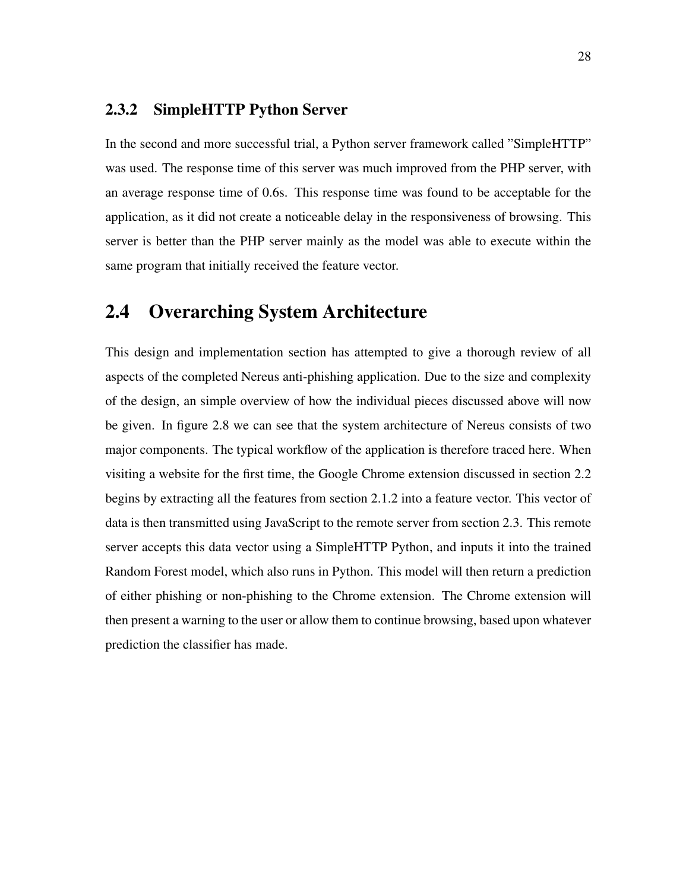### 2.3.2 SimpleHTTP Python Server

In the second and more successful trial, a Python server framework called ”SimpleHTTP” was used. The response time of this server was much improved from the PHP server, with an average response time of 0.6s. This response time was found to be acceptable for the application, as it did not create a noticeable delay in the responsiveness of browsing. This server is better than the PHP server mainly as the model was able to execute within the same program that initially received the feature vector.

## 2.4 Overarching System Architecture

This design and implementation section has attempted to give a thorough review of all aspects of the completed Nereus anti-phishing application. Due to the size and complexity of the design, an simple overview of how the individual pieces discussed above will now be given. In figure 2.8 we can see that the system architecture of Nereus consists of two major components. The typical workflow of the application is therefore traced here. When visiting a website for the first time, the Google Chrome extension discussed in section 2.2 begins by extracting all the features from section 2.1.2 into a feature vector. This vector of data is then transmitted using JavaScript to the remote server from section 2.3. This remote server accepts this data vector using a SimpleHTTP Python, and inputs it into the trained Random Forest model, which also runs in Python. This model will then return a prediction of either phishing or non-phishing to the Chrome extension. The Chrome extension will then present a warning to the user or allow them to continue browsing, based upon whatever prediction the classifier has made.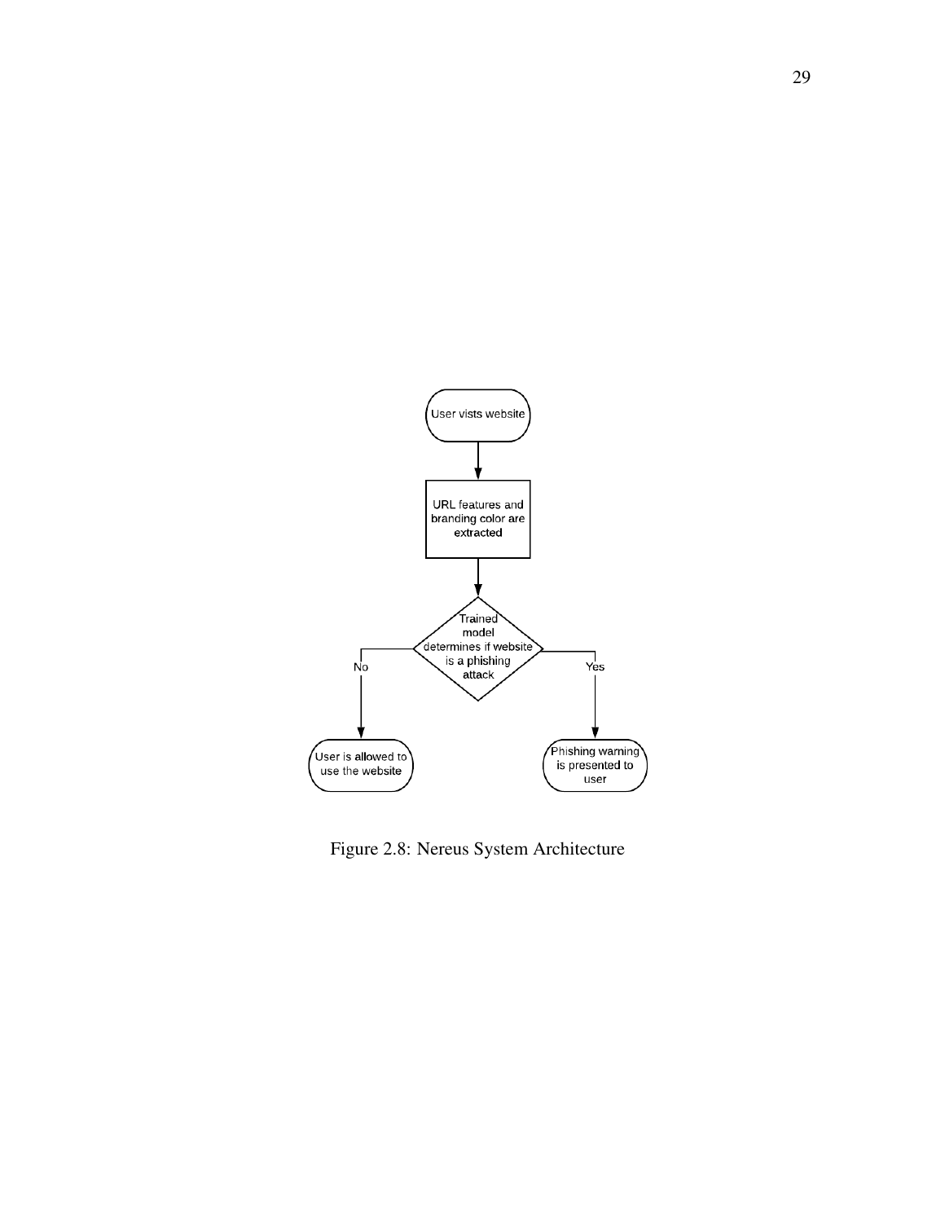Figure 2.8: Nereus System Architecture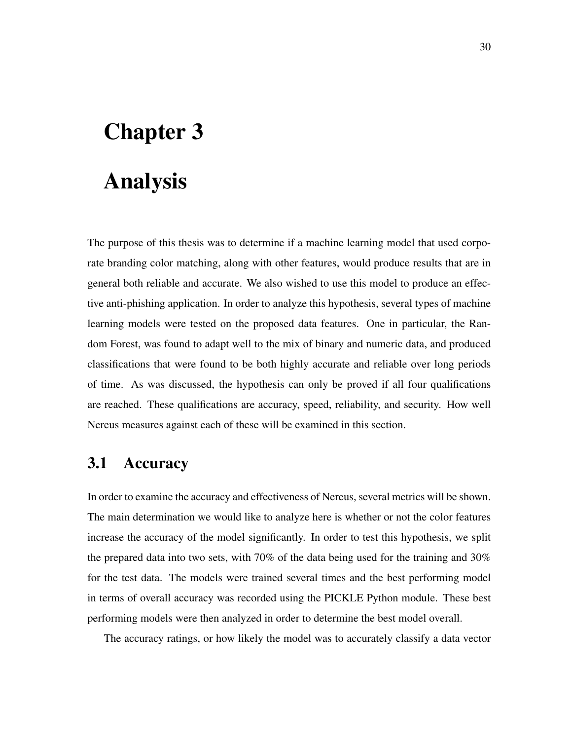# Chapter 3

# Analysis

The purpose of this thesis was to determine if a machine learning model that used corporate branding color matching, along with other features, would produce results that are in general both reliable and accurate. We also wished to use this model to produce an effective anti-phishing application. In order to analyze this hypothesis, several types of machine learning models were tested on the proposed data features. One in particular, the Random Forest, was found to adapt well to the mix of binary and numeric data, and produced classifications that were found to be both highly accurate and reliable over long periods of time. As was discussed, the hypothesis can only be proved if all four qualifications are reached. These qualifications are accuracy, speed, reliability, and security. How well Nereus measures against each of these will be examined in this section.

## 3.1 Accuracy

In order to examine the accuracy and effectiveness of Nereus, several metrics will be shown. The main determination we would like to analyze here is whether or not the color features increase the accuracy of the model significantly. In order to test this hypothesis, we split the prepared data into two sets, with 70% of the data being used for the training and 30% for the test data. The models were trained several times and the best performing model in terms of overall accuracy was recorded using the PICKLE Python module. These best performing models were then analyzed in order to determine the best model overall.

The accuracy ratings, or how likely the model was to accurately classify a data vector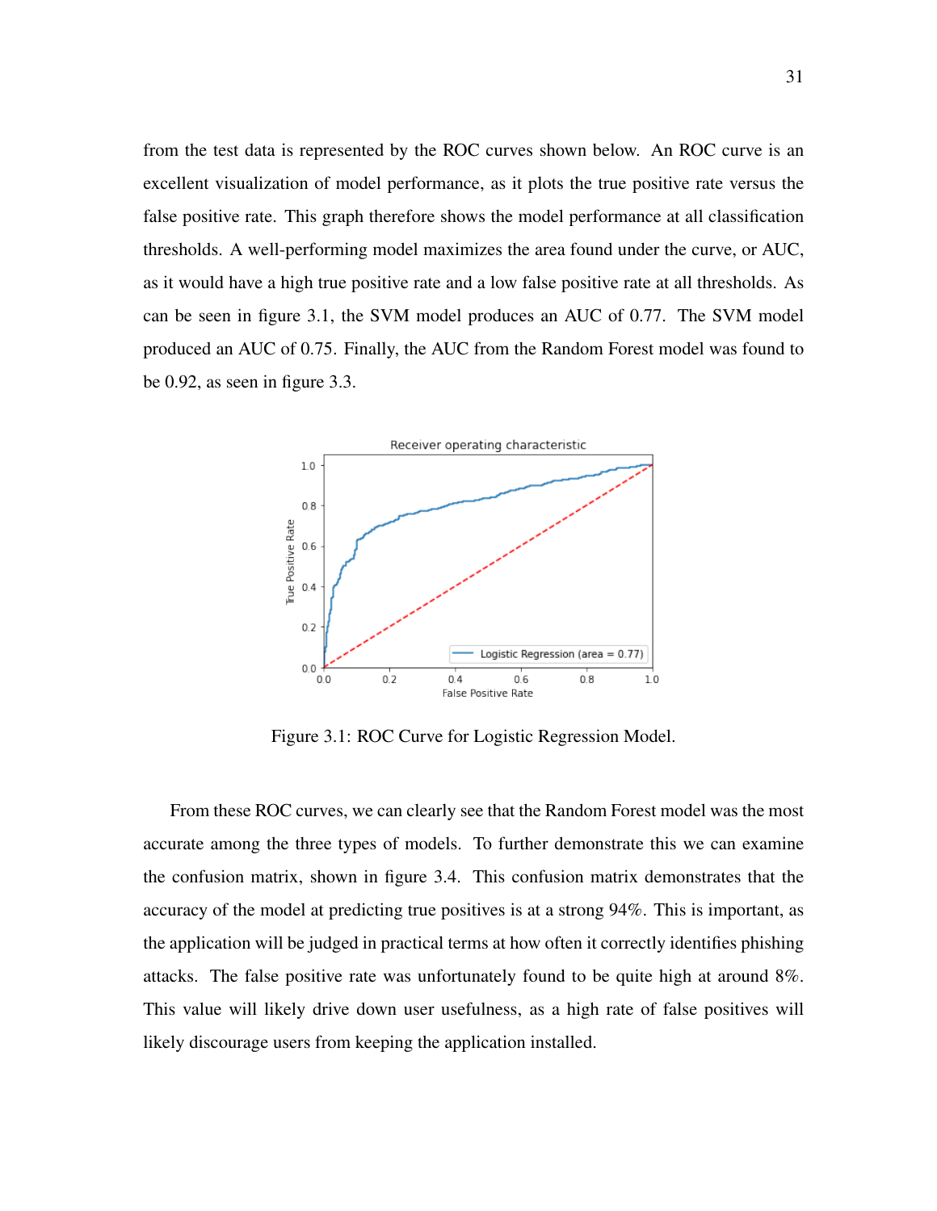from the test data is represented by the ROC curves shown below. An ROC curve is an excellent visualization of model performance, as it plots the true positive rate versus the false positive rate. This graph therefore shows the model performance at all classification thresholds. A well-performing model maximizes the area found under the curve, or AUC, as it would have a high true positive rate and a low false positive rate at all thresholds. As can be seen in figure 3.1, the SVM model produces an AUC of 0.77. The SVM model produced an AUC of 0.75. Finally, the AUC from the Random Forest model was found to be 0.92, as seen in figure 3.3.

Figure 3.1: ROC Curve for Logistic Regression Model.

From these ROC curves, we can clearly see that the Random Forest model was the most accurate among the three types of models. To further demonstrate this we can examine the confusion matrix, shown in figure 3.4. This confusion matrix demonstrates that the accuracy of the model at predicting true positives is at a strong 94%. This is important, as the application will be judged in practical terms at how often it correctly identifies phishing attacks. The false positive rate was unfortunately found to be quite high at around 8%. This value will likely drive down user usefulness, as a high rate of false positives will likely discourage users from keeping the application installed.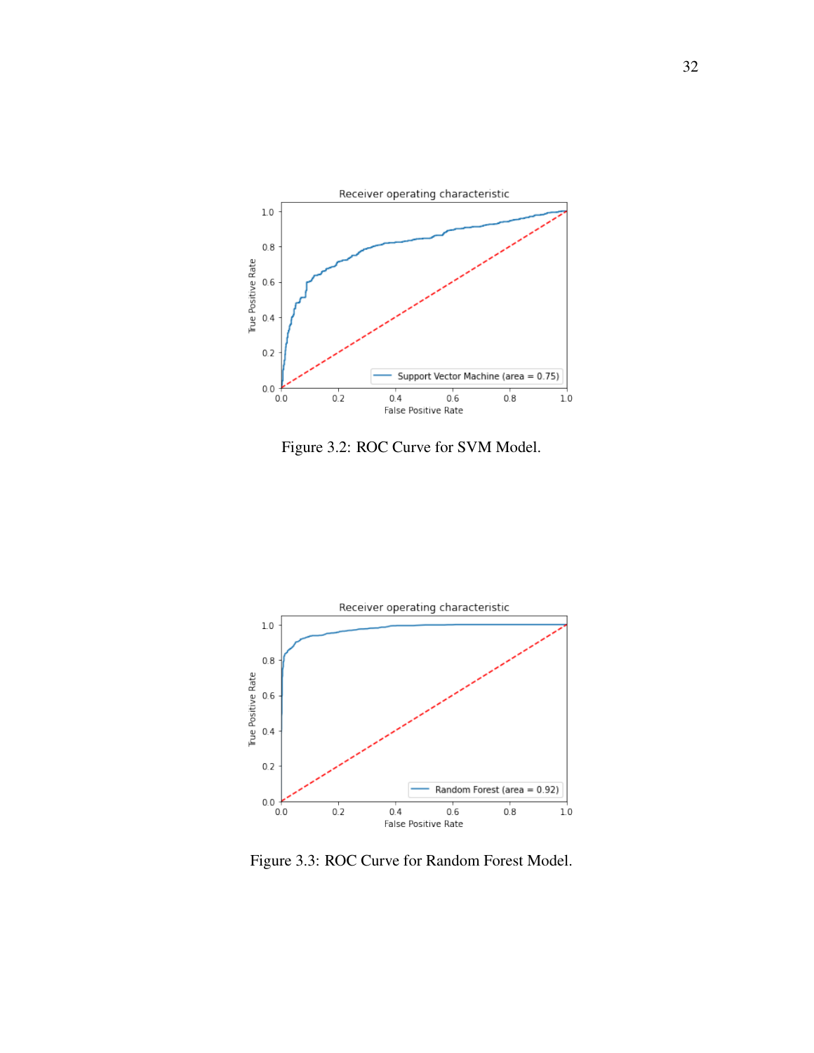Figure 3.2: ROC Curve for SVM Model.

Figure 3.3: ROC Curve for Random Forest Model.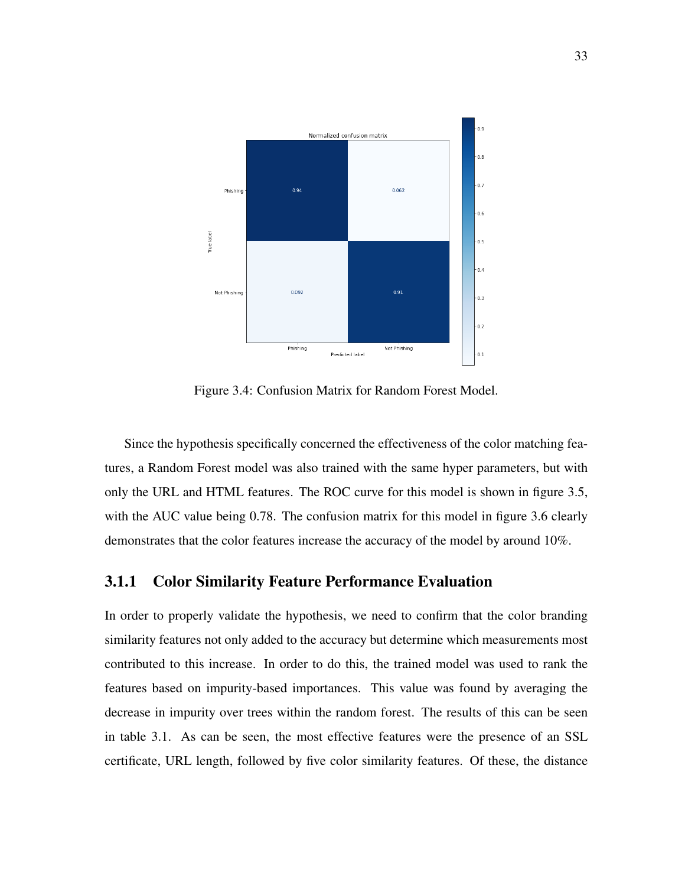Figure 3.4: Confusion Matrix for Random Forest Model.

Since the hypothesis specifically concerned the effectiveness of the color matching features, a Random Forest model was also trained with the same hyper parameters, but with only the URL and HTML features. The ROC curve for this model is shown in figure 3.5, with the AUC value being 0.78. The confusion matrix for this model in figure 3.6 clearly demonstrates that the color features increase the accuracy of the model by around 10%.

### 3.1.1 Color Similarity Feature Performance Evaluation

In order to properly validate the hypothesis, we need to confirm that the color branding similarity features not only added to the accuracy but determine which measurements most contributed to this increase. In order to do this, the trained model was used to rank the features based on impurity-based importances. This value was found by averaging the decrease in impurity over trees within the random forest. The results of this can be seen in table 3.1. As can be seen, the most effective features were the presence of an SSL certificate, URL length, followed by five color similarity features. Of these, the distance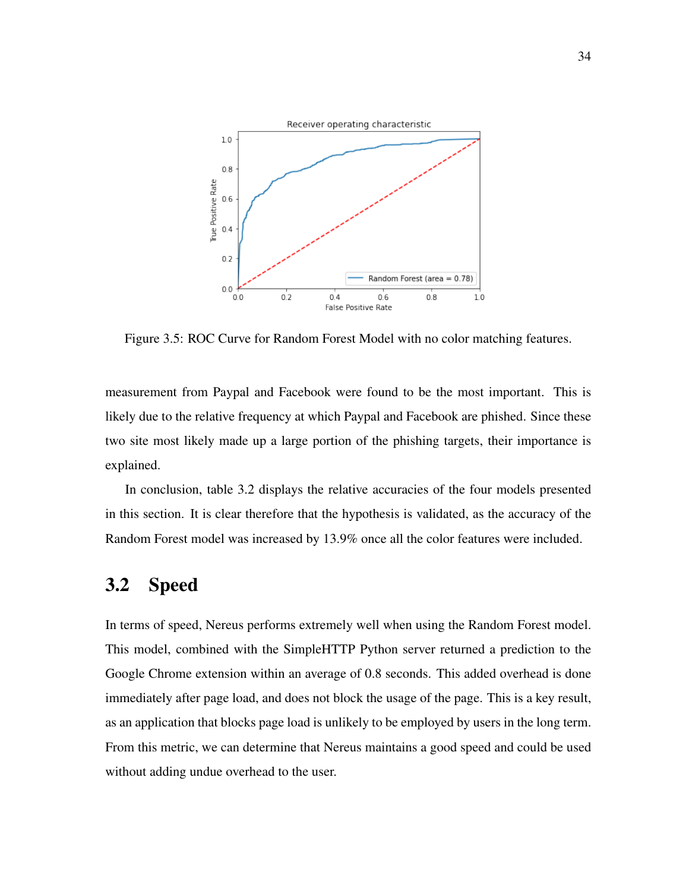Figure 3.5: ROC Curve for Random Forest Model with no color matching features.

measurement from Paypal and Facebook were found to be the most important. This is likely due to the relative frequency at which Paypal and Facebook are phished. Since these two site most likely made up a large portion of the phishing targets, their importance is explained.

In conclusion, table 3.2 displays the relative accuracies of the four models presented in this section. It is clear therefore that the hypothesis is validated, as the accuracy of the Random Forest model was increased by 13.9% once all the color features were included.

## 3.2 Speed

In terms of speed, Nereus performs extremely well when using the Random Forest model. This model, combined with the SimpleHTTP Python server returned a prediction to the Google Chrome extension within an average of 0.8 seconds. This added overhead is done immediately after page load, and does not block the usage of the page. This is a key result, as an application that blocks page load is unlikely to be employed by users in the long term. From this metric, we can determine that Nereus maintains a good speed and could be used without adding undue overhead to the user.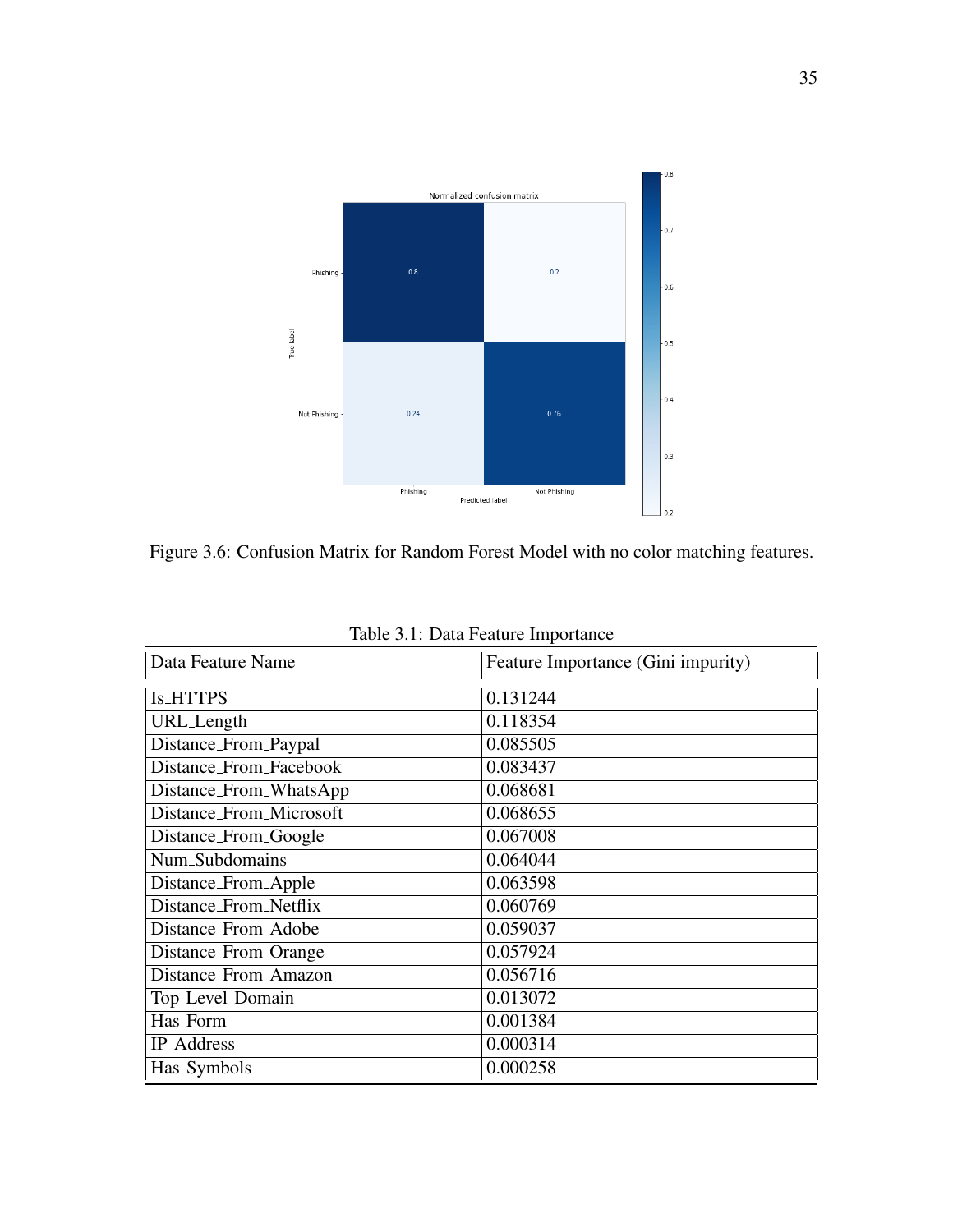Figure 3.6: Confusion Matrix for Random Forest Model with no color matching features.

Table 3.1: Data Feature Importance

| Data Feature Name | Feature Importance (Gini impurity) |
|---|---|
| Is_HTTPS | 0.131244 |
| URL_Length | 0.118354 |
| Distance_From_Paypal | 0.085505 |
| Distance_From_Facebook | 0.083437 |
| Distance_From_WhatsApp | 0.068681 |
| Distance_From_Microsoft | 0.068655 |
| Distance_From_Google | 0.067008 |
| Num_Subdomains | 0.064044 |
| Distance_From_Apple | 0.063598 |
| Distance_From_Netflix | 0.060769 |
| Distance_From_Adobe | 0.059037 |
| Distance_From_Orange | 0.057924 |
| Distance_From_Amazon | 0.056716 |
| Top_Level_Domain | 0.013072 |
| Has_Form | 0.001384 |
| IP_Address | 0.000314 |
| Has_Symbols | 0.000258 |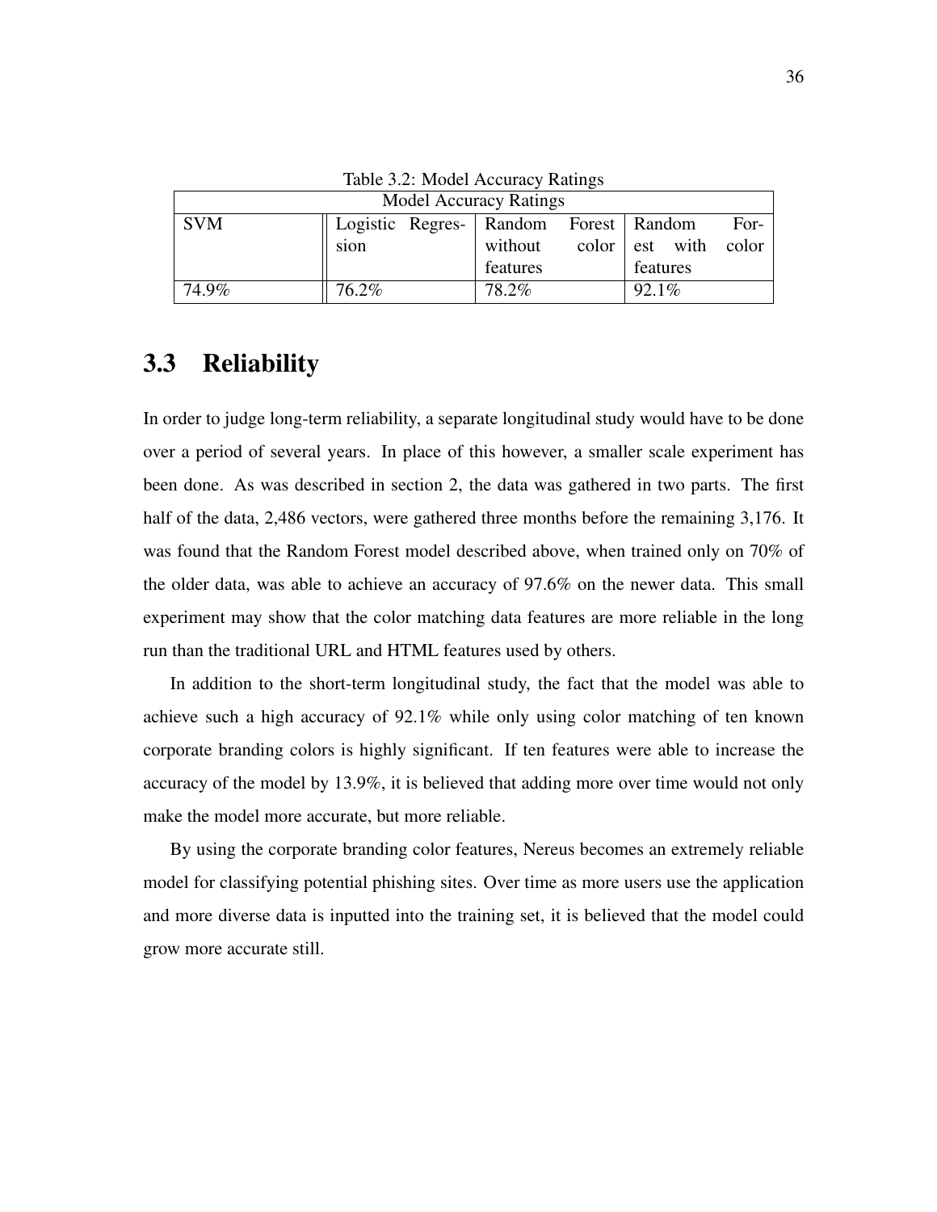Table 3.2: Model Accuracy Ratings

| Model Accuracy Ratings | | | |
|---|---|---|---|
| SVM | Logistic Regression | Random Forest without color features | Random Forest with color features |
| 74.9% | 76.2% | 78.2% | 92.1% |

## 3.3 Reliability

In order to judge long-term reliability, a separate longitudinal study would have to be done over a period of several years. In place of this however, a smaller scale experiment has been done. As was described in section 2, the data was gathered in two parts. The first half of the data, 2,486 vectors, were gathered three months before the remaining 3,176. It was found that the Random Forest model described above, when trained only on 70% of the older data, was able to achieve an accuracy of 97.6% on the newer data. This small experiment may show that the color matching data features are more reliable in the long run than the traditional URL and HTML features used by others.

In addition to the short-term longitudinal study, the fact that the model was able to achieve such a high accuracy of 92.1% while only using color matching of ten known corporate branding colors is highly significant. If ten features were able to increase the accuracy of the model by 13.9%, it is believed that adding more over time would not only make the model more accurate, but more reliable.

By using the corporate branding color features, Nereus becomes an extremely reliable model for classifying potential phishing sites. Over time as more users use the application and more diverse data is inputted into the training set, it is believed that the model could grow more accurate still.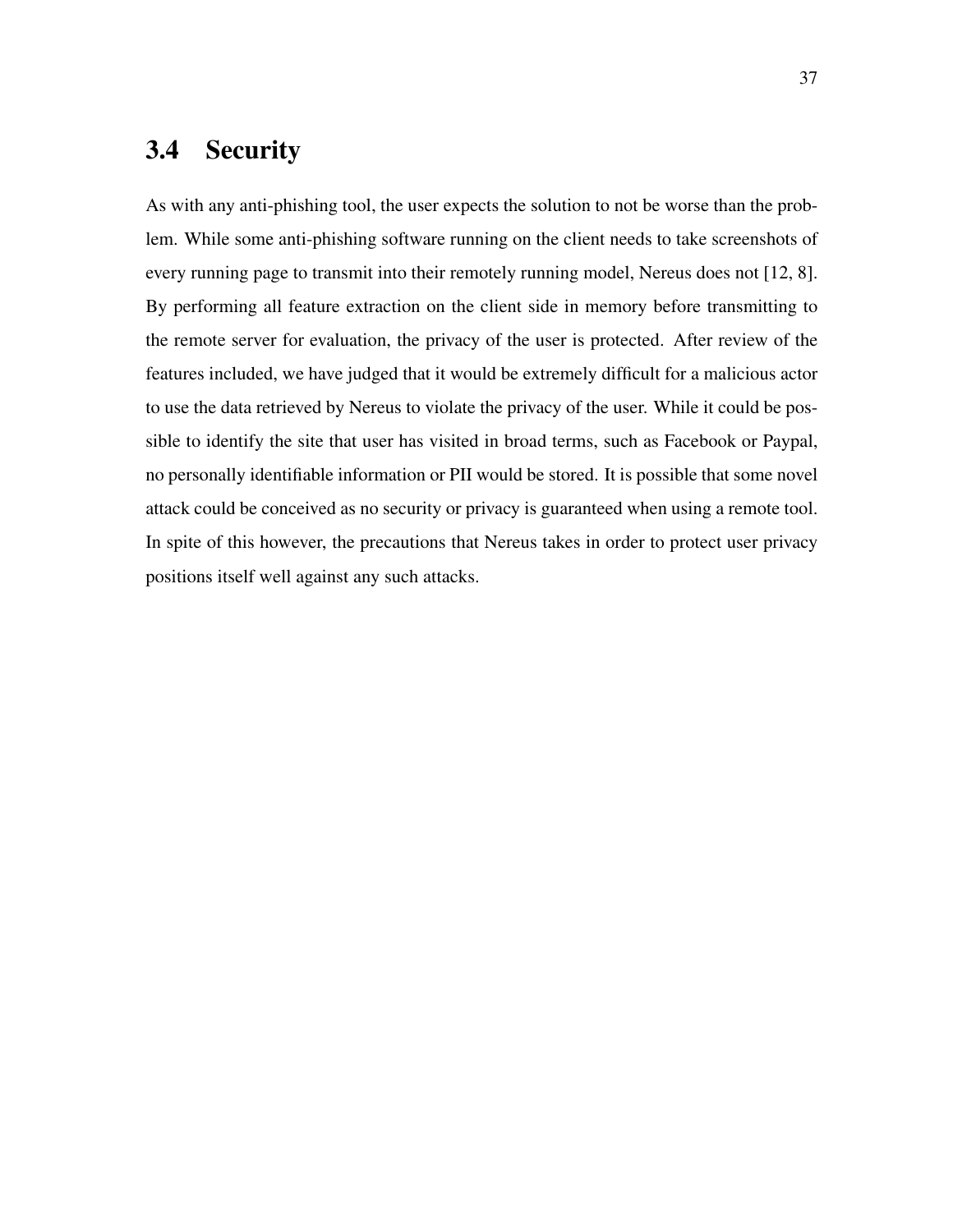## 3.4 Security

As with any anti-phishing tool, the user expects the solution to not be worse than the problem. While some anti-phishing software running on the client needs to take screenshots of every running page to transmit into their remotely running model, Nereus does not [12, 8]. By performing all feature extraction on the client side in memory before transmitting to the remote server for evaluation, the privacy of the user is protected. After review of the features included, we have judged that it would be extremely difficult for a malicious actor to use the data retrieved by Nereus to violate the privacy of the user. While it could be possible to identify the site that user has visited in broad terms, such as Facebook or Paypal, no personally identifiable information or PII would be stored. It is possible that some novel attack could be conceived as no security or privacy is guaranteed when using a remote tool. In spite of this however, the precautions that Nereus takes in order to protect user privacy positions itself well against any such attacks.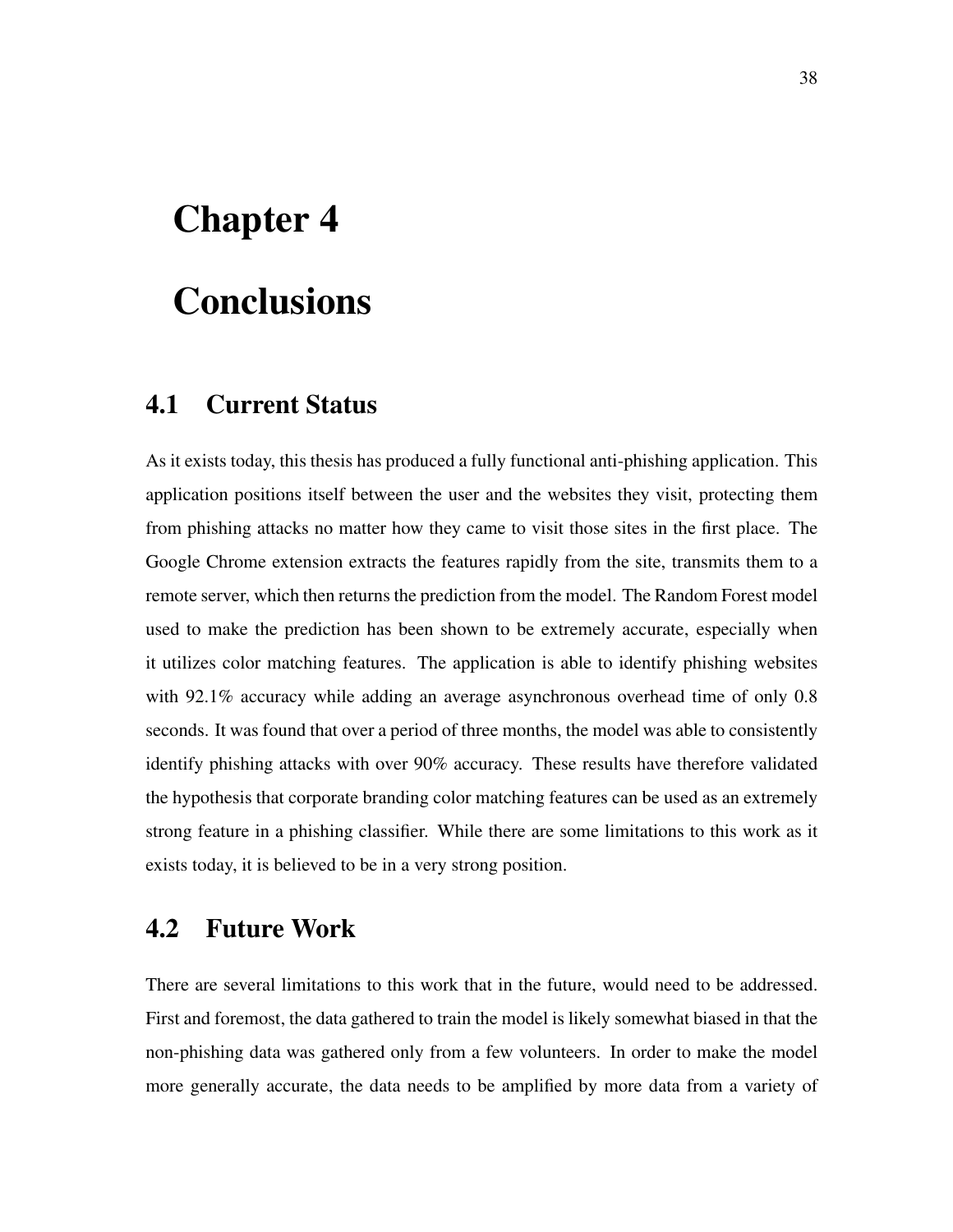# Chapter 4

# Conclusions

## 4.1 Current Status

As it exists today, this thesis has produced a fully functional anti-phishing application. This application positions itself between the user and the websites they visit, protecting them from phishing attacks no matter how they came to visit those sites in the first place. The Google Chrome extension extracts the features rapidly from the site, transmits them to a remote server, which then returns the prediction from the model. The Random Forest model used to make the prediction has been shown to be extremely accurate, especially when it utilizes color matching features. The application is able to identify phishing websites with 92.1% accuracy while adding an average asynchronous overhead time of only 0.8 seconds. It was found that over a period of three months, the model was able to consistently identify phishing attacks with over 90% accuracy. These results have therefore validated the hypothesis that corporate branding color matching features can be used as an extremely strong feature in a phishing classifier. While there are some limitations to this work as it exists today, it is believed to be in a very strong position.

## 4.2 Future Work

There are several limitations to this work that in the future, would need to be addressed. First and foremost, the data gathered to train the model is likely somewhat biased in that the non-phishing data was gathered only from a few volunteers. In order to make the model more generally accurate, the data needs to be amplified by more data from a variety of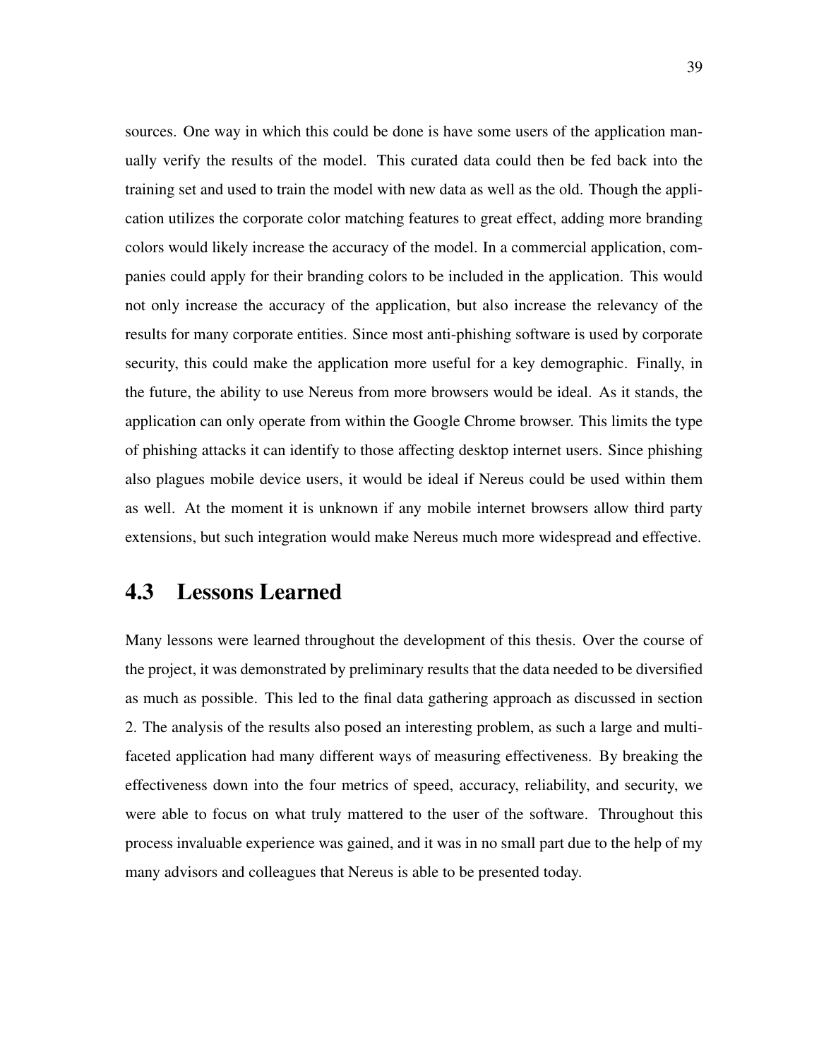sources. One way in which this could be done is have some users of the application manually verify the results of the model. This curated data could then be fed back into the training set and used to train the model with new data as well as the old. Though the application utilizes the corporate color matching features to great effect, adding more branding colors would likely increase the accuracy of the model. In a commercial application, companies could apply for their branding colors to be included in the application. This would not only increase the accuracy of the application, but also increase the relevancy of the results for many corporate entities. Since most anti-phishing software is used by corporate security, this could make the application more useful for a key demographic. Finally, in the future, the ability to use Nereus from more browsers would be ideal. As it stands, the application can only operate from within the Google Chrome browser. This limits the type of phishing attacks it can identify to those affecting desktop internet users. Since phishing also plagues mobile device users, it would be ideal if Nereus could be used within them as well. At the moment it is unknown if any mobile internet browsers allow third party extensions, but such integration would make Nereus much more widespread and effective.

## 4.3 Lessons Learned

Many lessons were learned throughout the development of this thesis. Over the course of the project, it was demonstrated by preliminary results that the data needed to be diversified as much as possible. This led to the final data gathering approach as discussed in section 2. The analysis of the results also posed an interesting problem, as such a large and multi-faceted application had many different ways of measuring effectiveness. By breaking the effectiveness down into the four metrics of speed, accuracy, reliability, and security, we were able to focus on what truly mattered to the user of the software. Throughout this process invaluable experience was gained, and it was in no small part due to the help of my many advisors and colleagues that Nereus is able to be presented today.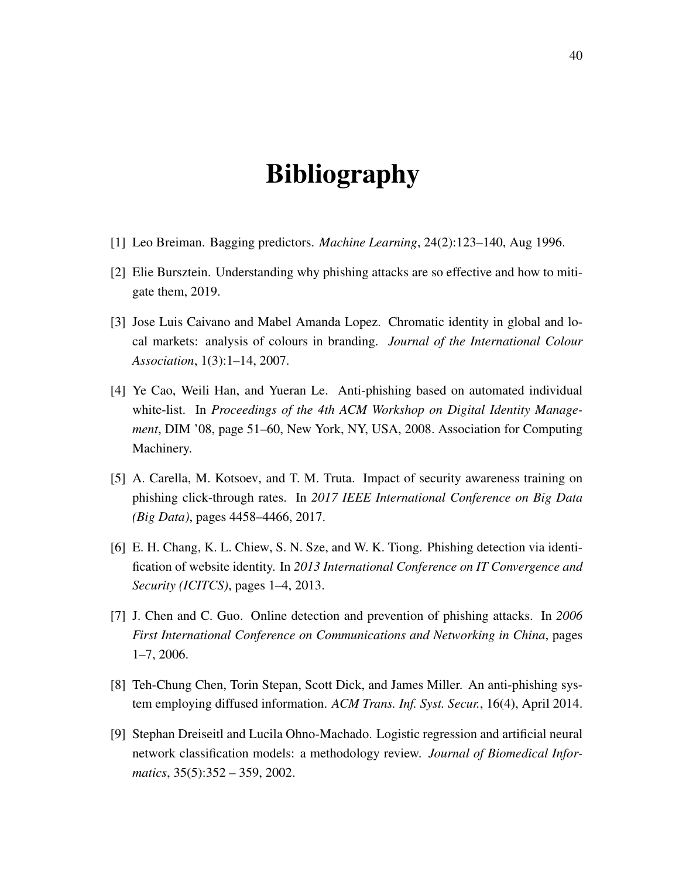# Bibliography

[1] Leo Breiman. Bagging predictors. *Machine Learning*, 24(2):123–140, Aug 1996.

[2] Elie Bursztein. Understanding why phishing attacks are so effective and how to mitigate them, 2019.

[3] Jose Luis Caivano and Mabel Amanda Lopez. Chromatic identity in global and local markets: analysis of colours in branding. *Journal of the International Colour Association*, 1(3):1–14, 2007.

[4] Ye Cao, Weili Han, and Yueran Le. Anti-phishing based on automated individual white-list. In *Proceedings of the 4th ACM Workshop on Digital Identity Management*, DIM '08, page 51–60, New York, NY, USA, 2008. Association for Computing Machinery.

[5] A. Carella, M. Kotsoev, and T. M. Truta. Impact of security awareness training on phishing click-through rates. In *2017 IEEE International Conference on Big Data (Big Data)*, pages 4458–4466, 2017.

[6] E. H. Chang, K. L. Chiew, S. N. Sze, and W. K. Tiong. Phishing detection via identification of website identity. In *2013 International Conference on IT Convergence and Security (ICITCS)*, pages 1–4, 2013.

[7] J. Chen and C. Guo. Online detection and prevention of phishing attacks. In *2006 First International Conference on Communications and Networking in China*, pages 1–7, 2006.

[8] Teh-Chung Chen, Torin Stepan, Scott Dick, and James Miller. An anti-phishing system employing diffused information. *ACM Trans. Inf. Syst. Secur.*, 16(4), April 2014.

[9] Stephan Dreiseitl and Lucila Ohno-Machado. Logistic regression and artificial neural network classification models: a methodology review. *Journal of Biomedical Informatics*, 35(5):352 – 359, 2002.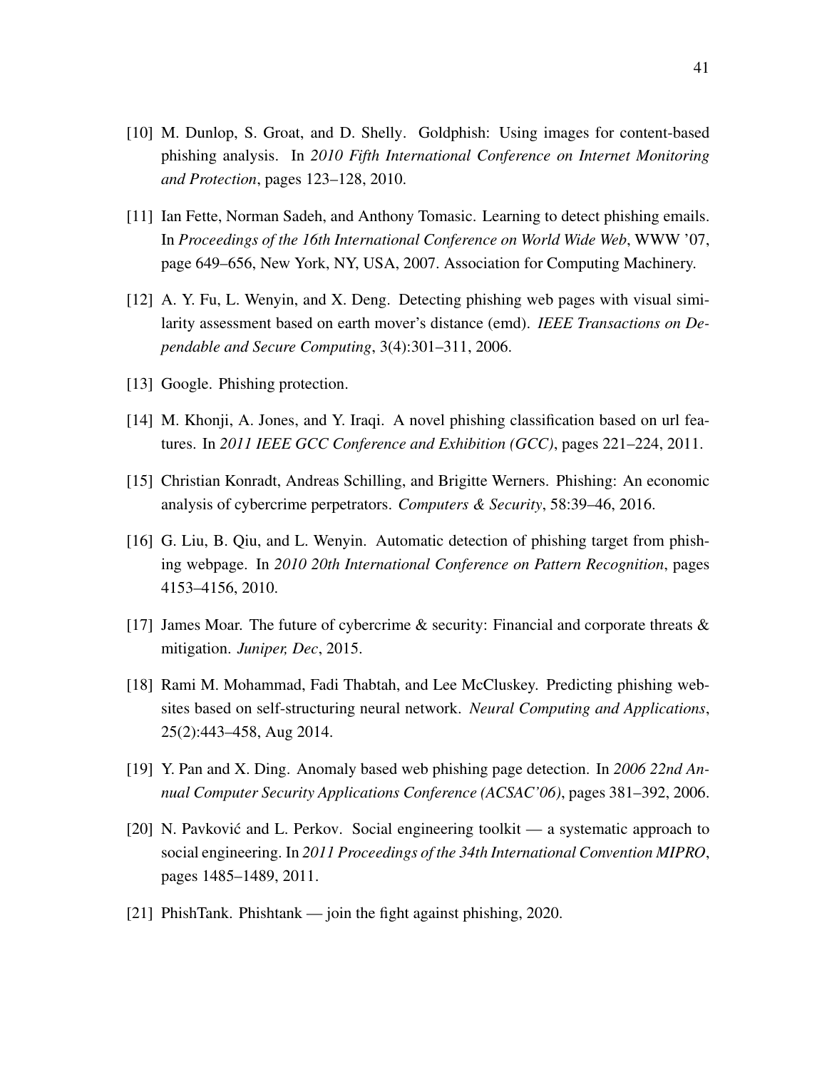[10] M. Dunlop, S. Groat, and D. Shelly. Goldphish: Using images for content-based phishing analysis. In *2010 Fifth International Conference on Internet Monitoring and Protection*, pages 123–128, 2010.

[11] Ian Fette, Norman Sadeh, and Anthony Tomasic. Learning to detect phishing emails. In *Proceedings of the 16th International Conference on World Wide Web*, WWW '07, page 649–656, New York, NY, USA, 2007. Association for Computing Machinery.

[12] A. Y. Fu, L. Wenyin, and X. Deng. Detecting phishing web pages with visual similarity assessment based on earth mover's distance (emd). *IEEE Transactions on Dependable and Secure Computing*, 3(4):301–311, 2006.

[13] Google. Phishing protection.

[14] M. Khonji, A. Jones, and Y. Iraqi. A novel phishing classification based on url features. In *2011 IEEE GCC Conference and Exhibition (GCC)*, pages 221–224, 2011.

[15] Christian Konradt, Andreas Schilling, and Brigitte Werners. Phishing: An economic analysis of cybercrime perpetrators. *Computers & Security*, 58:39–46, 2016.

[16] G. Liu, B. Qiu, and L. Wenyin. Automatic detection of phishing target from phishing webpage. In *2010 20th International Conference on Pattern Recognition*, pages 4153–4156, 2010.

[17] James Moar. The future of cybercrime & security: Financial and corporate threats & mitigation. *Juniper, Dec*, 2015.

[18] Rami M. Mohammad, Fadi Thabtah, and Lee McCluskey. Predicting phishing websites based on self-structuring neural network. *Neural Computing and Applications*, 25(2):443–458, Aug 2014.

[19] Y. Pan and X. Ding. Anomaly based web phishing page detection. In *2006 22nd Annual Computer Security Applications Conference (ACSAC'06)*, pages 381–392, 2006.

[20] N. Pavković and L. Perkov. Social engineering toolkit — a systematic approach to social engineering. In *2011 Proceedings of the 34th International Convention MIPRO*, pages 1485–1489, 2011.

[21] PhishTank. Phishtank — join the fight against phishing, 2020.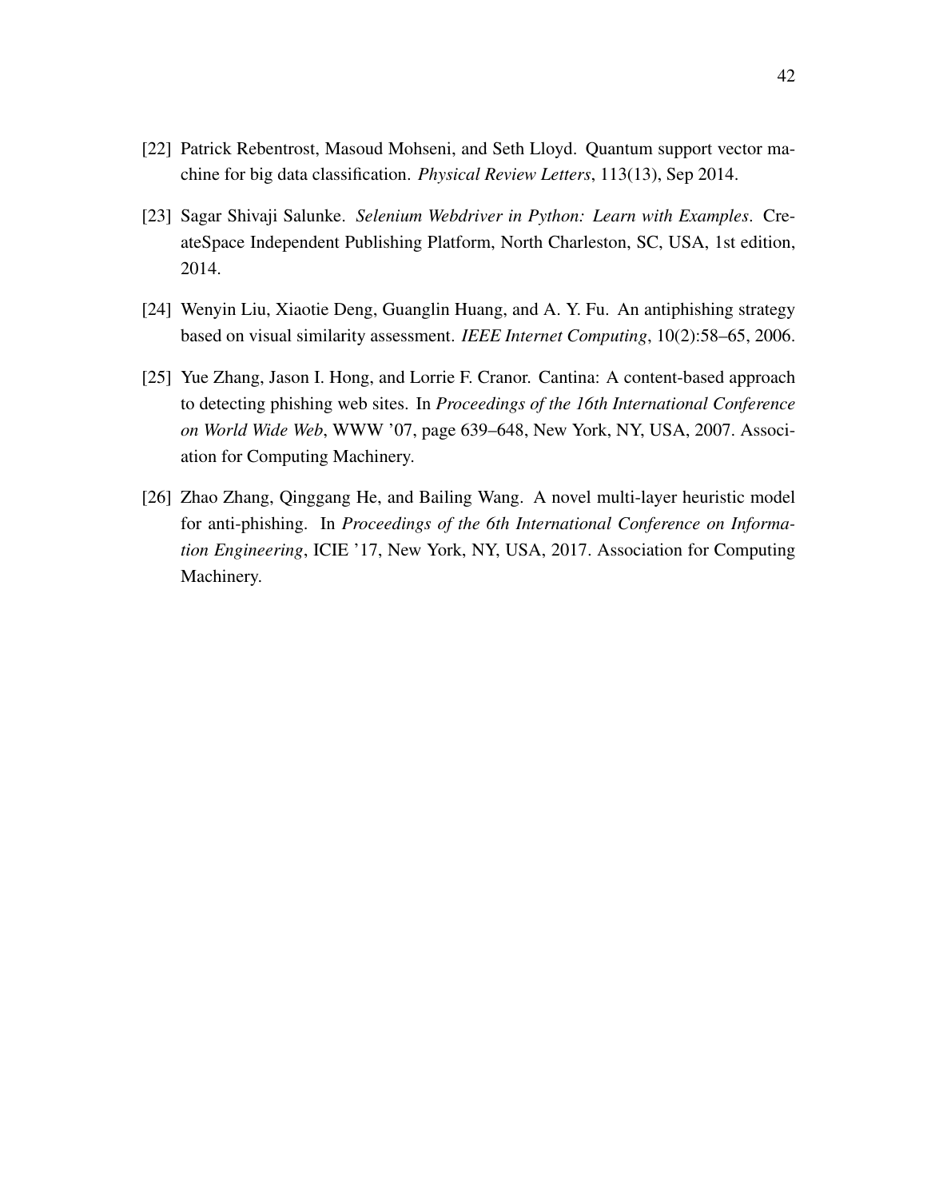[22] Patrick Rebentrost, Masoud Mohseni, and Seth Lloyd. Quantum support vector machine for big data classification. *Physical Review Letters*, 113(13), Sep 2014.

[23] Sagar Shivaji Salunke. *Selenium Webdriver in Python: Learn with Examples*. CreateSpace Independent Publishing Platform, North Charleston, SC, USA, 1st edition, 2014.

[24] Wenyin Liu, Xiaotie Deng, Guanglin Huang, and A. Y. Fu. An antiphishing strategy based on visual similarity assessment. *IEEE Internet Computing*, 10(2):58–65, 2006.

[25] Yue Zhang, Jason I. Hong, and Lorrie F. Cranor. Cantina: A content-based approach to detecting phishing web sites. In *Proceedings of the 16th International Conference on World Wide Web*, WWW '07, page 639–648, New York, NY, USA, 2007. Association for Computing Machinery.

[26] Zhao Zhang, Qinggang He, and Bailing Wang. A novel multi-layer heuristic model for anti-phishing. In *Proceedings of the 6th International Conference on Information Engineering*, ICIE '17, New York, NY, USA, 2017. Association for Computing Machinery.